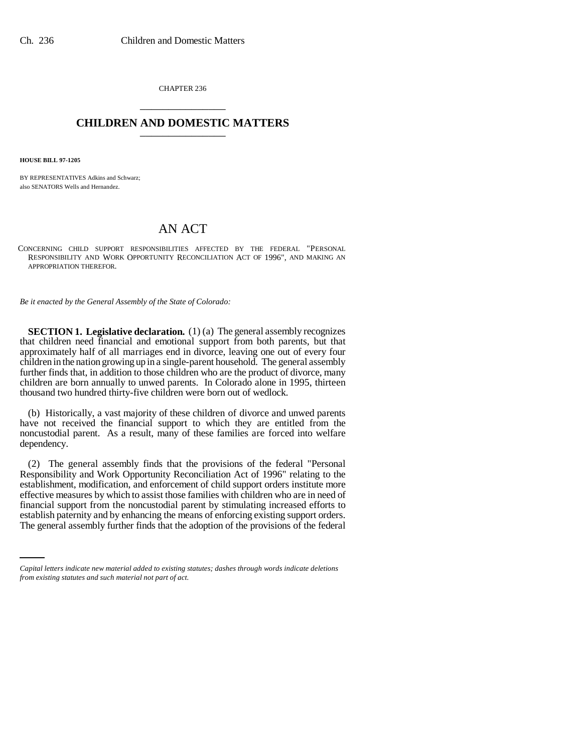CHAPTER 236

# CHILDREN AND DOMESTIC MATTERS

**HOUSE BILL 97-1205**

BY REPRESENTATIVES Adkins and Schwarz;
also SENATORS Wells and Hernandez.

## AN ACT

CONCERNING CHILD SUPPORT RESPONSIBILITIES AFFECTED BY THE FEDERAL "PERSONAL RESPONSIBILITY AND WORK OPPORTUNITY RECONCILIATION ACT OF 1996", AND MAKING AN APPROPRIATION THEREFOR.

*Be it enacted by the General Assembly of the State of Colorado:*

**SECTION 1. Legislative declaration.** (1) (a) The general assembly recognizes that children need financial and emotional support from both parents, but that approximately half of all marriages end in divorce, leaving one out of every four children in the nation growing up in a single-parent household. The general assembly further finds that, in addition to those children who are the product of divorce, many children are born annually to unwed parents. In Colorado alone in 1995, thirteen thousand two hundred thirty-five children were born out of wedlock.

(b) Historically, a vast majority of these children of divorce and unwed parents have not received the financial support to which they are entitled from the noncustodial parent. As a result, many of these families are forced into welfare dependency.

(2) The general assembly finds that the provisions of the federal "Personal Responsibility and Work Opportunity Reconciliation Act of 1996" relating to the establishment, modification, and enforcement of child support orders institute more effective measures by which to assist those families with children who are in need of financial support from the noncustodial parent by stimulating increased efforts to establish paternity and by enhancing the means of enforcing existing support orders. The general assembly further finds that the adoption of the provisions of the federal

*Capital letters indicate new material added to existing statutes; dashes through words indicate deletions from existing statutes and such material not part of act.*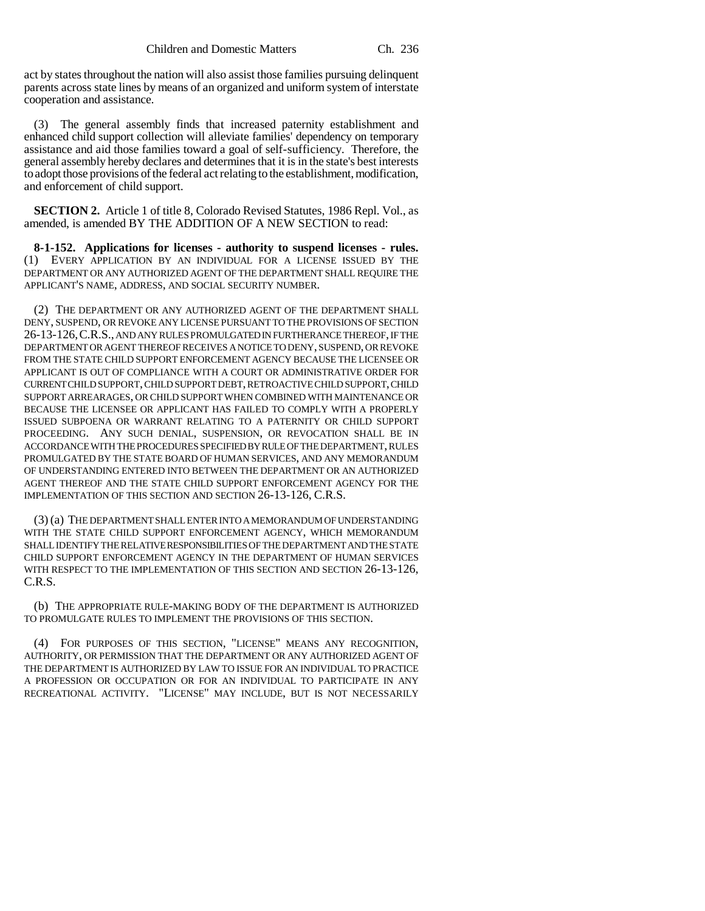act by states throughout the nation will also assist those families pursuing delinquent parents across state lines by means of an organized and uniform system of interstate cooperation and assistance.

(3) The general assembly finds that increased paternity establishment and enhanced child support collection will alleviate families' dependency on temporary assistance and aid those families toward a goal of self-sufficiency. Therefore, the general assembly hereby declares and determines that it is in the state's best interests to adopt those provisions of the federal act relating to the establishment, modification, and enforcement of child support.

**SECTION 2.** Article 1 of title 8, Colorado Revised Statutes, 1986 Repl. Vol., as amended, is amended BY THE ADDITION OF A NEW SECTION to read:

**8-1-152. Applications for licenses - authority to suspend licenses - rules.** (1) EVERY APPLICATION BY AN INDIVIDUAL FOR A LICENSE ISSUED BY THE DEPARTMENT OR ANY AUTHORIZED AGENT OF THE DEPARTMENT SHALL REQUIRE THE APPLICANT'S NAME, ADDRESS, AND SOCIAL SECURITY NUMBER.

(2) THE DEPARTMENT OR ANY AUTHORIZED AGENT OF THE DEPARTMENT SHALL DENY, SUSPEND, OR REVOKE ANY LICENSE PURSUANT TO THE PROVISIONS OF SECTION 26-13-126, C.R.S., AND ANY RULES PROMULGATED IN FURTHERANCE THEREOF, IF THE DEPARTMENT OR AGENT THEREOF RECEIVES A NOTICE TO DENY, SUSPEND, OR REVOKE FROM THE STATE CHILD SUPPORT ENFORCEMENT AGENCY BECAUSE THE LICENSEE OR APPLICANT IS OUT OF COMPLIANCE WITH A COURT OR ADMINISTRATIVE ORDER FOR CURRENT CHILD SUPPORT, CHILD SUPPORT DEBT, RETROACTIVE CHILD SUPPORT, CHILD SUPPORT ARREARAGES, OR CHILD SUPPORT WHEN COMBINED WITH MAINTENANCE OR BECAUSE THE LICENSEE OR APPLICANT HAS FAILED TO COMPLY WITH A PROPERLY ISSUED SUBPOENA OR WARRANT RELATING TO A PATERNITY OR CHILD SUPPORT PROCEEDING. ANY SUCH DENIAL, SUSPENSION, OR REVOCATION SHALL BE IN ACCORDANCE WITH THE PROCEDURES SPECIFIED BY RULE OF THE DEPARTMENT, RULES PROMULGATED BY THE STATE BOARD OF HUMAN SERVICES, AND ANY MEMORANDUM OF UNDERSTANDING ENTERED INTO BETWEEN THE DEPARTMENT OR AN AUTHORIZED AGENT THEREOF AND THE STATE CHILD SUPPORT ENFORCEMENT AGENCY FOR THE IMPLEMENTATION OF THIS SECTION AND SECTION 26-13-126, C.R.S.

(3) (a) THE DEPARTMENT SHALL ENTER INTO A MEMORANDUM OF UNDERSTANDING WITH THE STATE CHILD SUPPORT ENFORCEMENT AGENCY, WHICH MEMORANDUM SHALL IDENTIFY THE RELATIVE RESPONSIBILITIES OF THE DEPARTMENT AND THE STATE CHILD SUPPORT ENFORCEMENT AGENCY IN THE DEPARTMENT OF HUMAN SERVICES WITH RESPECT TO THE IMPLEMENTATION OF THIS SECTION AND SECTION 26-13-126, C.R.S.

(b) THE APPROPRIATE RULE-MAKING BODY OF THE DEPARTMENT IS AUTHORIZED TO PROMULGATE RULES TO IMPLEMENT THE PROVISIONS OF THIS SECTION.

(4) FOR PURPOSES OF THIS SECTION, "LICENSE" MEANS ANY RECOGNITION, AUTHORITY, OR PERMISSION THAT THE DEPARTMENT OR ANY AUTHORIZED AGENT OF THE DEPARTMENT IS AUTHORIZED BY LAW TO ISSUE FOR AN INDIVIDUAL TO PRACTICE A PROFESSION OR OCCUPATION OR FOR AN INDIVIDUAL TO PARTICIPATE IN ANY RECREATIONAL ACTIVITY. "LICENSE" MAY INCLUDE, BUT IS NOT NECESSARILY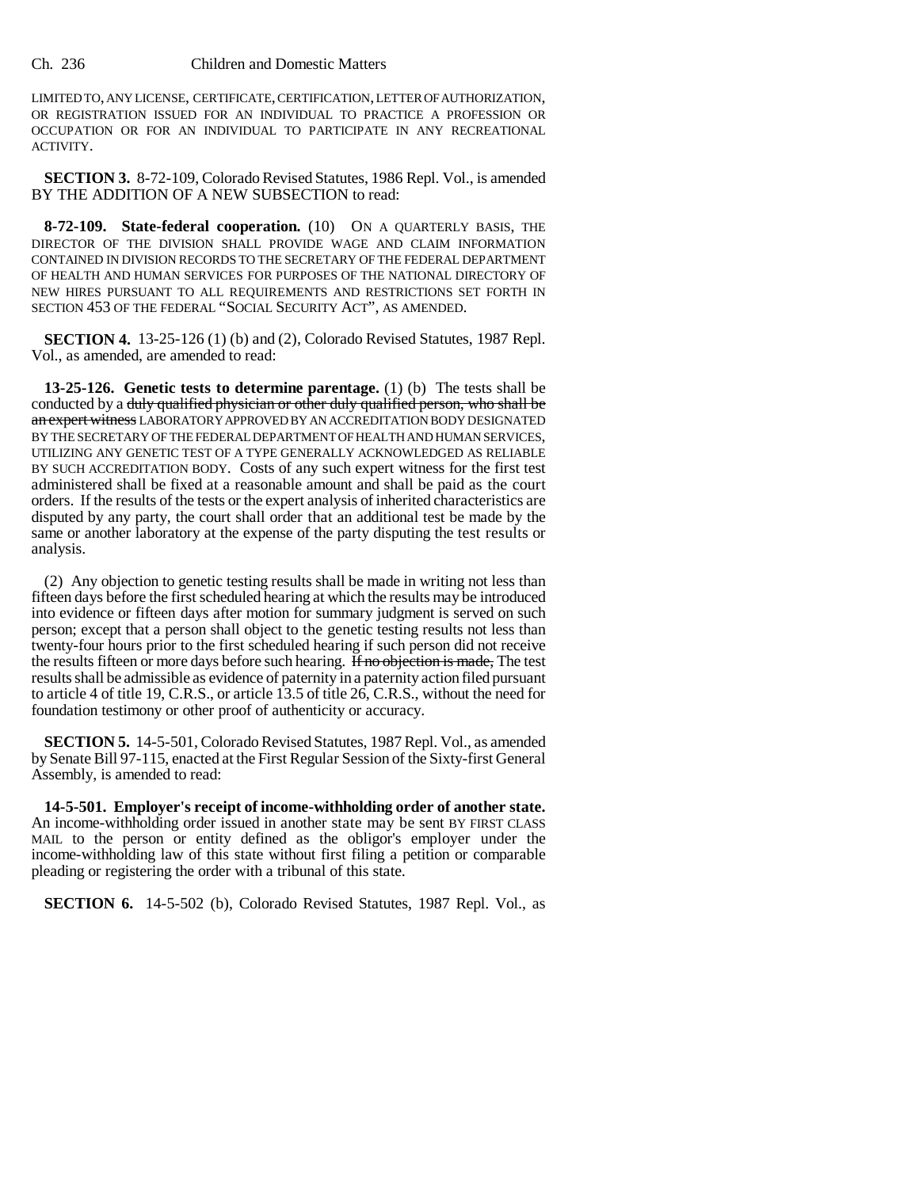LIMITED TO, ANY LICENSE, CERTIFICATE, CERTIFICATION, LETTER OF AUTHORIZATION, OR REGISTRATION ISSUED FOR AN INDIVIDUAL TO PRACTICE A PROFESSION OR OCCUPATION OR FOR AN INDIVIDUAL TO PARTICIPATE IN ANY RECREATIONAL ACTIVITY.

**SECTION 3.** 8-72-109, Colorado Revised Statutes, 1986 Repl. Vol., is amended BY THE ADDITION OF A NEW SUBSECTION to read:

**8-72-109. State-federal cooperation.** (10) ON A QUARTERLY BASIS, THE DIRECTOR OF THE DIVISION SHALL PROVIDE WAGE AND CLAIM INFORMATION CONTAINED IN DIVISION RECORDS TO THE SECRETARY OF THE FEDERAL DEPARTMENT OF HEALTH AND HUMAN SERVICES FOR PURPOSES OF THE NATIONAL DIRECTORY OF NEW HIRES PURSUANT TO ALL REQUIREMENTS AND RESTRICTIONS SET FORTH IN SECTION 453 OF THE FEDERAL "SOCIAL SECURITY ACT", AS AMENDED.

**SECTION 4.** 13-25-126 (1) (b) and (2), Colorado Revised Statutes, 1987 Repl. Vol., as amended, are amended to read:

**13-25-126. Genetic tests to determine parentage.** (1) (b) The tests shall be conducted by a ~~duly qualified physician or other duly qualified person, who shall be an expert witness~~ LABORATORY APPROVED BY AN ACCREDITATION BODY DESIGNATED BY THE SECRETARY OF THE FEDERAL DEPARTMENT OF HEALTH AND HUMAN SERVICES, UTILIZING ANY GENETIC TEST OF A TYPE GENERALLY ACKNOWLEDGED AS RELIABLE BY SUCH ACCREDITATION BODY. Costs of any such expert witness for the first test administered shall be fixed at a reasonable amount and shall be paid as the court orders. If the results of the tests or the expert analysis of inherited characteristics are disputed by any party, the court shall order that an additional test be made by the same or another laboratory at the expense of the party disputing the test results or analysis.

(2) Any objection to genetic testing results shall be made in writing not less than fifteen days before the first scheduled hearing at which the results may be introduced into evidence or fifteen days after motion for summary judgment is served on such person; except that a person shall object to the genetic testing results not less than twenty-four hours prior to the first scheduled hearing if such person did not receive the results fifteen or more days before such hearing. ~~If no objection is made,~~ The test results shall be admissible as evidence of paternity in a paternity action filed pursuant to article 4 of title 19, C.R.S., or article 13.5 of title 26, C.R.S., without the need for foundation testimony or other proof of authenticity or accuracy.

**SECTION 5.** 14-5-501, Colorado Revised Statutes, 1987 Repl. Vol., as amended by Senate Bill 97-115, enacted at the First Regular Session of the Sixty-first General Assembly, is amended to read:

**14-5-501. Employer's receipt of income-withholding order of another state.** An income-withholding order issued in another state may be sent BY FIRST CLASS MAIL to the person or entity defined as the obligor's employer under the income-withholding law of this state without first filing a petition or comparable pleading or registering the order with a tribunal of this state.

**SECTION 6.** 14-5-502 (b), Colorado Revised Statutes, 1987 Repl. Vol., as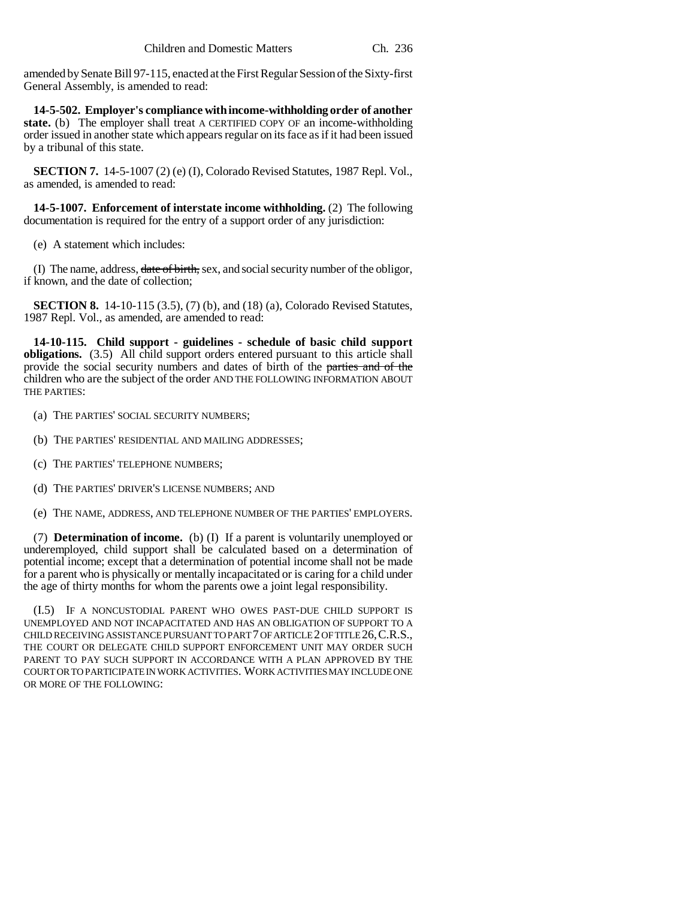amended by Senate Bill 97-115, enacted at the First Regular Session of the Sixty-first General Assembly, is amended to read:

**14-5-502. Employer's compliance with income-withholding order of another state.** (b) The employer shall treat A CERTIFIED COPY OF an income-withholding order issued in another state which appears regular on its face as if it had been issued by a tribunal of this state.

**SECTION 7.** 14-5-1007 (2) (e) (I), Colorado Revised Statutes, 1987 Repl. Vol., as amended, is amended to read:

**14-5-1007. Enforcement of interstate income withholding.** (2) The following documentation is required for the entry of a support order of any jurisdiction:

(e) A statement which includes:

(I) The name, address, ~~date of birth,~~ sex, and social security number of the obligor, if known, and the date of collection;

**SECTION 8.** 14-10-115 (3.5), (7) (b), and (18) (a), Colorado Revised Statutes, 1987 Repl. Vol., as amended, are amended to read:

**14-10-115. Child support - guidelines - schedule of basic child support obligations.** (3.5) All child support orders entered pursuant to this article shall provide the social security numbers and dates of birth of the ~~parties and of the~~ children who are the subject of the order AND THE FOLLOWING INFORMATION ABOUT THE PARTIES:

(a) THE PARTIES' SOCIAL SECURITY NUMBERS;

(b) THE PARTIES' RESIDENTIAL AND MAILING ADDRESSES;

(c) THE PARTIES' TELEPHONE NUMBERS;

(d) THE PARTIES' DRIVER'S LICENSE NUMBERS; AND

(e) THE NAME, ADDRESS, AND TELEPHONE NUMBER OF THE PARTIES' EMPLOYERS.

(7) **Determination of income.** (b) (I) If a parent is voluntarily unemployed or underemployed, child support shall be calculated based on a determination of potential income; except that a determination of potential income shall not be made for a parent who is physically or mentally incapacitated or is caring for a child under the age of thirty months for whom the parents owe a joint legal responsibility.

(I.5) IF A NONCUSTODIAL PARENT WHO OWES PAST-DUE CHILD SUPPORT IS UNEMPLOYED AND NOT INCAPACITATED AND HAS AN OBLIGATION OF SUPPORT TO A CHILD RECEIVING ASSISTANCE PURSUANT TO PART 7 OF ARTICLE 2 OF TITLE 26, C.R.S., THE COURT OR DELEGATE CHILD SUPPORT ENFORCEMENT UNIT MAY ORDER SUCH PARENT TO PAY SUCH SUPPORT IN ACCORDANCE WITH A PLAN APPROVED BY THE COURT OR TO PARTICIPATE IN WORK ACTIVITIES. WORK ACTIVITIES MAY INCLUDE ONE OR MORE OF THE FOLLOWING: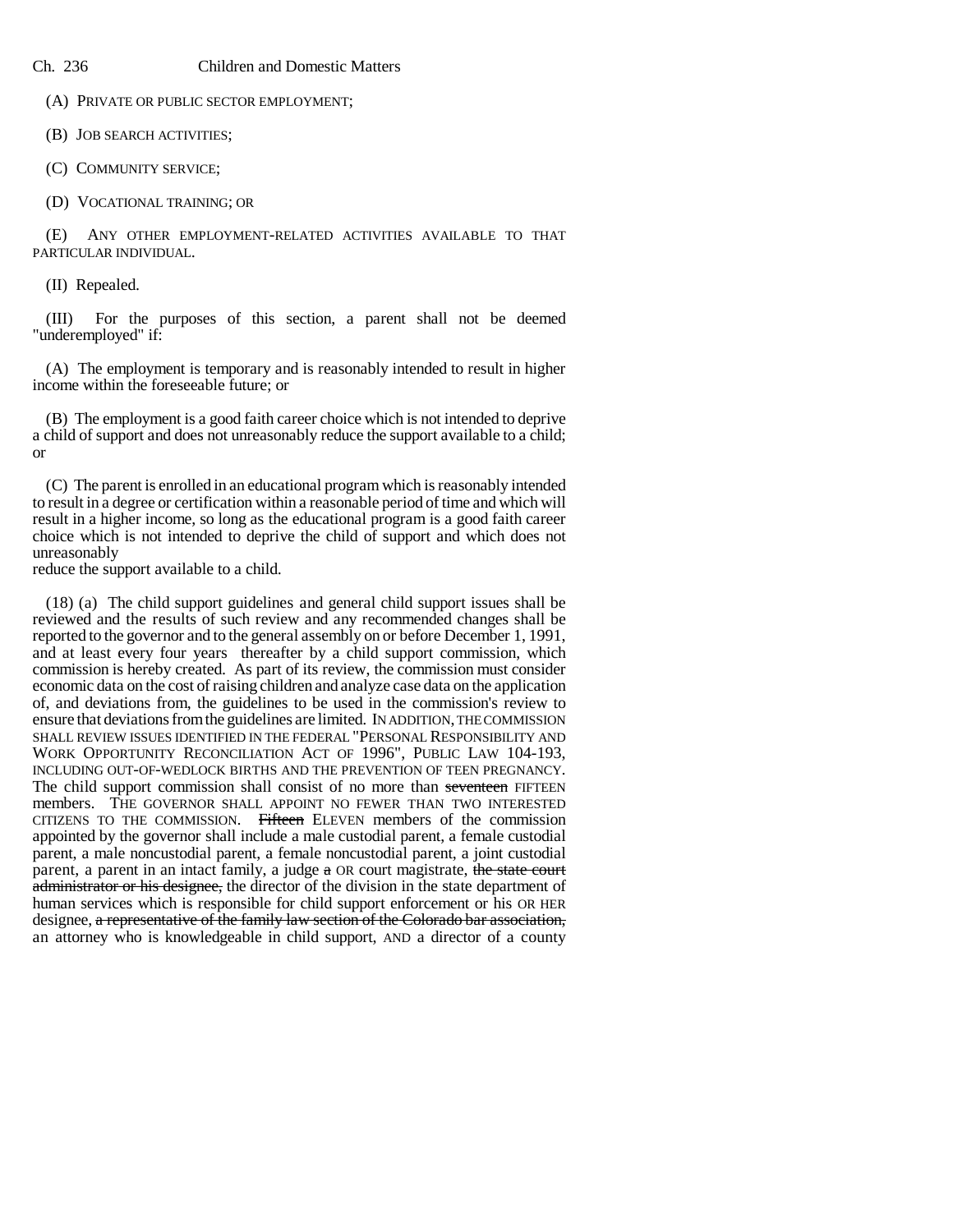(A) PRIVATE OR PUBLIC SECTOR EMPLOYMENT;

(B) JOB SEARCH ACTIVITIES;

(C) COMMUNITY SERVICE;

(D) VOCATIONAL TRAINING; OR

(E) ANY OTHER EMPLOYMENT-RELATED ACTIVITIES AVAILABLE TO THAT PARTICULAR INDIVIDUAL.

(II) Repealed.

(III) For the purposes of this section, a parent shall not be deemed "underemployed" if:

(A) The employment is temporary and is reasonably intended to result in higher income within the foreseeable future; or

(B) The employment is a good faith career choice which is not intended to deprive a child of support and does not unreasonably reduce the support available to a child; or

(C) The parent is enrolled in an educational program which is reasonably intended to result in a degree or certification within a reasonable period of time and which will result in a higher income, so long as the educational program is a good faith career choice which is not intended to deprive the child of support and which does not unreasonably reduce the support available to a child.

(18) (a) The child support guidelines and general child support issues shall be reviewed and the results of such review and any recommended changes shall be reported to the governor and to the general assembly on or before December 1, 1991, and at least every four years thereafter by a child support commission, which commission is hereby created. As part of its review, the commission must consider economic data on the cost of raising children and analyze case data on the application of, and deviations from, the guidelines to be used in the commission's review to ensure that deviations from the guidelines are limited. IN ADDITION, THE COMMISSION SHALL REVIEW ISSUES IDENTIFIED IN THE FEDERAL "PERSONAL RESPONSIBILITY AND WORK OPPORTUNITY RECONCILIATION ACT OF 1996", PUBLIC LAW 104-193, INCLUDING OUT-OF-WEDLOCK BIRTHS AND THE PREVENTION OF TEEN PREGNANCY. The child support commission shall consist of no more than ~~seventeen~~ FIFTEEN members. THE GOVERNOR SHALL APPOINT NO FEWER THAN TWO INTERESTED CITIZENS TO THE COMMISSION. ~~Fifteen~~ ELEVEN members of the commission appointed by the governor shall include a male custodial parent, a female custodial parent, a male noncustodial parent, a female noncustodial parent, a joint custodial parent, a parent in an intact family, a judge ~~a~~ OR court magistrate, ~~the state court administrator or his designee,~~ the director of the division in the state department of human services which is responsible for child support enforcement or his OR HER designee, ~~a representative of the family law section of the Colorado bar association,~~ an attorney who is knowledgeable in child support, AND a director of a county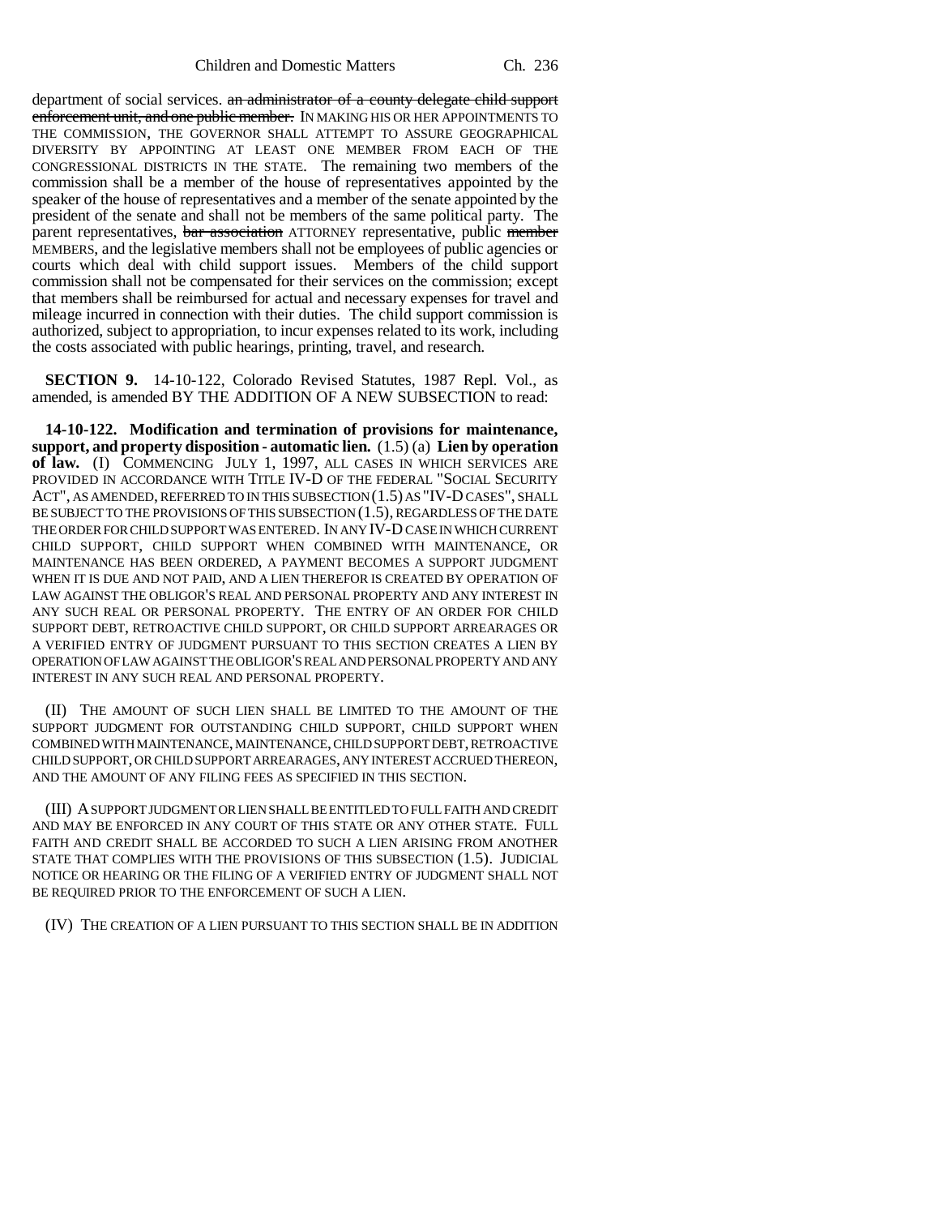department of social services. ~~an administrator of a county delegate child support enforcement unit, and one public member.~~ IN MAKING HIS OR HER APPOINTMENTS TO THE COMMISSION, THE GOVERNOR SHALL ATTEMPT TO ASSURE GEOGRAPHICAL DIVERSITY BY APPOINTING AT LEAST ONE MEMBER FROM EACH OF THE CONGRESSIONAL DISTRICTS IN THE STATE. The remaining two members of the commission shall be a member of the house of representatives appointed by the speaker of the house of representatives and a member of the senate appointed by the president of the senate and shall not be members of the same political party. The parent representatives, ~~bar association~~ ATTORNEY representative, public ~~member~~ MEMBERS, and the legislative members shall not be employees of public agencies or courts which deal with child support issues. Members of the child support commission shall not be compensated for their services on the commission; except that members shall be reimbursed for actual and necessary expenses for travel and mileage incurred in connection with their duties. The child support commission is authorized, subject to appropriation, to incur expenses related to its work, including the costs associated with public hearings, printing, travel, and research.

**SECTION 9.** 14-10-122, Colorado Revised Statutes, 1987 Repl. Vol., as amended, is amended BY THE ADDITION OF A NEW SUBSECTION to read:

**14-10-122. Modification and termination of provisions for maintenance, support, and property disposition - automatic lien.** (1.5) (a) **Lien by operation of law.** (I) COMMENCING JULY 1, 1997, ALL CASES IN WHICH SERVICES ARE PROVIDED IN ACCORDANCE WITH TITLE IV-D OF THE FEDERAL "SOCIAL SECURITY ACT", AS AMENDED, REFERRED TO IN THIS SUBSECTION (1.5) AS "IV-D CASES", SHALL BE SUBJECT TO THE PROVISIONS OF THIS SUBSECTION (1.5), REGARDLESS OF THE DATE THE ORDER FOR CHILD SUPPORT WAS ENTERED. IN ANY IV-D CASE IN WHICH CURRENT CHILD SUPPORT, CHILD SUPPORT WHEN COMBINED WITH MAINTENANCE, OR MAINTENANCE HAS BEEN ORDERED, A PAYMENT BECOMES A SUPPORT JUDGMENT WHEN IT IS DUE AND NOT PAID, AND A LIEN THEREFOR IS CREATED BY OPERATION OF LAW AGAINST THE OBLIGOR'S REAL AND PERSONAL PROPERTY AND ANY INTEREST IN ANY SUCH REAL OR PERSONAL PROPERTY. THE ENTRY OF AN ORDER FOR CHILD SUPPORT DEBT, RETROACTIVE CHILD SUPPORT, OR CHILD SUPPORT ARREARAGES OR A VERIFIED ENTRY OF JUDGMENT PURSUANT TO THIS SECTION CREATES A LIEN BY OPERATION OF LAW AGAINST THE OBLIGOR'S REAL AND PERSONAL PROPERTY AND ANY INTEREST IN ANY SUCH REAL AND PERSONAL PROPERTY.

(II) THE AMOUNT OF SUCH LIEN SHALL BE LIMITED TO THE AMOUNT OF THE SUPPORT JUDGMENT FOR OUTSTANDING CHILD SUPPORT, CHILD SUPPORT WHEN COMBINED WITH MAINTENANCE, MAINTENANCE, CHILD SUPPORT DEBT, RETROACTIVE CHILD SUPPORT, OR CHILD SUPPORT ARREARAGES, ANY INTEREST ACCRUED THEREON, AND THE AMOUNT OF ANY FILING FEES AS SPECIFIED IN THIS SECTION.

(III) A SUPPORT JUDGMENT OR LIEN SHALL BE ENTITLED TO FULL FAITH AND CREDIT AND MAY BE ENFORCED IN ANY COURT OF THIS STATE OR ANY OTHER STATE. FULL FAITH AND CREDIT SHALL BE ACCORDED TO SUCH A LIEN ARISING FROM ANOTHER STATE THAT COMPLIES WITH THE PROVISIONS OF THIS SUBSECTION (1.5). JUDICIAL NOTICE OR HEARING OR THE FILING OF A VERIFIED ENTRY OF JUDGMENT SHALL NOT BE REQUIRED PRIOR TO THE ENFORCEMENT OF SUCH A LIEN.

(IV) THE CREATION OF A LIEN PURSUANT TO THIS SECTION SHALL BE IN ADDITION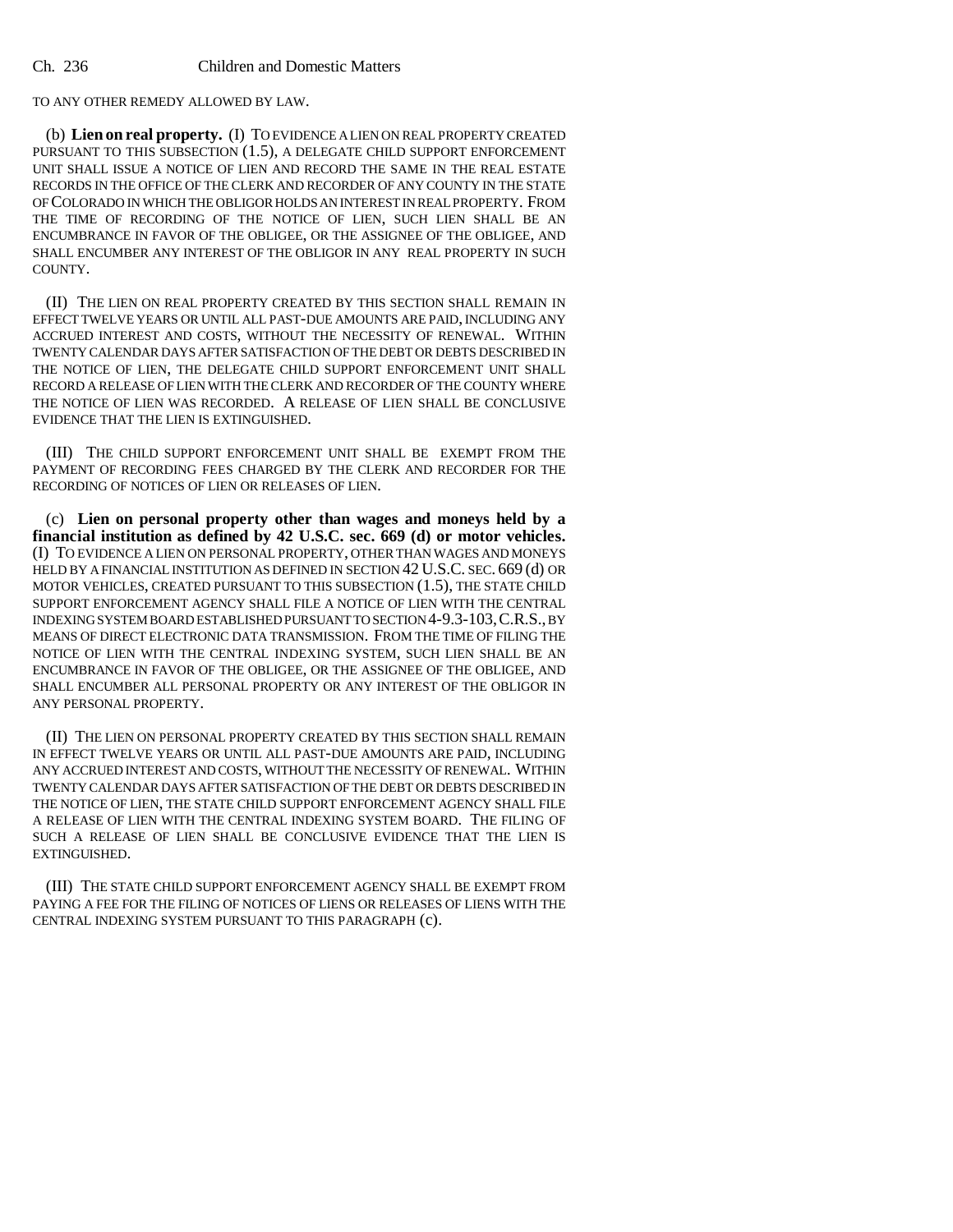TO ANY OTHER REMEDY ALLOWED BY LAW.

(b) **Lien on real property.** (I) TO EVIDENCE A LIEN ON REAL PROPERTY CREATED PURSUANT TO THIS SUBSECTION (1.5), A DELEGATE CHILD SUPPORT ENFORCEMENT UNIT SHALL ISSUE A NOTICE OF LIEN AND RECORD THE SAME IN THE REAL ESTATE RECORDS IN THE OFFICE OF THE CLERK AND RECORDER OF ANY COUNTY IN THE STATE OF COLORADO IN WHICH THE OBLIGOR HOLDS AN INTEREST IN REAL PROPERTY. FROM THE TIME OF RECORDING OF THE NOTICE OF LIEN, SUCH LIEN SHALL BE AN ENCUMBRANCE IN FAVOR OF THE OBLIGEE, OR THE ASSIGNEE OF THE OBLIGEE, AND SHALL ENCUMBER ANY INTEREST OF THE OBLIGOR IN ANY REAL PROPERTY IN SUCH COUNTY.

(II) THE LIEN ON REAL PROPERTY CREATED BY THIS SECTION SHALL REMAIN IN EFFECT TWELVE YEARS OR UNTIL ALL PAST-DUE AMOUNTS ARE PAID, INCLUDING ANY ACCRUED INTEREST AND COSTS, WITHOUT THE NECESSITY OF RENEWAL. WITHIN TWENTY CALENDAR DAYS AFTER SATISFACTION OF THE DEBT OR DEBTS DESCRIBED IN THE NOTICE OF LIEN, THE DELEGATE CHILD SUPPORT ENFORCEMENT UNIT SHALL RECORD A RELEASE OF LIEN WITH THE CLERK AND RECORDER OF THE COUNTY WHERE THE NOTICE OF LIEN WAS RECORDED. A RELEASE OF LIEN SHALL BE CONCLUSIVE EVIDENCE THAT THE LIEN IS EXTINGUISHED.

(III) THE CHILD SUPPORT ENFORCEMENT UNIT SHALL BE EXEMPT FROM THE PAYMENT OF RECORDING FEES CHARGED BY THE CLERK AND RECORDER FOR THE RECORDING OF NOTICES OF LIEN OR RELEASES OF LIEN.

(c) **Lien on personal property other than wages and moneys held by a financial institution as defined by 42 U.S.C. sec. 669 (d) or motor vehicles.** (I) TO EVIDENCE A LIEN ON PERSONAL PROPERTY, OTHER THAN WAGES AND MONEYS HELD BY A FINANCIAL INSTITUTION AS DEFINED IN SECTION 42 U.S.C. SEC. 669 (d) OR MOTOR VEHICLES, CREATED PURSUANT TO THIS SUBSECTION (1.5), THE STATE CHILD SUPPORT ENFORCEMENT AGENCY SHALL FILE A NOTICE OF LIEN WITH THE CENTRAL INDEXING SYSTEM BOARD ESTABLISHED PURSUANT TO SECTION 4-9.3-103, C.R.S., BY MEANS OF DIRECT ELECTRONIC DATA TRANSMISSION. FROM THE TIME OF FILING THE NOTICE OF LIEN WITH THE CENTRAL INDEXING SYSTEM, SUCH LIEN SHALL BE AN ENCUMBRANCE IN FAVOR OF THE OBLIGEE, OR THE ASSIGNEE OF THE OBLIGEE, AND SHALL ENCUMBER ALL PERSONAL PROPERTY OR ANY INTEREST OF THE OBLIGOR IN ANY PERSONAL PROPERTY.

(II) THE LIEN ON PERSONAL PROPERTY CREATED BY THIS SECTION SHALL REMAIN IN EFFECT TWELVE YEARS OR UNTIL ALL PAST-DUE AMOUNTS ARE PAID, INCLUDING ANY ACCRUED INTEREST AND COSTS, WITHOUT THE NECESSITY OF RENEWAL. WITHIN TWENTY CALENDAR DAYS AFTER SATISFACTION OF THE DEBT OR DEBTS DESCRIBED IN THE NOTICE OF LIEN, THE STATE CHILD SUPPORT ENFORCEMENT AGENCY SHALL FILE A RELEASE OF LIEN WITH THE CENTRAL INDEXING SYSTEM BOARD. THE FILING OF SUCH A RELEASE OF LIEN SHALL BE CONCLUSIVE EVIDENCE THAT THE LIEN IS EXTINGUISHED.

(III) THE STATE CHILD SUPPORT ENFORCEMENT AGENCY SHALL BE EXEMPT FROM PAYING A FEE FOR THE FILING OF NOTICES OF LIENS OR RELEASES OF LIENS WITH THE CENTRAL INDEXING SYSTEM PURSUANT TO THIS PARAGRAPH (c).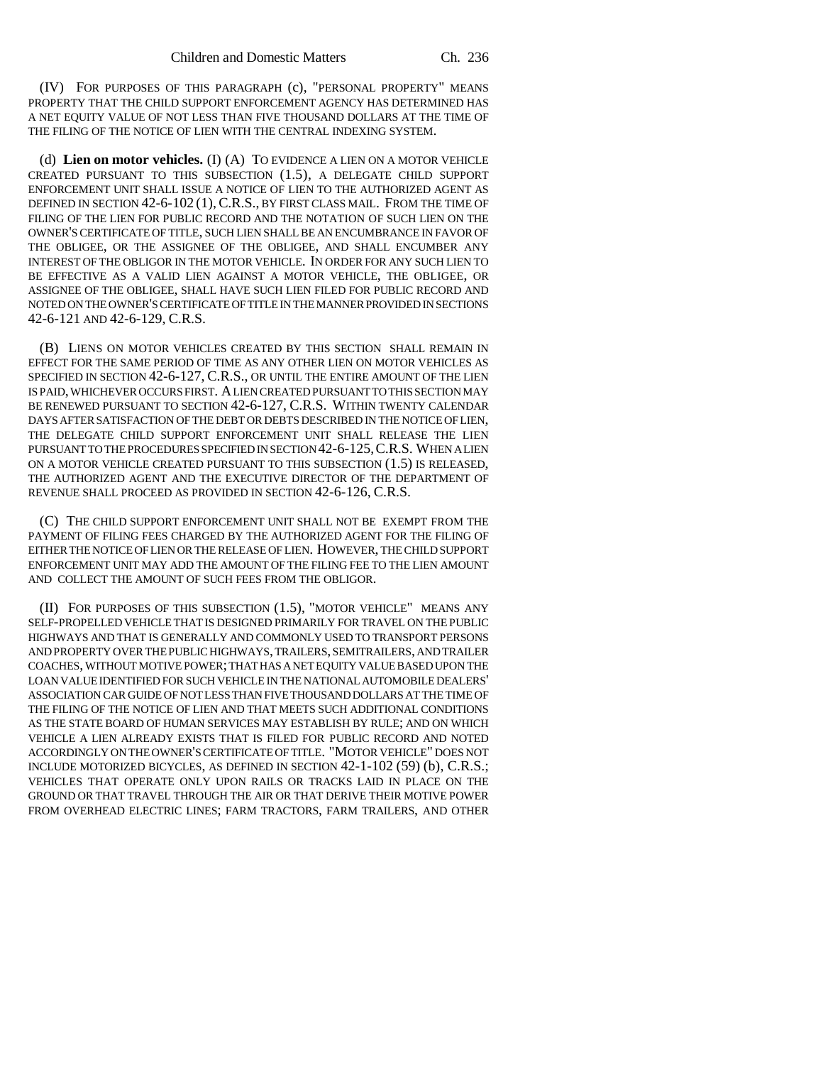(IV) FOR PURPOSES OF THIS PARAGRAPH (c), "PERSONAL PROPERTY" MEANS PROPERTY THAT THE CHILD SUPPORT ENFORCEMENT AGENCY HAS DETERMINED HAS A NET EQUITY VALUE OF NOT LESS THAN FIVE THOUSAND DOLLARS AT THE TIME OF THE FILING OF THE NOTICE OF LIEN WITH THE CENTRAL INDEXING SYSTEM.

(d) **Lien on motor vehicles.** (I) (A) TO EVIDENCE A LIEN ON A MOTOR VEHICLE CREATED PURSUANT TO THIS SUBSECTION (1.5), A DELEGATE CHILD SUPPORT ENFORCEMENT UNIT SHALL ISSUE A NOTICE OF LIEN TO THE AUTHORIZED AGENT AS DEFINED IN SECTION 42-6-102 (1), C.R.S., BY FIRST CLASS MAIL. FROM THE TIME OF FILING OF THE LIEN FOR PUBLIC RECORD AND THE NOTATION OF SUCH LIEN ON THE OWNER'S CERTIFICATE OF TITLE, SUCH LIEN SHALL BE AN ENCUMBRANCE IN FAVOR OF THE OBLIGEE, OR THE ASSIGNEE OF THE OBLIGEE, AND SHALL ENCUMBER ANY INTEREST OF THE OBLIGOR IN THE MOTOR VEHICLE. IN ORDER FOR ANY SUCH LIEN TO BE EFFECTIVE AS A VALID LIEN AGAINST A MOTOR VEHICLE, THE OBLIGEE, OR ASSIGNEE OF THE OBLIGEE, SHALL HAVE SUCH LIEN FILED FOR PUBLIC RECORD AND NOTED ON THE OWNER'S CERTIFICATE OF TITLE IN THE MANNER PROVIDED IN SECTIONS 42-6-121 AND 42-6-129, C.R.S.

(B) LIENS ON MOTOR VEHICLES CREATED BY THIS SECTION SHALL REMAIN IN EFFECT FOR THE SAME PERIOD OF TIME AS ANY OTHER LIEN ON MOTOR VEHICLES AS SPECIFIED IN SECTION 42-6-127, C.R.S., OR UNTIL THE ENTIRE AMOUNT OF THE LIEN IS PAID, WHICHEVER OCCURS FIRST. A LIEN CREATED PURSUANT TO THIS SECTION MAY BE RENEWED PURSUANT TO SECTION 42-6-127, C.R.S. WITHIN TWENTY CALENDAR DAYS AFTER SATISFACTION OF THE DEBT OR DEBTS DESCRIBED IN THE NOTICE OF LIEN, THE DELEGATE CHILD SUPPORT ENFORCEMENT UNIT SHALL RELEASE THE LIEN PURSUANT TO THE PROCEDURES SPECIFIED IN SECTION 42-6-125, C.R.S. WHEN A LIEN ON A MOTOR VEHICLE CREATED PURSUANT TO THIS SUBSECTION (1.5) IS RELEASED, THE AUTHORIZED AGENT AND THE EXECUTIVE DIRECTOR OF THE DEPARTMENT OF REVENUE SHALL PROCEED AS PROVIDED IN SECTION 42-6-126, C.R.S.

(C) THE CHILD SUPPORT ENFORCEMENT UNIT SHALL NOT BE EXEMPT FROM THE PAYMENT OF FILING FEES CHARGED BY THE AUTHORIZED AGENT FOR THE FILING OF EITHER THE NOTICE OF LIEN OR THE RELEASE OF LIEN. HOWEVER, THE CHILD SUPPORT ENFORCEMENT UNIT MAY ADD THE AMOUNT OF THE FILING FEE TO THE LIEN AMOUNT AND COLLECT THE AMOUNT OF SUCH FEES FROM THE OBLIGOR.

(II) FOR PURPOSES OF THIS SUBSECTION (1.5), "MOTOR VEHICLE" MEANS ANY SELF-PROPELLED VEHICLE THAT IS DESIGNED PRIMARILY FOR TRAVEL ON THE PUBLIC HIGHWAYS AND THAT IS GENERALLY AND COMMONLY USED TO TRANSPORT PERSONS AND PROPERTY OVER THE PUBLIC HIGHWAYS, TRAILERS, SEMITRAILERS, AND TRAILER COACHES, WITHOUT MOTIVE POWER; THAT HAS A NET EQUITY VALUE BASED UPON THE LOAN VALUE IDENTIFIED FOR SUCH VEHICLE IN THE NATIONAL AUTOMOBILE DEALERS' ASSOCIATION CAR GUIDE OF NOT LESS THAN FIVE THOUSAND DOLLARS AT THE TIME OF THE FILING OF THE NOTICE OF LIEN AND THAT MEETS SUCH ADDITIONAL CONDITIONS AS THE STATE BOARD OF HUMAN SERVICES MAY ESTABLISH BY RULE; AND ON WHICH VEHICLE A LIEN ALREADY EXISTS THAT IS FILED FOR PUBLIC RECORD AND NOTED ACCORDINGLY ON THE OWNER'S CERTIFICATE OF TITLE. "MOTOR VEHICLE" DOES NOT INCLUDE MOTORIZED BICYCLES, AS DEFINED IN SECTION 42-1-102 (59) (b), C.R.S.; VEHICLES THAT OPERATE ONLY UPON RAILS OR TRACKS LAID IN PLACE ON THE GROUND OR THAT TRAVEL THROUGH THE AIR OR THAT DERIVE THEIR MOTIVE POWER FROM OVERHEAD ELECTRIC LINES; FARM TRACTORS, FARM TRAILERS, AND OTHER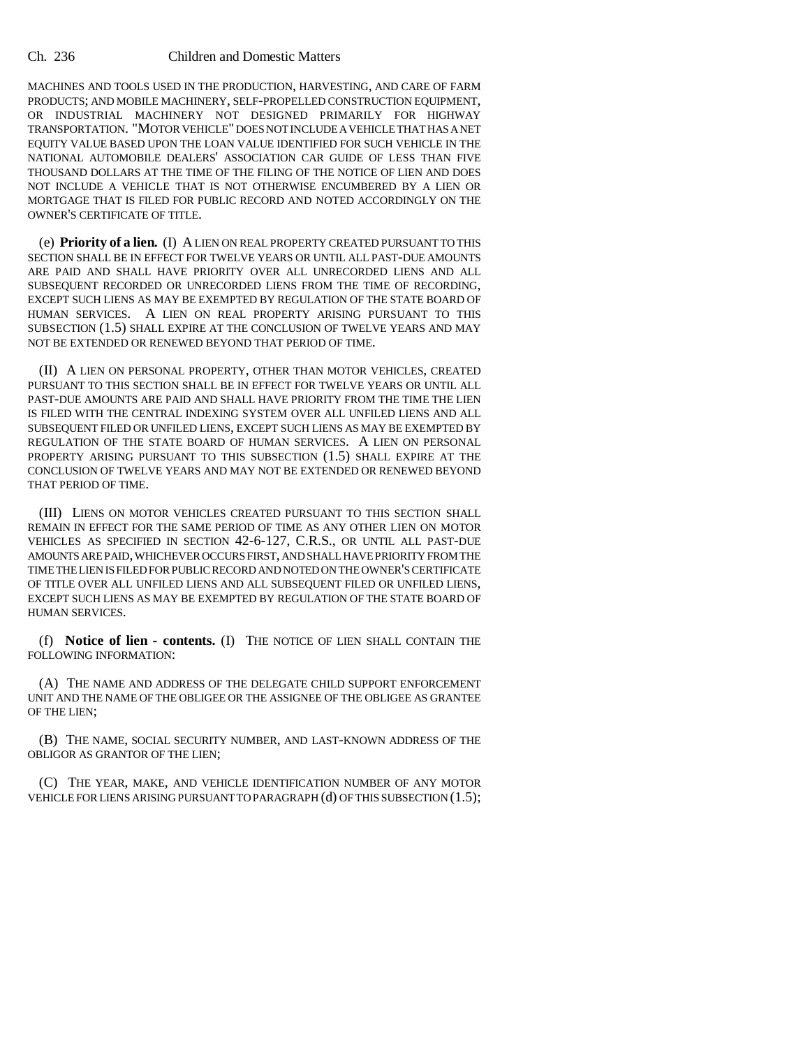MACHINES AND TOOLS USED IN THE PRODUCTION, HARVESTING, AND CARE OF FARM PRODUCTS; AND MOBILE MACHINERY, SELF-PROPELLED CONSTRUCTION EQUIPMENT, OR INDUSTRIAL MACHINERY NOT DESIGNED PRIMARILY FOR HIGHWAY TRANSPORTATION. "MOTOR VEHICLE" DOES NOT INCLUDE A VEHICLE THAT HAS A NET EQUITY VALUE BASED UPON THE LOAN VALUE IDENTIFIED FOR SUCH VEHICLE IN THE NATIONAL AUTOMOBILE DEALERS' ASSOCIATION CAR GUIDE OF LESS THAN FIVE THOUSAND DOLLARS AT THE TIME OF THE FILING OF THE NOTICE OF LIEN AND DOES NOT INCLUDE A VEHICLE THAT IS NOT OTHERWISE ENCUMBERED BY A LIEN OR MORTGAGE THAT IS FILED FOR PUBLIC RECORD AND NOTED ACCORDINGLY ON THE OWNER'S CERTIFICATE OF TITLE.

(e) **Priority of a lien.** (I) A LIEN ON REAL PROPERTY CREATED PURSUANT TO THIS SECTION SHALL BE IN EFFECT FOR TWELVE YEARS OR UNTIL ALL PAST-DUE AMOUNTS ARE PAID AND SHALL HAVE PRIORITY OVER ALL UNRECORDED LIENS AND ALL SUBSEQUENT RECORDED OR UNRECORDED LIENS FROM THE TIME OF RECORDING, EXCEPT SUCH LIENS AS MAY BE EXEMPTED BY REGULATION OF THE STATE BOARD OF HUMAN SERVICES. A LIEN ON REAL PROPERTY ARISING PURSUANT TO THIS SUBSECTION (1.5) SHALL EXPIRE AT THE CONCLUSION OF TWELVE YEARS AND MAY NOT BE EXTENDED OR RENEWED BEYOND THAT PERIOD OF TIME.

(II) A LIEN ON PERSONAL PROPERTY, OTHER THAN MOTOR VEHICLES, CREATED PURSUANT TO THIS SECTION SHALL BE IN EFFECT FOR TWELVE YEARS OR UNTIL ALL PAST-DUE AMOUNTS ARE PAID AND SHALL HAVE PRIORITY FROM THE TIME THE LIEN IS FILED WITH THE CENTRAL INDEXING SYSTEM OVER ALL UNFILED LIENS AND ALL SUBSEQUENT FILED OR UNFILED LIENS, EXCEPT SUCH LIENS AS MAY BE EXEMPTED BY REGULATION OF THE STATE BOARD OF HUMAN SERVICES. A LIEN ON PERSONAL PROPERTY ARISING PURSUANT TO THIS SUBSECTION (1.5) SHALL EXPIRE AT THE CONCLUSION OF TWELVE YEARS AND MAY NOT BE EXTENDED OR RENEWED BEYOND THAT PERIOD OF TIME.

(III) LIENS ON MOTOR VEHICLES CREATED PURSUANT TO THIS SECTION SHALL REMAIN IN EFFECT FOR THE SAME PERIOD OF TIME AS ANY OTHER LIEN ON MOTOR VEHICLES AS SPECIFIED IN SECTION 42-6-127, C.R.S., OR UNTIL ALL PAST-DUE AMOUNTS ARE PAID, WHICHEVER OCCURS FIRST, AND SHALL HAVE PRIORITY FROM THE TIME THE LIEN IS FILED FOR PUBLIC RECORD AND NOTED ON THE OWNER'S CERTIFICATE OF TITLE OVER ALL UNFILED LIENS AND ALL SUBSEQUENT FILED OR UNFILED LIENS, EXCEPT SUCH LIENS AS MAY BE EXEMPTED BY REGULATION OF THE STATE BOARD OF HUMAN SERVICES.

(f) **Notice of lien - contents.** (I) THE NOTICE OF LIEN SHALL CONTAIN THE FOLLOWING INFORMATION:

(A) THE NAME AND ADDRESS OF THE DELEGATE CHILD SUPPORT ENFORCEMENT UNIT AND THE NAME OF THE OBLIGEE OR THE ASSIGNEE OF THE OBLIGEE AS GRANTEE OF THE LIEN;

(B) THE NAME, SOCIAL SECURITY NUMBER, AND LAST-KNOWN ADDRESS OF THE OBLIGOR AS GRANTOR OF THE LIEN;

(C) THE YEAR, MAKE, AND VEHICLE IDENTIFICATION NUMBER OF ANY MOTOR VEHICLE FOR LIENS ARISING PURSUANT TO PARAGRAPH (d) OF THIS SUBSECTION (1.5);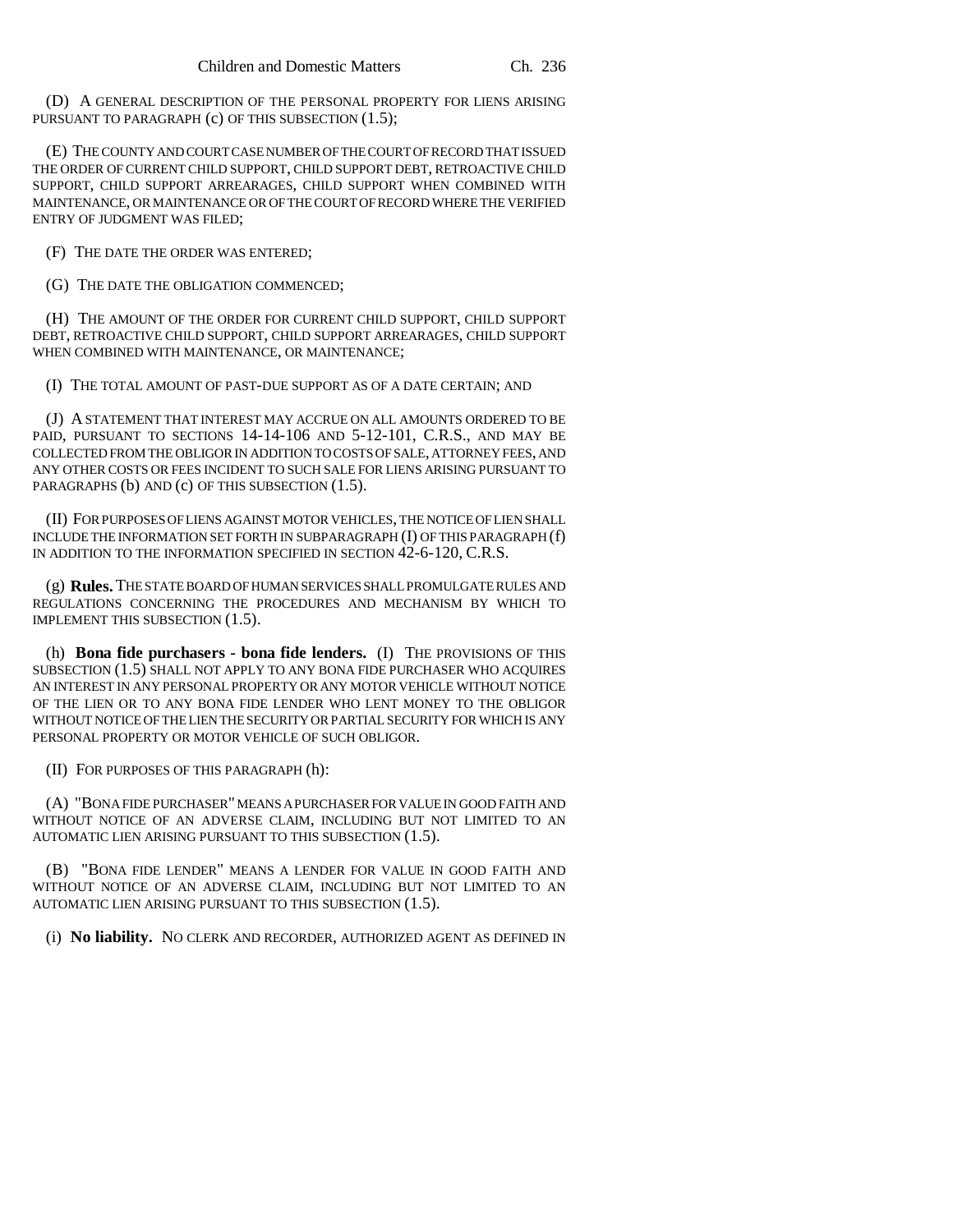(D) A GENERAL DESCRIPTION OF THE PERSONAL PROPERTY FOR LIENS ARISING PURSUANT TO PARAGRAPH (c) OF THIS SUBSECTION (1.5);

(E) THE COUNTY AND COURT CASE NUMBER OF THE COURT OF RECORD THAT ISSUED THE ORDER OF CURRENT CHILD SUPPORT, CHILD SUPPORT DEBT, RETROACTIVE CHILD SUPPORT, CHILD SUPPORT ARREARAGES, CHILD SUPPORT WHEN COMBINED WITH MAINTENANCE, OR MAINTENANCE OR OF THE COURT OF RECORD WHERE THE VERIFIED ENTRY OF JUDGMENT WAS FILED;

(F) THE DATE THE ORDER WAS ENTERED;

(G) THE DATE THE OBLIGATION COMMENCED;

(H) THE AMOUNT OF THE ORDER FOR CURRENT CHILD SUPPORT, CHILD SUPPORT DEBT, RETROACTIVE CHILD SUPPORT, CHILD SUPPORT ARREARAGES, CHILD SUPPORT WHEN COMBINED WITH MAINTENANCE, OR MAINTENANCE;

(I) THE TOTAL AMOUNT OF PAST-DUE SUPPORT AS OF A DATE CERTAIN; AND

(J) A STATEMENT THAT INTEREST MAY ACCRUE ON ALL AMOUNTS ORDERED TO BE PAID, PURSUANT TO SECTIONS 14-14-106 AND 5-12-101, C.R.S., AND MAY BE COLLECTED FROM THE OBLIGOR IN ADDITION TO COSTS OF SALE, ATTORNEY FEES, AND ANY OTHER COSTS OR FEES INCIDENT TO SUCH SALE FOR LIENS ARISING PURSUANT TO PARAGRAPHS (b) AND (c) OF THIS SUBSECTION (1.5).

(II) FOR PURPOSES OF LIENS AGAINST MOTOR VEHICLES, THE NOTICE OF LIEN SHALL INCLUDE THE INFORMATION SET FORTH IN SUBPARAGRAPH (I) OF THIS PARAGRAPH (f) IN ADDITION TO THE INFORMATION SPECIFIED IN SECTION 42-6-120, C.R.S.

(g) **Rules.** THE STATE BOARD OF HUMAN SERVICES SHALL PROMULGATE RULES AND REGULATIONS CONCERNING THE PROCEDURES AND MECHANISM BY WHICH TO IMPLEMENT THIS SUBSECTION (1.5).

(h) **Bona fide purchasers - bona fide lenders.** (I) THE PROVISIONS OF THIS SUBSECTION (1.5) SHALL NOT APPLY TO ANY BONA FIDE PURCHASER WHO ACQUIRES AN INTEREST IN ANY PERSONAL PROPERTY OR ANY MOTOR VEHICLE WITHOUT NOTICE OF THE LIEN OR TO ANY BONA FIDE LENDER WHO LENT MONEY TO THE OBLIGOR WITHOUT NOTICE OF THE LIEN THE SECURITY OR PARTIAL SECURITY FOR WHICH IS ANY PERSONAL PROPERTY OR MOTOR VEHICLE OF SUCH OBLIGOR.

(II) FOR PURPOSES OF THIS PARAGRAPH (h):

(A) "BONA FIDE PURCHASER" MEANS A PURCHASER FOR VALUE IN GOOD FAITH AND WITHOUT NOTICE OF AN ADVERSE CLAIM, INCLUDING BUT NOT LIMITED TO AN AUTOMATIC LIEN ARISING PURSUANT TO THIS SUBSECTION (1.5).

(B) "BONA FIDE LENDER" MEANS A LENDER FOR VALUE IN GOOD FAITH AND WITHOUT NOTICE OF AN ADVERSE CLAIM, INCLUDING BUT NOT LIMITED TO AN AUTOMATIC LIEN ARISING PURSUANT TO THIS SUBSECTION (1.5).

(i) **No liability.** NO CLERK AND RECORDER, AUTHORIZED AGENT AS DEFINED IN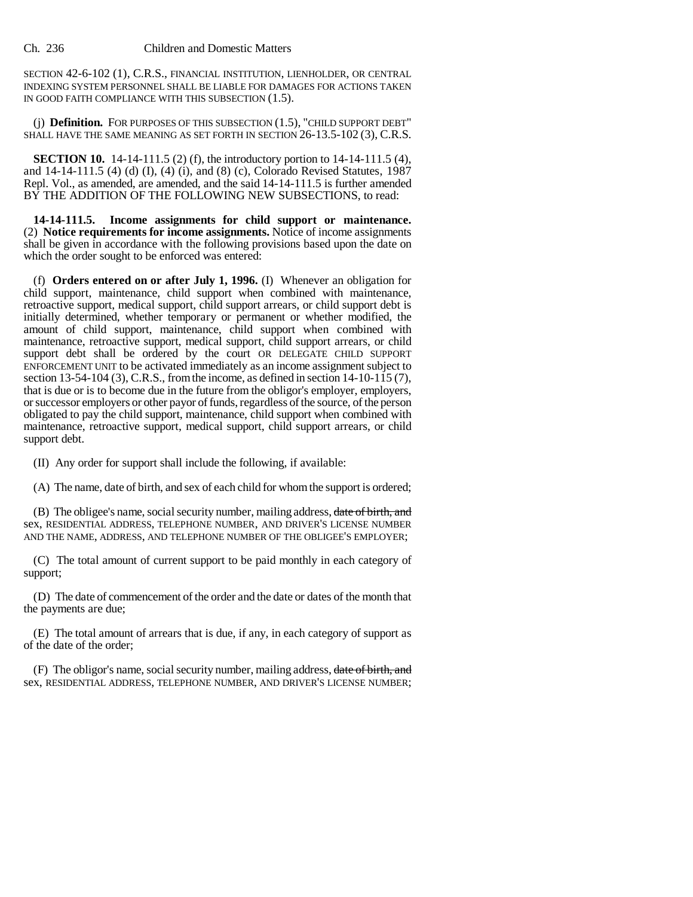SECTION 42-6-102 (1), C.R.S., FINANCIAL INSTITUTION, LIENHOLDER, OR CENTRAL INDEXING SYSTEM PERSONNEL SHALL BE LIABLE FOR DAMAGES FOR ACTIONS TAKEN IN GOOD FAITH COMPLIANCE WITH THIS SUBSECTION (1.5).

(j) **Definition.** FOR PURPOSES OF THIS SUBSECTION (1.5), "CHILD SUPPORT DEBT" SHALL HAVE THE SAME MEANING AS SET FORTH IN SECTION 26-13.5-102 (3), C.R.S.

**SECTION 10.** 14-14-111.5 (2) (f), the introductory portion to 14-14-111.5 (4), and 14-14-111.5 (4) (d) (I), (4) (i), and (8) (c), Colorado Revised Statutes, 1987 Repl. Vol., as amended, are amended, and the said 14-14-111.5 is further amended BY THE ADDITION OF THE FOLLOWING NEW SUBSECTIONS, to read:

**14-14-111.5. Income assignments for child support or maintenance.** (2) **Notice requirements for income assignments.** Notice of income assignments shall be given in accordance with the following provisions based upon the date on which the order sought to be enforced was entered:

(f) **Orders entered on or after July 1, 1996.** (I) Whenever an obligation for child support, maintenance, child support when combined with maintenance, retroactive support, medical support, child support arrears, or child support debt is initially determined, whether temporary or permanent or whether modified, the amount of child support, maintenance, child support when combined with maintenance, retroactive support, medical support, child support arrears, or child support debt shall be ordered by the court OR DELEGATE CHILD SUPPORT ENFORCEMENT UNIT to be activated immediately as an income assignment subject to section 13-54-104 (3), C.R.S., from the income, as defined in section 14-10-115 (7), that is due or is to become due in the future from the obligor's employer, employers, or successor employers or other payor of funds, regardless of the source, of the person obligated to pay the child support, maintenance, child support when combined with maintenance, retroactive support, medical support, child support arrears, or child support debt.

(II) Any order for support shall include the following, if available:

(A) The name, date of birth, and sex of each child for whom the support is ordered;

(B) The obligee's name, social security number, mailing address, ~~date of birth, and~~ sex, RESIDENTIAL ADDRESS, TELEPHONE NUMBER, AND DRIVER'S LICENSE NUMBER AND THE NAME, ADDRESS, AND TELEPHONE NUMBER OF THE OBLIGEE'S EMPLOYER;

(C) The total amount of current support to be paid monthly in each category of support;

(D) The date of commencement of the order and the date or dates of the month that the payments are due;

(E) The total amount of arrears that is due, if any, in each category of support as of the date of the order;

(F) The obligor's name, social security number, mailing address, ~~date of birth, and~~ sex, RESIDENTIAL ADDRESS, TELEPHONE NUMBER, AND DRIVER'S LICENSE NUMBER;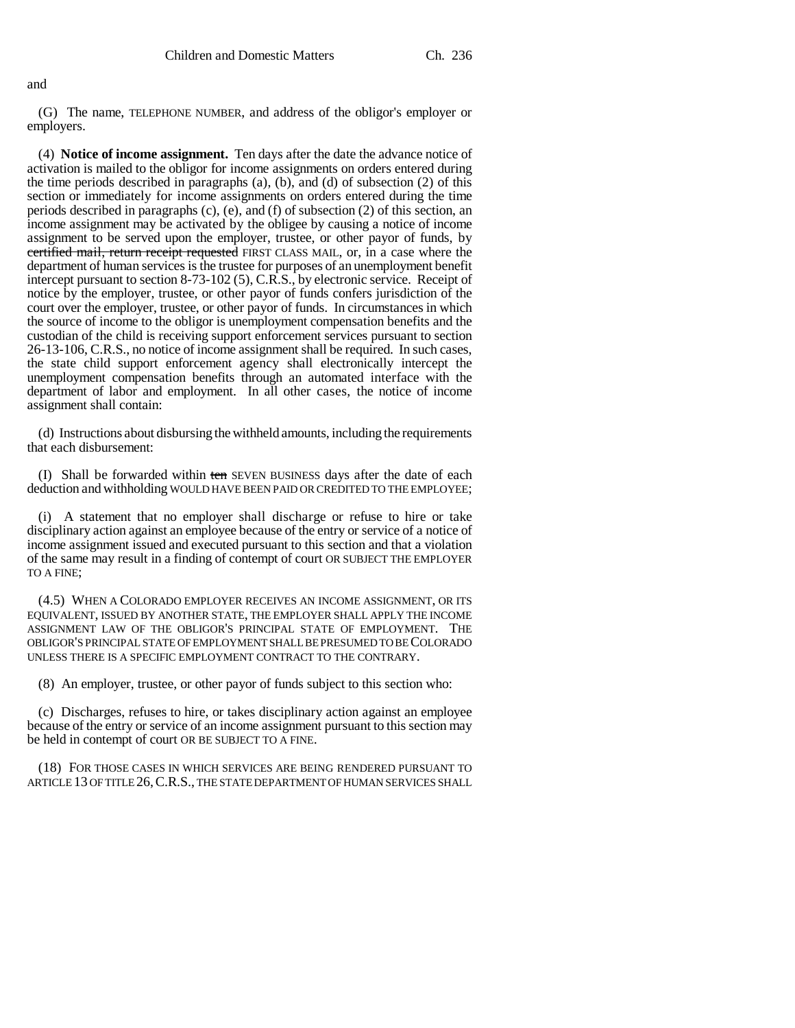and

(G) The name, TELEPHONE NUMBER, and address of the obligor's employer or employers.

(4) **Notice of income assignment.** Ten days after the date the advance notice of activation is mailed to the obligor for income assignments on orders entered during the time periods described in paragraphs (a), (b), and (d) of subsection (2) of this section or immediately for income assignments on orders entered during the time periods described in paragraphs (c), (e), and (f) of subsection (2) of this section, an income assignment may be activated by the obligee by causing a notice of income assignment to be served upon the employer, trustee, or other payor of funds, by ~~certified mail, return receipt requested~~ FIRST CLASS MAIL, or, in a case where the department of human services is the trustee for purposes of an unemployment benefit intercept pursuant to section 8-73-102 (5), C.R.S., by electronic service. Receipt of notice by the employer, trustee, or other payor of funds confers jurisdiction of the court over the employer, trustee, or other payor of funds. In circumstances in which the source of income to the obligor is unemployment compensation benefits and the custodian of the child is receiving support enforcement services pursuant to section 26-13-106, C.R.S., no notice of income assignment shall be required. In such cases, the state child support enforcement agency shall electronically intercept the unemployment compensation benefits through an automated interface with the department of labor and employment. In all other cases, the notice of income assignment shall contain:

(d) Instructions about disbursing the withheld amounts, including the requirements that each disbursement:

(I) Shall be forwarded within ~~ten~~ SEVEN BUSINESS days after the date of each deduction and withholding WOULD HAVE BEEN PAID OR CREDITED TO THE EMPLOYEE;

(i) A statement that no employer shall discharge or refuse to hire or take disciplinary action against an employee because of the entry or service of a notice of income assignment issued and executed pursuant to this section and that a violation of the same may result in a finding of contempt of court OR SUBJECT THE EMPLOYER TO A FINE;

(4.5) WHEN A COLORADO EMPLOYER RECEIVES AN INCOME ASSIGNMENT, OR ITS EQUIVALENT, ISSUED BY ANOTHER STATE, THE EMPLOYER SHALL APPLY THE INCOME ASSIGNMENT LAW OF THE OBLIGOR'S PRINCIPAL STATE OF EMPLOYMENT. THE OBLIGOR'S PRINCIPAL STATE OF EMPLOYMENT SHALL BE PRESUMED TO BE COLORADO UNLESS THERE IS A SPECIFIC EMPLOYMENT CONTRACT TO THE CONTRARY.

(8) An employer, trustee, or other payor of funds subject to this section who:

(c) Discharges, refuses to hire, or takes disciplinary action against an employee because of the entry or service of an income assignment pursuant to this section may be held in contempt of court OR BE SUBJECT TO A FINE.

(18) FOR THOSE CASES IN WHICH SERVICES ARE BEING RENDERED PURSUANT TO ARTICLE 13 OF TITLE 26, C.R.S., THE STATE DEPARTMENT OF HUMAN SERVICES SHALL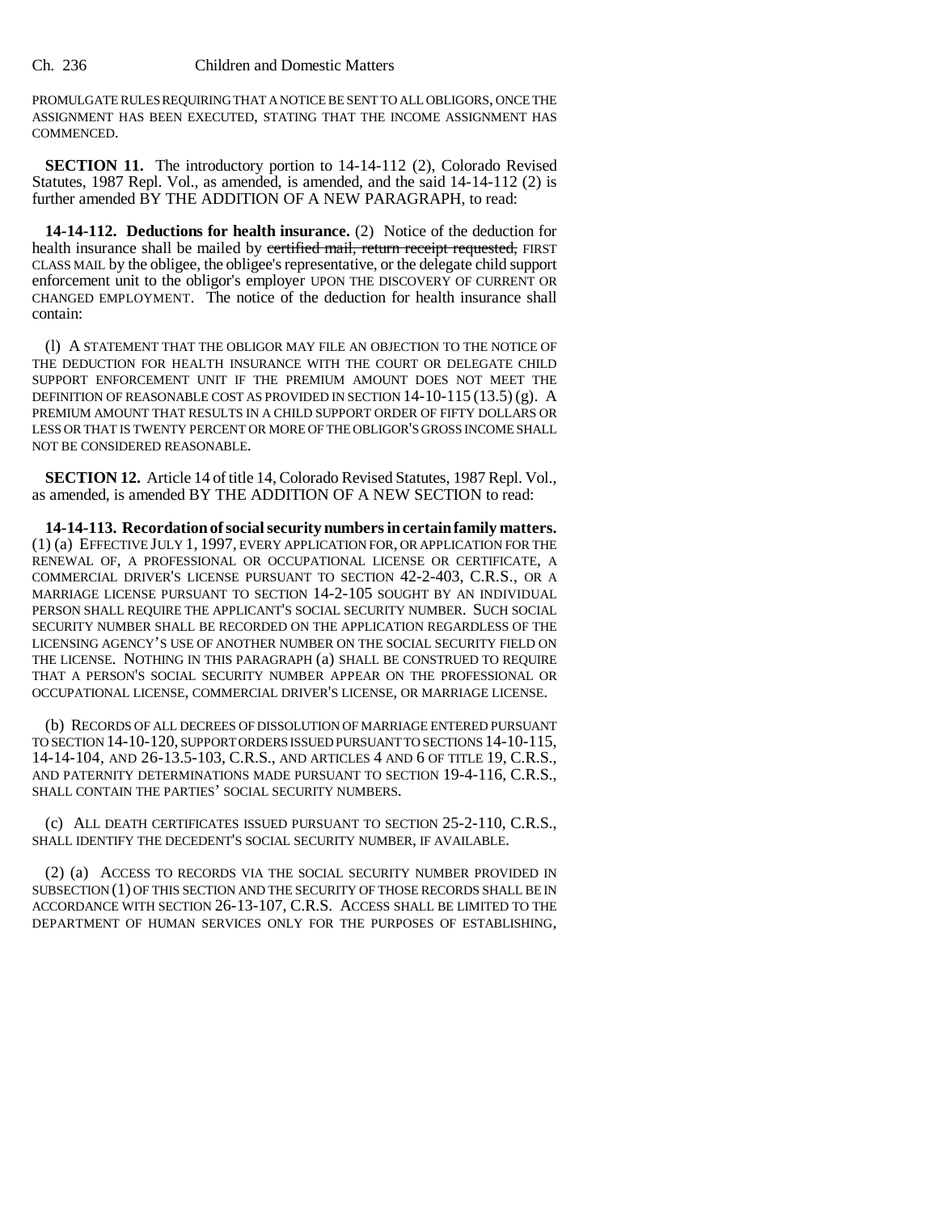PROMULGATE RULES REQUIRING THAT A NOTICE BE SENT TO ALL OBLIGORS, ONCE THE ASSIGNMENT HAS BEEN EXECUTED, STATING THAT THE INCOME ASSIGNMENT HAS COMMENCED.

**SECTION 11.** The introductory portion to 14-14-112 (2), Colorado Revised Statutes, 1987 Repl. Vol., as amended, is amended, and the said 14-14-112 (2) is further amended BY THE ADDITION OF A NEW PARAGRAPH, to read:

**14-14-112. Deductions for health insurance.** (2) Notice of the deduction for health insurance shall be mailed by ~~certified mail, return receipt requested,~~ FIRST CLASS MAIL by the obligee, the obligee's representative, or the delegate child support enforcement unit to the obligor's employer UPON THE DISCOVERY OF CURRENT OR CHANGED EMPLOYMENT. The notice of the deduction for health insurance shall contain:

(l) A STATEMENT THAT THE OBLIGOR MAY FILE AN OBJECTION TO THE NOTICE OF THE DEDUCTION FOR HEALTH INSURANCE WITH THE COURT OR DELEGATE CHILD SUPPORT ENFORCEMENT UNIT IF THE PREMIUM AMOUNT DOES NOT MEET THE DEFINITION OF REASONABLE COST AS PROVIDED IN SECTION 14-10-115 (13.5) (g). A PREMIUM AMOUNT THAT RESULTS IN A CHILD SUPPORT ORDER OF FIFTY DOLLARS OR LESS OR THAT IS TWENTY PERCENT OR MORE OF THE OBLIGOR'S GROSS INCOME SHALL NOT BE CONSIDERED REASONABLE.

**SECTION 12.** Article 14 of title 14, Colorado Revised Statutes, 1987 Repl. Vol., as amended, is amended BY THE ADDITION OF A NEW SECTION to read:

**14-14-113. Recordation of social security numbers in certain family matters.** (1) (a) EFFECTIVE JULY 1, 1997, EVERY APPLICATION FOR, OR APPLICATION FOR THE RENEWAL OF, A PROFESSIONAL OR OCCUPATIONAL LICENSE OR CERTIFICATE, A COMMERCIAL DRIVER'S LICENSE PURSUANT TO SECTION 42-2-403, C.R.S., OR A MARRIAGE LICENSE PURSUANT TO SECTION 14-2-105 SOUGHT BY AN INDIVIDUAL PERSON SHALL REQUIRE THE APPLICANT'S SOCIAL SECURITY NUMBER. SUCH SOCIAL SECURITY NUMBER SHALL BE RECORDED ON THE APPLICATION REGARDLESS OF THE LICENSING AGENCY'S USE OF ANOTHER NUMBER ON THE SOCIAL SECURITY FIELD ON THE LICENSE. NOTHING IN THIS PARAGRAPH (a) SHALL BE CONSTRUED TO REQUIRE THAT A PERSON'S SOCIAL SECURITY NUMBER APPEAR ON THE PROFESSIONAL OR OCCUPATIONAL LICENSE, COMMERCIAL DRIVER'S LICENSE, OR MARRIAGE LICENSE.

(b) RECORDS OF ALL DECREES OF DISSOLUTION OF MARRIAGE ENTERED PURSUANT TO SECTION 14-10-120, SUPPORT ORDERS ISSUED PURSUANT TO SECTIONS 14-10-115, 14-14-104, AND 26-13.5-103, C.R.S., AND ARTICLES 4 AND 6 OF TITLE 19, C.R.S., AND PATERNITY DETERMINATIONS MADE PURSUANT TO SECTION 19-4-116, C.R.S., SHALL CONTAIN THE PARTIES' SOCIAL SECURITY NUMBERS.

(c) ALL DEATH CERTIFICATES ISSUED PURSUANT TO SECTION 25-2-110, C.R.S., SHALL IDENTIFY THE DECEDENT'S SOCIAL SECURITY NUMBER, IF AVAILABLE.

(2) (a) ACCESS TO RECORDS VIA THE SOCIAL SECURITY NUMBER PROVIDED IN SUBSECTION (1) OF THIS SECTION AND THE SECURITY OF THOSE RECORDS SHALL BE IN ACCORDANCE WITH SECTION 26-13-107, C.R.S. ACCESS SHALL BE LIMITED TO THE DEPARTMENT OF HUMAN SERVICES ONLY FOR THE PURPOSES OF ESTABLISHING,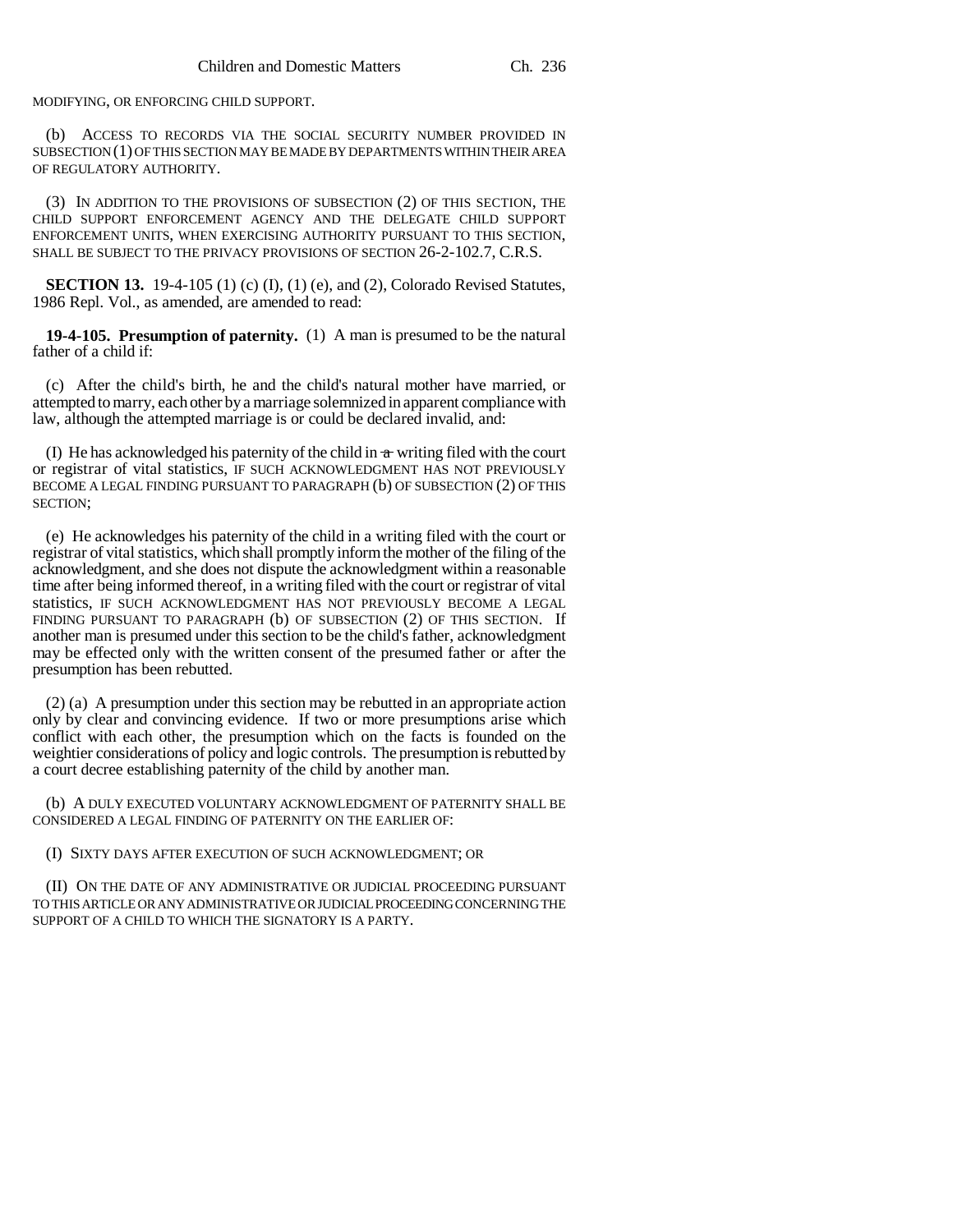MODIFYING, OR ENFORCING CHILD SUPPORT.

(b) ACCESS TO RECORDS VIA THE SOCIAL SECURITY NUMBER PROVIDED IN SUBSECTION (1) OF THIS SECTION MAY BE MADE BY DEPARTMENTS WITHIN THEIR AREA OF REGULATORY AUTHORITY.

(3) IN ADDITION TO THE PROVISIONS OF SUBSECTION (2) OF THIS SECTION, THE CHILD SUPPORT ENFORCEMENT AGENCY AND THE DELEGATE CHILD SUPPORT ENFORCEMENT UNITS, WHEN EXERCISING AUTHORITY PURSUANT TO THIS SECTION, SHALL BE SUBJECT TO THE PRIVACY PROVISIONS OF SECTION 26-2-102.7, C.R.S.

**SECTION 13.** 19-4-105 (1) (c) (I), (1) (e), and (2), Colorado Revised Statutes, 1986 Repl. Vol., as amended, are amended to read:

**19-4-105. Presumption of paternity.** (1) A man is presumed to be the natural father of a child if:

(c) After the child's birth, he and the child's natural mother have married, or attempted to marry, each other by a marriage solemnized in apparent compliance with law, although the attempted marriage is or could be declared invalid, and:

(I) He has acknowledged his paternity of the child in ~~a~~ writing filed with the court or registrar of vital statistics, IF SUCH ACKNOWLEDGMENT HAS NOT PREVIOUSLY BECOME A LEGAL FINDING PURSUANT TO PARAGRAPH (b) OF SUBSECTION (2) OF THIS SECTION;

(e) He acknowledges his paternity of the child in a writing filed with the court or registrar of vital statistics, which shall promptly inform the mother of the filing of the acknowledgment, and she does not dispute the acknowledgment within a reasonable time after being informed thereof, in a writing filed with the court or registrar of vital statistics, IF SUCH ACKNOWLEDGMENT HAS NOT PREVIOUSLY BECOME A LEGAL FINDING PURSUANT TO PARAGRAPH (b) OF SUBSECTION (2) OF THIS SECTION. If another man is presumed under this section to be the child's father, acknowledgment may be effected only with the written consent of the presumed father or after the presumption has been rebutted.

(2) (a) A presumption under this section may be rebutted in an appropriate action only by clear and convincing evidence. If two or more presumptions arise which conflict with each other, the presumption which on the facts is founded on the weightier considerations of policy and logic controls. The presumption is rebutted by a court decree establishing paternity of the child by another man.

(b) A DULY EXECUTED VOLUNTARY ACKNOWLEDGMENT OF PATERNITY SHALL BE CONSIDERED A LEGAL FINDING OF PATERNITY ON THE EARLIER OF:

(I) SIXTY DAYS AFTER EXECUTION OF SUCH ACKNOWLEDGMENT; OR

(II) ON THE DATE OF ANY ADMINISTRATIVE OR JUDICIAL PROCEEDING PURSUANT TO THIS ARTICLE OR ANY ADMINISTRATIVE OR JUDICIAL PROCEEDING CONCERNING THE SUPPORT OF A CHILD TO WHICH THE SIGNATORY IS A PARTY.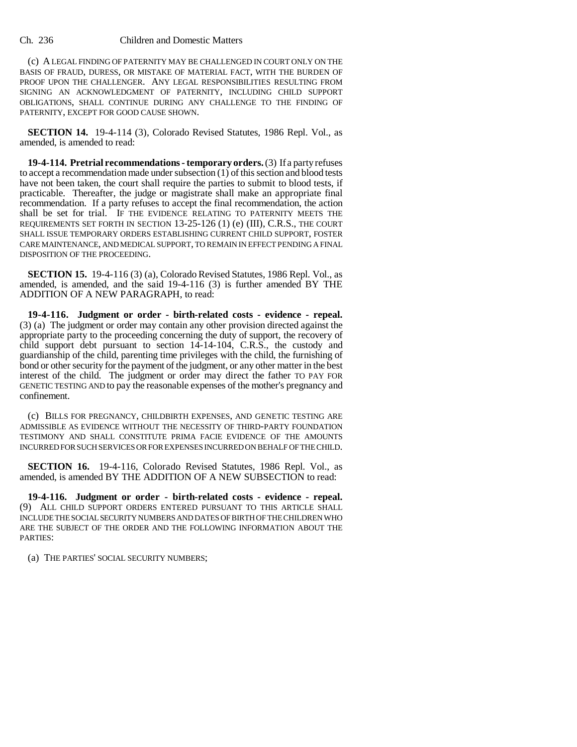(c) A LEGAL FINDING OF PATERNITY MAY BE CHALLENGED IN COURT ONLY ON THE BASIS OF FRAUD, DURESS, OR MISTAKE OF MATERIAL FACT, WITH THE BURDEN OF PROOF UPON THE CHALLENGER. ANY LEGAL RESPONSIBILITIES RESULTING FROM SIGNING AN ACKNOWLEDGMENT OF PATERNITY, INCLUDING CHILD SUPPORT OBLIGATIONS, SHALL CONTINUE DURING ANY CHALLENGE TO THE FINDING OF PATERNITY, EXCEPT FOR GOOD CAUSE SHOWN.

**SECTION 14.** 19-4-114 (3), Colorado Revised Statutes, 1986 Repl. Vol., as amended, is amended to read:

**19-4-114. Pretrial recommendations - temporary orders.** (3) If a party refuses to accept a recommendation made under subsection (1) of this section and blood tests have not been taken, the court shall require the parties to submit to blood tests, if practicable. Thereafter, the judge or magistrate shall make an appropriate final recommendation. If a party refuses to accept the final recommendation, the action shall be set for trial. IF THE EVIDENCE RELATING TO PATERNITY MEETS THE REQUIREMENTS SET FORTH IN SECTION 13-25-126 (1) (e) (III), C.R.S., THE COURT SHALL ISSUE TEMPORARY ORDERS ESTABLISHING CURRENT CHILD SUPPORT, FOSTER CARE MAINTENANCE, AND MEDICAL SUPPORT, TO REMAIN IN EFFECT PENDING A FINAL DISPOSITION OF THE PROCEEDING.

**SECTION 15.** 19-4-116 (3) (a), Colorado Revised Statutes, 1986 Repl. Vol., as amended, is amended, and the said 19-4-116 (3) is further amended BY THE ADDITION OF A NEW PARAGRAPH, to read:

**19-4-116. Judgment or order - birth-related costs - evidence - repeal.** (3) (a) The judgment or order may contain any other provision directed against the appropriate party to the proceeding concerning the duty of support, the recovery of child support debt pursuant to section 14-14-104, C.R.S., the custody and guardianship of the child, parenting time privileges with the child, the furnishing of bond or other security for the payment of the judgment, or any other matter in the best interest of the child. The judgment or order may direct the father TO PAY FOR GENETIC TESTING AND to pay the reasonable expenses of the mother's pregnancy and confinement.

(c) BILLS FOR PREGNANCY, CHILDBIRTH EXPENSES, AND GENETIC TESTING ARE ADMISSIBLE AS EVIDENCE WITHOUT THE NECESSITY OF THIRD-PARTY FOUNDATION TESTIMONY AND SHALL CONSTITUTE PRIMA FACIE EVIDENCE OF THE AMOUNTS INCURRED FOR SUCH SERVICES OR FOR EXPENSES INCURRED ON BEHALF OF THE CHILD.

**SECTION 16.** 19-4-116, Colorado Revised Statutes, 1986 Repl. Vol., as amended, is amended BY THE ADDITION OF A NEW SUBSECTION to read:

**19-4-116. Judgment or order - birth-related costs - evidence - repeal.** (9) ALL CHILD SUPPORT ORDERS ENTERED PURSUANT TO THIS ARTICLE SHALL INCLUDE THE SOCIAL SECURITY NUMBERS AND DATES OF BIRTH OF THE CHILDREN WHO ARE THE SUBJECT OF THE ORDER AND THE FOLLOWING INFORMATION ABOUT THE PARTIES:

(a) THE PARTIES' SOCIAL SECURITY NUMBERS;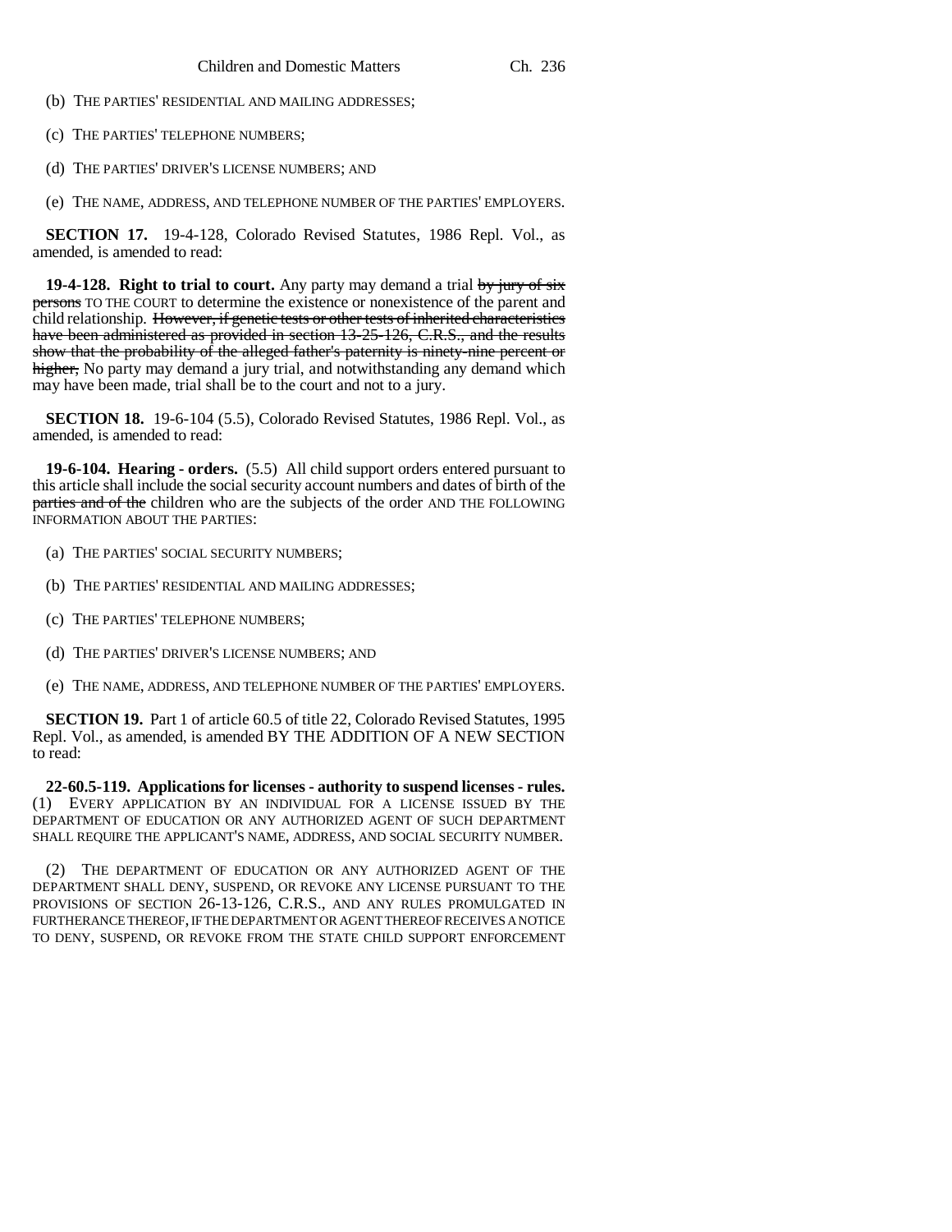(b) THE PARTIES' RESIDENTIAL AND MAILING ADDRESSES;

(c) THE PARTIES' TELEPHONE NUMBERS;

(d) THE PARTIES' DRIVER'S LICENSE NUMBERS; AND

(e) THE NAME, ADDRESS, AND TELEPHONE NUMBER OF THE PARTIES' EMPLOYERS.

**SECTION 17.** 19-4-128, Colorado Revised Statutes, 1986 Repl. Vol., as amended, is amended to read:

**19-4-128. Right to trial to court.** Any party may demand a trial ~~by jury of six persons~~ TO THE COURT to determine the existence or nonexistence of the parent and child relationship. ~~However, if genetic tests or other tests of inherited characteristics have been administered as provided in section 13-25-126, C.R.S., and the results show that the probability of the alleged father's paternity is ninety-nine percent or higher,~~ No party may demand a jury trial, and notwithstanding any demand which may have been made, trial shall be to the court and not to a jury.

**SECTION 18.** 19-6-104 (5.5), Colorado Revised Statutes, 1986 Repl. Vol., as amended, is amended to read:

**19-6-104. Hearing - orders.** (5.5) All child support orders entered pursuant to this article shall include the social security account numbers and dates of birth of the ~~parties and of the~~ children who are the subjects of the order AND THE FOLLOWING INFORMATION ABOUT THE PARTIES:

(a) THE PARTIES' SOCIAL SECURITY NUMBERS;

(b) THE PARTIES' RESIDENTIAL AND MAILING ADDRESSES;

(c) THE PARTIES' TELEPHONE NUMBERS;

(d) THE PARTIES' DRIVER'S LICENSE NUMBERS; AND

(e) THE NAME, ADDRESS, AND TELEPHONE NUMBER OF THE PARTIES' EMPLOYERS.

**SECTION 19.** Part 1 of article 60.5 of title 22, Colorado Revised Statutes, 1995 Repl. Vol., as amended, is amended BY THE ADDITION OF A NEW SECTION to read:

**22-60.5-119. Applications for licenses - authority to suspend licenses - rules.** (1) EVERY APPLICATION BY AN INDIVIDUAL FOR A LICENSE ISSUED BY THE DEPARTMENT OF EDUCATION OR ANY AUTHORIZED AGENT OF SUCH DEPARTMENT SHALL REQUIRE THE APPLICANT'S NAME, ADDRESS, AND SOCIAL SECURITY NUMBER.

(2) THE DEPARTMENT OF EDUCATION OR ANY AUTHORIZED AGENT OF THE DEPARTMENT SHALL DENY, SUSPEND, OR REVOKE ANY LICENSE PURSUANT TO THE PROVISIONS OF SECTION 26-13-126, C.R.S., AND ANY RULES PROMULGATED IN FURTHERANCE THEREOF, IF THE DEPARTMENT OR AGENT THEREOF RECEIVES A NOTICE TO DENY, SUSPEND, OR REVOKE FROM THE STATE CHILD SUPPORT ENFORCEMENT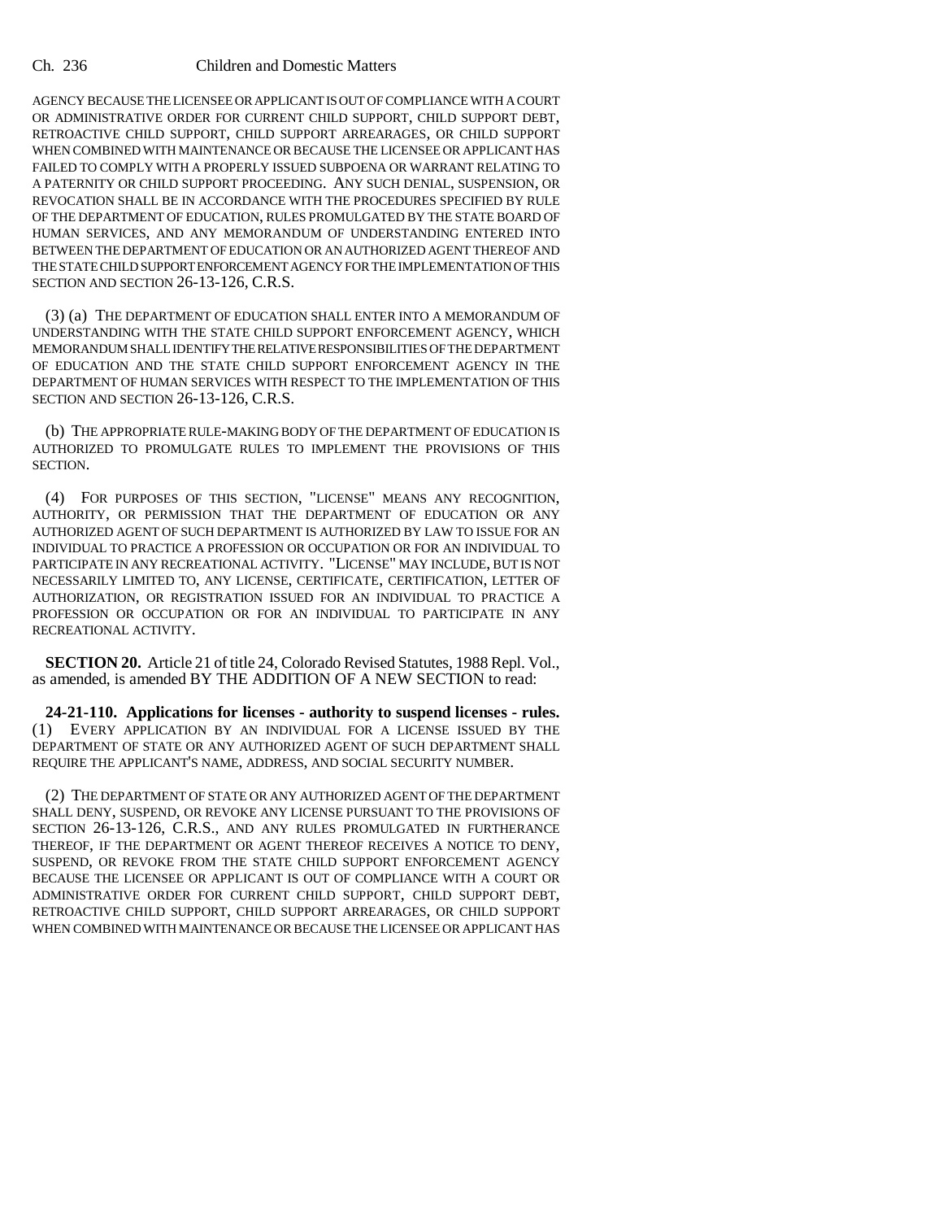AGENCY BECAUSE THE LICENSEE OR APPLICANT IS OUT OF COMPLIANCE WITH A COURT OR ADMINISTRATIVE ORDER FOR CURRENT CHILD SUPPORT, CHILD SUPPORT DEBT, RETROACTIVE CHILD SUPPORT, CHILD SUPPORT ARREARAGES, OR CHILD SUPPORT WHEN COMBINED WITH MAINTENANCE OR BECAUSE THE LICENSEE OR APPLICANT HAS FAILED TO COMPLY WITH A PROPERLY ISSUED SUBPOENA OR WARRANT RELATING TO A PATERNITY OR CHILD SUPPORT PROCEEDING. ANY SUCH DENIAL, SUSPENSION, OR REVOCATION SHALL BE IN ACCORDANCE WITH THE PROCEDURES SPECIFIED BY RULE OF THE DEPARTMENT OF EDUCATION, RULES PROMULGATED BY THE STATE BOARD OF HUMAN SERVICES, AND ANY MEMORANDUM OF UNDERSTANDING ENTERED INTO BETWEEN THE DEPARTMENT OF EDUCATION OR AN AUTHORIZED AGENT THEREOF AND THE STATE CHILD SUPPORT ENFORCEMENT AGENCY FOR THE IMPLEMENTATION OF THIS SECTION AND SECTION 26-13-126, C.R.S.

(3) (a) THE DEPARTMENT OF EDUCATION SHALL ENTER INTO A MEMORANDUM OF UNDERSTANDING WITH THE STATE CHILD SUPPORT ENFORCEMENT AGENCY, WHICH MEMORANDUM SHALL IDENTIFY THE RELATIVE RESPONSIBILITIES OF THE DEPARTMENT OF EDUCATION AND THE STATE CHILD SUPPORT ENFORCEMENT AGENCY IN THE DEPARTMENT OF HUMAN SERVICES WITH RESPECT TO THE IMPLEMENTATION OF THIS SECTION AND SECTION 26-13-126, C.R.S.

(b) THE APPROPRIATE RULE-MAKING BODY OF THE DEPARTMENT OF EDUCATION IS AUTHORIZED TO PROMULGATE RULES TO IMPLEMENT THE PROVISIONS OF THIS SECTION.

(4) FOR PURPOSES OF THIS SECTION, "LICENSE" MEANS ANY RECOGNITION, AUTHORITY, OR PERMISSION THAT THE DEPARTMENT OF EDUCATION OR ANY AUTHORIZED AGENT OF SUCH DEPARTMENT IS AUTHORIZED BY LAW TO ISSUE FOR AN INDIVIDUAL TO PRACTICE A PROFESSION OR OCCUPATION OR FOR AN INDIVIDUAL TO PARTICIPATE IN ANY RECREATIONAL ACTIVITY. "LICENSE" MAY INCLUDE, BUT IS NOT NECESSARILY LIMITED TO, ANY LICENSE, CERTIFICATE, CERTIFICATION, LETTER OF AUTHORIZATION, OR REGISTRATION ISSUED FOR AN INDIVIDUAL TO PRACTICE A PROFESSION OR OCCUPATION OR FOR AN INDIVIDUAL TO PARTICIPATE IN ANY RECREATIONAL ACTIVITY.

**SECTION 20.** Article 21 of title 24, Colorado Revised Statutes, 1988 Repl. Vol., as amended, is amended BY THE ADDITION OF A NEW SECTION to read:

**24-21-110. Applications for licenses - authority to suspend licenses - rules.** (1) EVERY APPLICATION BY AN INDIVIDUAL FOR A LICENSE ISSUED BY THE DEPARTMENT OF STATE OR ANY AUTHORIZED AGENT OF SUCH DEPARTMENT SHALL REQUIRE THE APPLICANT'S NAME, ADDRESS, AND SOCIAL SECURITY NUMBER.

(2) THE DEPARTMENT OF STATE OR ANY AUTHORIZED AGENT OF THE DEPARTMENT SHALL DENY, SUSPEND, OR REVOKE ANY LICENSE PURSUANT TO THE PROVISIONS OF SECTION 26-13-126, C.R.S., AND ANY RULES PROMULGATED IN FURTHERANCE THEREOF, IF THE DEPARTMENT OR AGENT THEREOF RECEIVES A NOTICE TO DENY, SUSPEND, OR REVOKE FROM THE STATE CHILD SUPPORT ENFORCEMENT AGENCY BECAUSE THE LICENSEE OR APPLICANT IS OUT OF COMPLIANCE WITH A COURT OR ADMINISTRATIVE ORDER FOR CURRENT CHILD SUPPORT, CHILD SUPPORT DEBT, RETROACTIVE CHILD SUPPORT, CHILD SUPPORT ARREARAGES, OR CHILD SUPPORT WHEN COMBINED WITH MAINTENANCE OR BECAUSE THE LICENSEE OR APPLICANT HAS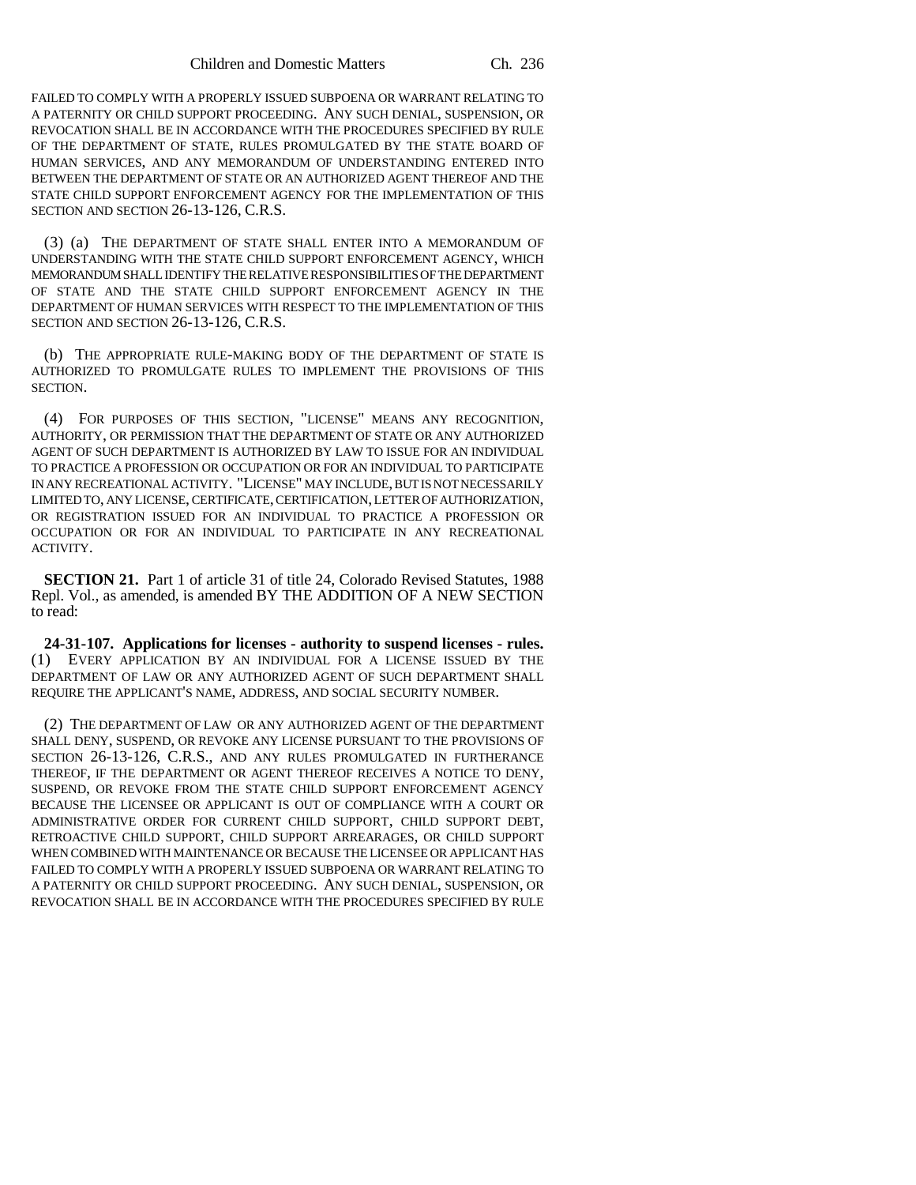FAILED TO COMPLY WITH A PROPERLY ISSUED SUBPOENA OR WARRANT RELATING TO A PATERNITY OR CHILD SUPPORT PROCEEDING. ANY SUCH DENIAL, SUSPENSION, OR REVOCATION SHALL BE IN ACCORDANCE WITH THE PROCEDURES SPECIFIED BY RULE OF THE DEPARTMENT OF STATE, RULES PROMULGATED BY THE STATE BOARD OF HUMAN SERVICES, AND ANY MEMORANDUM OF UNDERSTANDING ENTERED INTO BETWEEN THE DEPARTMENT OF STATE OR AN AUTHORIZED AGENT THEREOF AND THE STATE CHILD SUPPORT ENFORCEMENT AGENCY FOR THE IMPLEMENTATION OF THIS SECTION AND SECTION 26-13-126, C.R.S.

(3) (a) THE DEPARTMENT OF STATE SHALL ENTER INTO A MEMORANDUM OF UNDERSTANDING WITH THE STATE CHILD SUPPORT ENFORCEMENT AGENCY, WHICH MEMORANDUM SHALL IDENTIFY THE RELATIVE RESPONSIBILITIES OF THE DEPARTMENT OF STATE AND THE STATE CHILD SUPPORT ENFORCEMENT AGENCY IN THE DEPARTMENT OF HUMAN SERVICES WITH RESPECT TO THE IMPLEMENTATION OF THIS SECTION AND SECTION 26-13-126, C.R.S.

(b) THE APPROPRIATE RULE-MAKING BODY OF THE DEPARTMENT OF STATE IS AUTHORIZED TO PROMULGATE RULES TO IMPLEMENT THE PROVISIONS OF THIS SECTION.

(4) FOR PURPOSES OF THIS SECTION, "LICENSE" MEANS ANY RECOGNITION, AUTHORITY, OR PERMISSION THAT THE DEPARTMENT OF STATE OR ANY AUTHORIZED AGENT OF SUCH DEPARTMENT IS AUTHORIZED BY LAW TO ISSUE FOR AN INDIVIDUAL TO PRACTICE A PROFESSION OR OCCUPATION OR FOR AN INDIVIDUAL TO PARTICIPATE IN ANY RECREATIONAL ACTIVITY. "LICENSE" MAY INCLUDE, BUT IS NOT NECESSARILY LIMITED TO, ANY LICENSE, CERTIFICATE, CERTIFICATION, LETTER OF AUTHORIZATION, OR REGISTRATION ISSUED FOR AN INDIVIDUAL TO PRACTICE A PROFESSION OR OCCUPATION OR FOR AN INDIVIDUAL TO PARTICIPATE IN ANY RECREATIONAL ACTIVITY.

**SECTION 21.** Part 1 of article 31 of title 24, Colorado Revised Statutes, 1988 Repl. Vol., as amended, is amended BY THE ADDITION OF A NEW SECTION to read:

**24-31-107. Applications for licenses - authority to suspend licenses - rules.** (1) EVERY APPLICATION BY AN INDIVIDUAL FOR A LICENSE ISSUED BY THE DEPARTMENT OF LAW OR ANY AUTHORIZED AGENT OF SUCH DEPARTMENT SHALL REQUIRE THE APPLICANT'S NAME, ADDRESS, AND SOCIAL SECURITY NUMBER.

(2) THE DEPARTMENT OF LAW OR ANY AUTHORIZED AGENT OF THE DEPARTMENT SHALL DENY, SUSPEND, OR REVOKE ANY LICENSE PURSUANT TO THE PROVISIONS OF SECTION 26-13-126, C.R.S., AND ANY RULES PROMULGATED IN FURTHERANCE THEREOF, IF THE DEPARTMENT OR AGENT THEREOF RECEIVES A NOTICE TO DENY, SUSPEND, OR REVOKE FROM THE STATE CHILD SUPPORT ENFORCEMENT AGENCY BECAUSE THE LICENSEE OR APPLICANT IS OUT OF COMPLIANCE WITH A COURT OR ADMINISTRATIVE ORDER FOR CURRENT CHILD SUPPORT, CHILD SUPPORT DEBT, RETROACTIVE CHILD SUPPORT, CHILD SUPPORT ARREARAGES, OR CHILD SUPPORT WHEN COMBINED WITH MAINTENANCE OR BECAUSE THE LICENSEE OR APPLICANT HAS FAILED TO COMPLY WITH A PROPERLY ISSUED SUBPOENA OR WARRANT RELATING TO A PATERNITY OR CHILD SUPPORT PROCEEDING. ANY SUCH DENIAL, SUSPENSION, OR REVOCATION SHALL BE IN ACCORDANCE WITH THE PROCEDURES SPECIFIED BY RULE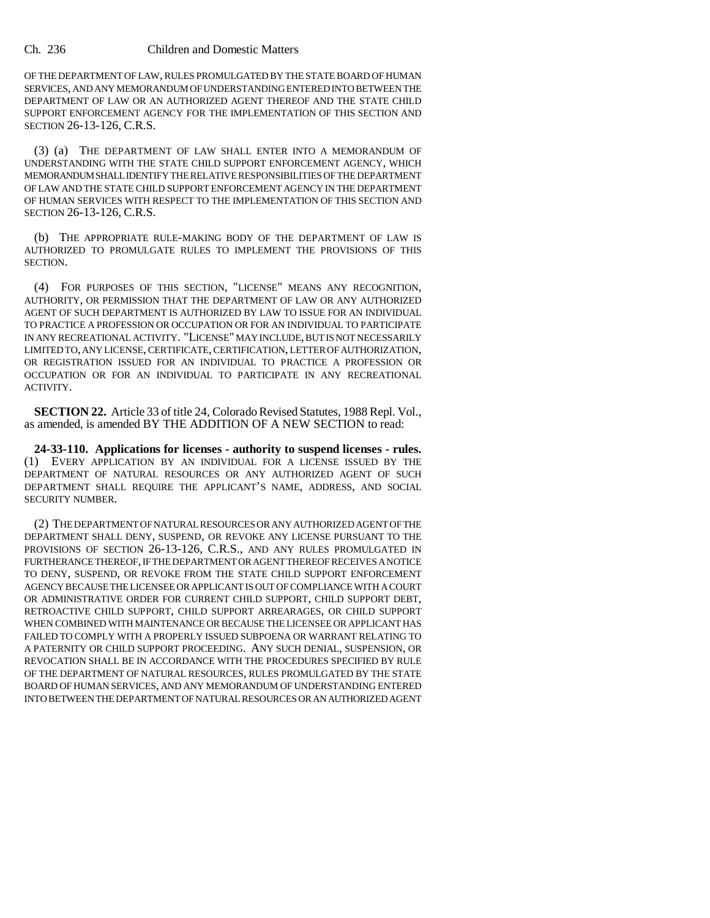OF THE DEPARTMENT OF LAW, RULES PROMULGATED BY THE STATE BOARD OF HUMAN SERVICES, AND ANY MEMORANDUM OF UNDERSTANDING ENTERED INTO BETWEEN THE DEPARTMENT OF LAW OR AN AUTHORIZED AGENT THEREOF AND THE STATE CHILD SUPPORT ENFORCEMENT AGENCY FOR THE IMPLEMENTATION OF THIS SECTION AND SECTION 26-13-126, C.R.S.

(3) (a) THE DEPARTMENT OF LAW SHALL ENTER INTO A MEMORANDUM OF UNDERSTANDING WITH THE STATE CHILD SUPPORT ENFORCEMENT AGENCY, WHICH MEMORANDUM SHALL IDENTIFY THE RELATIVE RESPONSIBILITIES OF THE DEPARTMENT OF LAW AND THE STATE CHILD SUPPORT ENFORCEMENT AGENCY IN THE DEPARTMENT OF HUMAN SERVICES WITH RESPECT TO THE IMPLEMENTATION OF THIS SECTION AND SECTION 26-13-126, C.R.S.

(b) THE APPROPRIATE RULE-MAKING BODY OF THE DEPARTMENT OF LAW IS AUTHORIZED TO PROMULGATE RULES TO IMPLEMENT THE PROVISIONS OF THIS SECTION.

(4) FOR PURPOSES OF THIS SECTION, "LICENSE" MEANS ANY RECOGNITION, AUTHORITY, OR PERMISSION THAT THE DEPARTMENT OF LAW OR ANY AUTHORIZED AGENT OF SUCH DEPARTMENT IS AUTHORIZED BY LAW TO ISSUE FOR AN INDIVIDUAL TO PRACTICE A PROFESSION OR OCCUPATION OR FOR AN INDIVIDUAL TO PARTICIPATE IN ANY RECREATIONAL ACTIVITY. "LICENSE" MAY INCLUDE, BUT IS NOT NECESSARILY LIMITED TO, ANY LICENSE, CERTIFICATE, CERTIFICATION, LETTER OF AUTHORIZATION, OR REGISTRATION ISSUED FOR AN INDIVIDUAL TO PRACTICE A PROFESSION OR OCCUPATION OR FOR AN INDIVIDUAL TO PARTICIPATE IN ANY RECREATIONAL ACTIVITY.

**SECTION 22.** Article 33 of title 24, Colorado Revised Statutes, 1988 Repl. Vol., as amended, is amended BY THE ADDITION OF A NEW SECTION to read:

**24-33-110. Applications for licenses - authority to suspend licenses - rules.** (1) EVERY APPLICATION BY AN INDIVIDUAL FOR A LICENSE ISSUED BY THE DEPARTMENT OF NATURAL RESOURCES OR ANY AUTHORIZED AGENT OF SUCH DEPARTMENT SHALL REQUIRE THE APPLICANT'S NAME, ADDRESS, AND SOCIAL SECURITY NUMBER.

(2) THE DEPARTMENT OF NATURAL RESOURCES OR ANY AUTHORIZED AGENT OF THE DEPARTMENT SHALL DENY, SUSPEND, OR REVOKE ANY LICENSE PURSUANT TO THE PROVISIONS OF SECTION 26-13-126, C.R.S., AND ANY RULES PROMULGATED IN FURTHERANCE THEREOF, IF THE DEPARTMENT OR AGENT THEREOF RECEIVES A NOTICE TO DENY, SUSPEND, OR REVOKE FROM THE STATE CHILD SUPPORT ENFORCEMENT AGENCY BECAUSE THE LICENSEE OR APPLICANT IS OUT OF COMPLIANCE WITH A COURT OR ADMINISTRATIVE ORDER FOR CURRENT CHILD SUPPORT, CHILD SUPPORT DEBT, RETROACTIVE CHILD SUPPORT, CHILD SUPPORT ARREARAGES, OR CHILD SUPPORT WHEN COMBINED WITH MAINTENANCE OR BECAUSE THE LICENSEE OR APPLICANT HAS FAILED TO COMPLY WITH A PROPERLY ISSUED SUBPOENA OR WARRANT RELATING TO A PATERNITY OR CHILD SUPPORT PROCEEDING. ANY SUCH DENIAL, SUSPENSION, OR REVOCATION SHALL BE IN ACCORDANCE WITH THE PROCEDURES SPECIFIED BY RULE OF THE DEPARTMENT OF NATURAL RESOURCES, RULES PROMULGATED BY THE STATE BOARD OF HUMAN SERVICES, AND ANY MEMORANDUM OF UNDERSTANDING ENTERED INTO BETWEEN THE DEPARTMENT OF NATURAL RESOURCES OR AN AUTHORIZED AGENT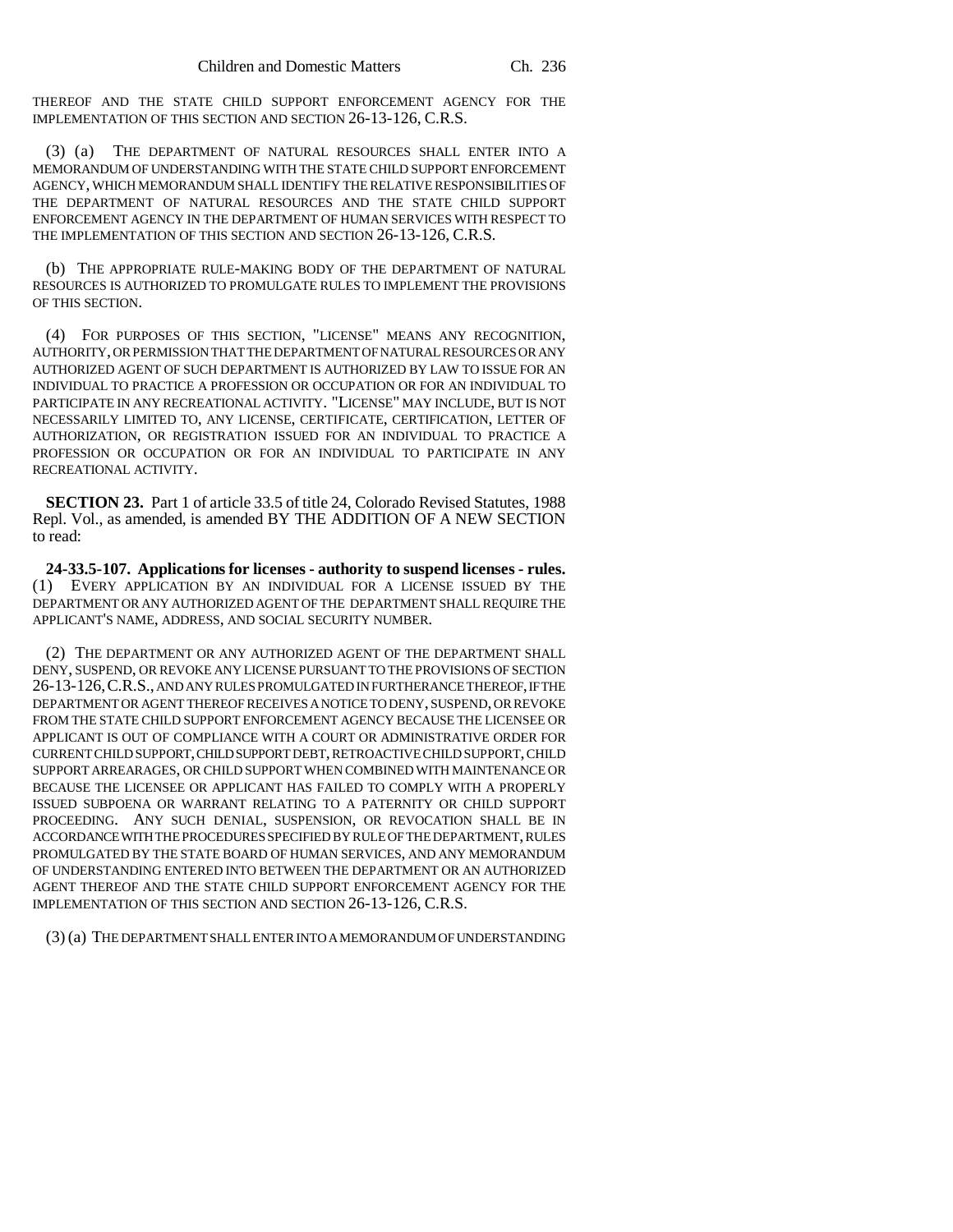THEREOF AND THE STATE CHILD SUPPORT ENFORCEMENT AGENCY FOR THE IMPLEMENTATION OF THIS SECTION AND SECTION 26-13-126, C.R.S.

(3) (a) THE DEPARTMENT OF NATURAL RESOURCES SHALL ENTER INTO A MEMORANDUM OF UNDERSTANDING WITH THE STATE CHILD SUPPORT ENFORCEMENT AGENCY, WHICH MEMORANDUM SHALL IDENTIFY THE RELATIVE RESPONSIBILITIES OF THE DEPARTMENT OF NATURAL RESOURCES AND THE STATE CHILD SUPPORT ENFORCEMENT AGENCY IN THE DEPARTMENT OF HUMAN SERVICES WITH RESPECT TO THE IMPLEMENTATION OF THIS SECTION AND SECTION 26-13-126, C.R.S.

(b) THE APPROPRIATE RULE-MAKING BODY OF THE DEPARTMENT OF NATURAL RESOURCES IS AUTHORIZED TO PROMULGATE RULES TO IMPLEMENT THE PROVISIONS OF THIS SECTION.

(4) FOR PURPOSES OF THIS SECTION, "LICENSE" MEANS ANY RECOGNITION, AUTHORITY, OR PERMISSION THAT THE DEPARTMENT OF NATURAL RESOURCES OR ANY AUTHORIZED AGENT OF SUCH DEPARTMENT IS AUTHORIZED BY LAW TO ISSUE FOR AN INDIVIDUAL TO PRACTICE A PROFESSION OR OCCUPATION OR FOR AN INDIVIDUAL TO PARTICIPATE IN ANY RECREATIONAL ACTIVITY. "LICENSE" MAY INCLUDE, BUT IS NOT NECESSARILY LIMITED TO, ANY LICENSE, CERTIFICATE, CERTIFICATION, LETTER OF AUTHORIZATION, OR REGISTRATION ISSUED FOR AN INDIVIDUAL TO PRACTICE A PROFESSION OR OCCUPATION OR FOR AN INDIVIDUAL TO PARTICIPATE IN ANY RECREATIONAL ACTIVITY.

**SECTION 23.** Part 1 of article 33.5 of title 24, Colorado Revised Statutes, 1988 Repl. Vol., as amended, is amended BY THE ADDITION OF A NEW SECTION to read:

**24-33.5-107. Applications for licenses - authority to suspend licenses - rules.** (1) EVERY APPLICATION BY AN INDIVIDUAL FOR A LICENSE ISSUED BY THE DEPARTMENT OR ANY AUTHORIZED AGENT OF THE DEPARTMENT SHALL REQUIRE THE APPLICANT'S NAME, ADDRESS, AND SOCIAL SECURITY NUMBER.

(2) THE DEPARTMENT OR ANY AUTHORIZED AGENT OF THE DEPARTMENT SHALL DENY, SUSPEND, OR REVOKE ANY LICENSE PURSUANT TO THE PROVISIONS OF SECTION 26-13-126, C.R.S., AND ANY RULES PROMULGATED IN FURTHERANCE THEREOF, IF THE DEPARTMENT OR AGENT THEREOF RECEIVES A NOTICE TO DENY, SUSPEND, OR REVOKE FROM THE STATE CHILD SUPPORT ENFORCEMENT AGENCY BECAUSE THE LICENSEE OR APPLICANT IS OUT OF COMPLIANCE WITH A COURT OR ADMINISTRATIVE ORDER FOR CURRENT CHILD SUPPORT, CHILD SUPPORT DEBT, RETROACTIVE CHILD SUPPORT, CHILD SUPPORT ARREARAGES, OR CHILD SUPPORT WHEN COMBINED WITH MAINTENANCE OR BECAUSE THE LICENSEE OR APPLICANT HAS FAILED TO COMPLY WITH A PROPERLY ISSUED SUBPOENA OR WARRANT RELATING TO A PATERNITY OR CHILD SUPPORT PROCEEDING. ANY SUCH DENIAL, SUSPENSION, OR REVOCATION SHALL BE IN ACCORDANCE WITH THE PROCEDURES SPECIFIED BY RULE OF THE DEPARTMENT, RULES PROMULGATED BY THE STATE BOARD OF HUMAN SERVICES, AND ANY MEMORANDUM OF UNDERSTANDING ENTERED INTO BETWEEN THE DEPARTMENT OR AN AUTHORIZED AGENT THEREOF AND THE STATE CHILD SUPPORT ENFORCEMENT AGENCY FOR THE IMPLEMENTATION OF THIS SECTION AND SECTION 26-13-126, C.R.S.

(3) (a) THE DEPARTMENT SHALL ENTER INTO A MEMORANDUM OF UNDERSTANDING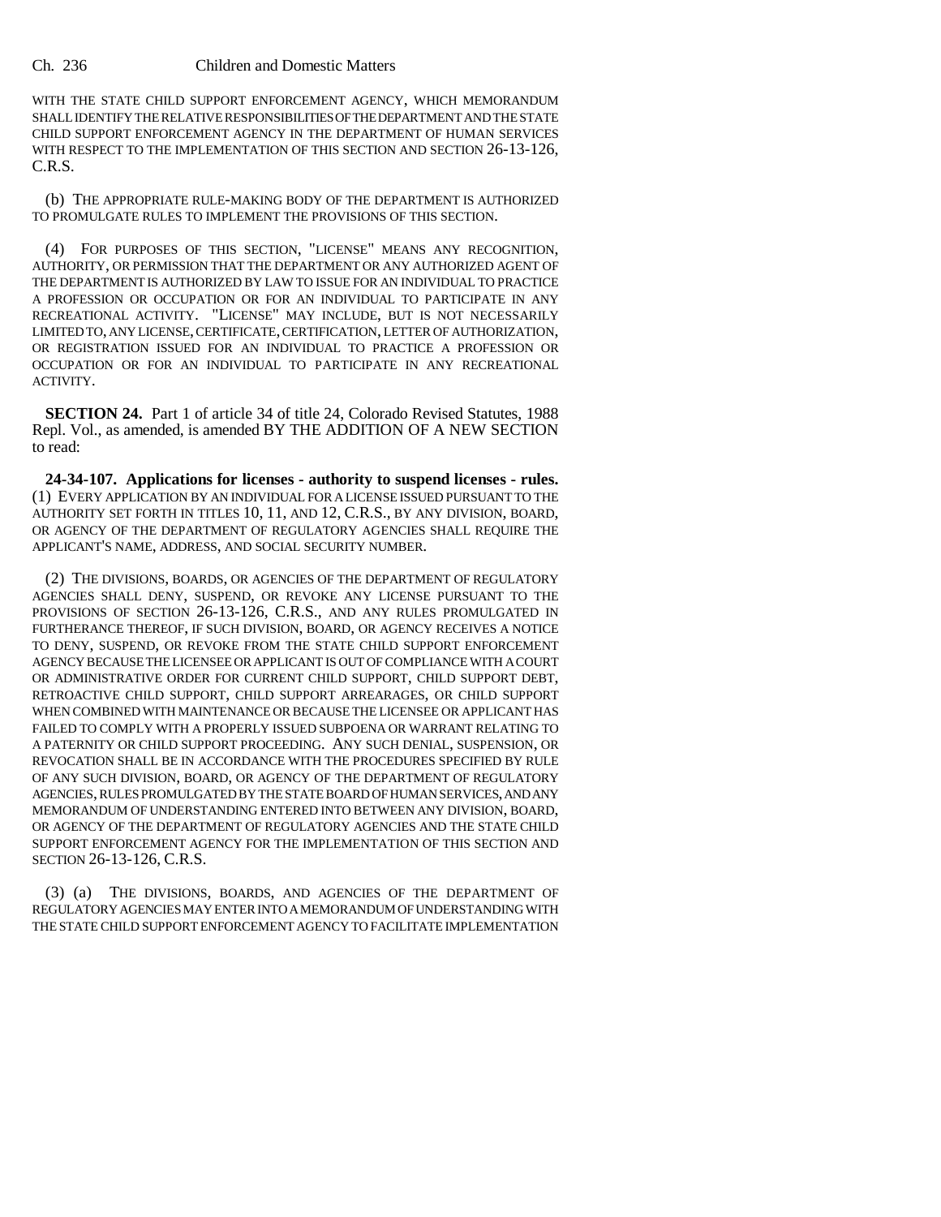WITH THE STATE CHILD SUPPORT ENFORCEMENT AGENCY, WHICH MEMORANDUM SHALL IDENTIFY THE RELATIVE RESPONSIBILITIES OF THE DEPARTMENT AND THE STATE CHILD SUPPORT ENFORCEMENT AGENCY IN THE DEPARTMENT OF HUMAN SERVICES WITH RESPECT TO THE IMPLEMENTATION OF THIS SECTION AND SECTION 26-13-126, C.R.S.

(b) THE APPROPRIATE RULE-MAKING BODY OF THE DEPARTMENT IS AUTHORIZED TO PROMULGATE RULES TO IMPLEMENT THE PROVISIONS OF THIS SECTION.

(4) FOR PURPOSES OF THIS SECTION, "LICENSE" MEANS ANY RECOGNITION, AUTHORITY, OR PERMISSION THAT THE DEPARTMENT OR ANY AUTHORIZED AGENT OF THE DEPARTMENT IS AUTHORIZED BY LAW TO ISSUE FOR AN INDIVIDUAL TO PRACTICE A PROFESSION OR OCCUPATION OR FOR AN INDIVIDUAL TO PARTICIPATE IN ANY RECREATIONAL ACTIVITY. "LICENSE" MAY INCLUDE, BUT IS NOT NECESSARILY LIMITED TO, ANY LICENSE, CERTIFICATE, CERTIFICATION, LETTER OF AUTHORIZATION, OR REGISTRATION ISSUED FOR AN INDIVIDUAL TO PRACTICE A PROFESSION OR OCCUPATION OR FOR AN INDIVIDUAL TO PARTICIPATE IN ANY RECREATIONAL ACTIVITY.

**SECTION 24.** Part 1 of article 34 of title 24, Colorado Revised Statutes, 1988 Repl. Vol., as amended, is amended BY THE ADDITION OF A NEW SECTION to read:

**24-34-107. Applications for licenses - authority to suspend licenses - rules.** (1) EVERY APPLICATION BY AN INDIVIDUAL FOR A LICENSE ISSUED PURSUANT TO THE AUTHORITY SET FORTH IN TITLES 10, 11, AND 12, C.R.S., BY ANY DIVISION, BOARD, OR AGENCY OF THE DEPARTMENT OF REGULATORY AGENCIES SHALL REQUIRE THE APPLICANT'S NAME, ADDRESS, AND SOCIAL SECURITY NUMBER.

(2) THE DIVISIONS, BOARDS, OR AGENCIES OF THE DEPARTMENT OF REGULATORY AGENCIES SHALL DENY, SUSPEND, OR REVOKE ANY LICENSE PURSUANT TO THE PROVISIONS OF SECTION 26-13-126, C.R.S., AND ANY RULES PROMULGATED IN FURTHERANCE THEREOF, IF SUCH DIVISION, BOARD, OR AGENCY RECEIVES A NOTICE TO DENY, SUSPEND, OR REVOKE FROM THE STATE CHILD SUPPORT ENFORCEMENT AGENCY BECAUSE THE LICENSEE OR APPLICANT IS OUT OF COMPLIANCE WITH A COURT OR ADMINISTRATIVE ORDER FOR CURRENT CHILD SUPPORT, CHILD SUPPORT DEBT, RETROACTIVE CHILD SUPPORT, CHILD SUPPORT ARREARAGES, OR CHILD SUPPORT WHEN COMBINED WITH MAINTENANCE OR BECAUSE THE LICENSEE OR APPLICANT HAS FAILED TO COMPLY WITH A PROPERLY ISSUED SUBPOENA OR WARRANT RELATING TO A PATERNITY OR CHILD SUPPORT PROCEEDING. ANY SUCH DENIAL, SUSPENSION, OR REVOCATION SHALL BE IN ACCORDANCE WITH THE PROCEDURES SPECIFIED BY RULE OF ANY SUCH DIVISION, BOARD, OR AGENCY OF THE DEPARTMENT OF REGULATORY AGENCIES, RULES PROMULGATED BY THE STATE BOARD OF HUMAN SERVICES, AND ANY MEMORANDUM OF UNDERSTANDING ENTERED INTO BETWEEN ANY DIVISION, BOARD, OR AGENCY OF THE DEPARTMENT OF REGULATORY AGENCIES AND THE STATE CHILD SUPPORT ENFORCEMENT AGENCY FOR THE IMPLEMENTATION OF THIS SECTION AND SECTION 26-13-126, C.R.S.

(3) (a) THE DIVISIONS, BOARDS, AND AGENCIES OF THE DEPARTMENT OF REGULATORY AGENCIES MAY ENTER INTO A MEMORANDUM OF UNDERSTANDING WITH THE STATE CHILD SUPPORT ENFORCEMENT AGENCY TO FACILITATE IMPLEMENTATION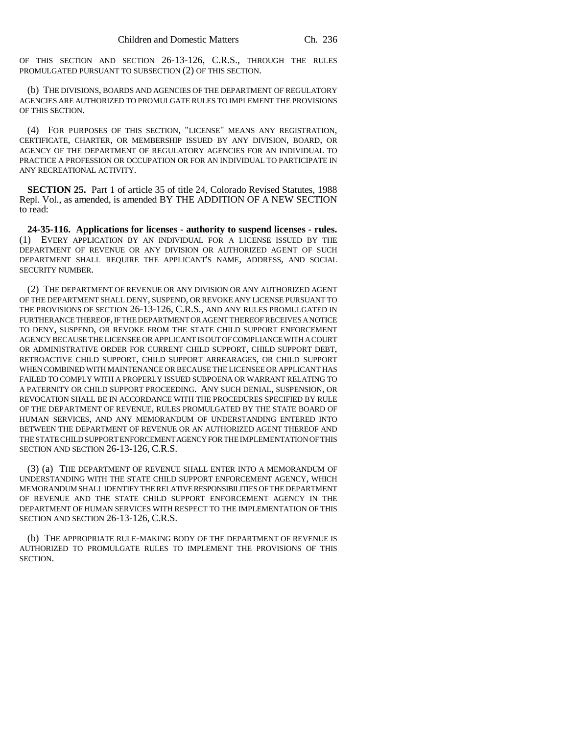OF THIS SECTION AND SECTION 26-13-126, C.R.S., THROUGH THE RULES PROMULGATED PURSUANT TO SUBSECTION (2) OF THIS SECTION.

(b) THE DIVISIONS, BOARDS AND AGENCIES OF THE DEPARTMENT OF REGULATORY AGENCIES ARE AUTHORIZED TO PROMULGATE RULES TO IMPLEMENT THE PROVISIONS OF THIS SECTION.

(4) FOR PURPOSES OF THIS SECTION, "LICENSE" MEANS ANY REGISTRATION, CERTIFICATE, CHARTER, OR MEMBERSHIP ISSUED BY ANY DIVISION, BOARD, OR AGENCY OF THE DEPARTMENT OF REGULATORY AGENCIES FOR AN INDIVIDUAL TO PRACTICE A PROFESSION OR OCCUPATION OR FOR AN INDIVIDUAL TO PARTICIPATE IN ANY RECREATIONAL ACTIVITY.

**SECTION 25.** Part 1 of article 35 of title 24, Colorado Revised Statutes, 1988 Repl. Vol., as amended, is amended BY THE ADDITION OF A NEW SECTION to read:

**24-35-116. Applications for licenses - authority to suspend licenses - rules.** (1) EVERY APPLICATION BY AN INDIVIDUAL FOR A LICENSE ISSUED BY THE DEPARTMENT OF REVENUE OR ANY DIVISION OR AUTHORIZED AGENT OF SUCH DEPARTMENT SHALL REQUIRE THE APPLICANT'S NAME, ADDRESS, AND SOCIAL SECURITY NUMBER.

(2) THE DEPARTMENT OF REVENUE OR ANY DIVISION OR ANY AUTHORIZED AGENT OF THE DEPARTMENT SHALL DENY, SUSPEND, OR REVOKE ANY LICENSE PURSUANT TO THE PROVISIONS OF SECTION 26-13-126, C.R.S., AND ANY RULES PROMULGATED IN FURTHERANCE THEREOF, IF THE DEPARTMENT OR AGENT THEREOF RECEIVES A NOTICE TO DENY, SUSPEND, OR REVOKE FROM THE STATE CHILD SUPPORT ENFORCEMENT AGENCY BECAUSE THE LICENSEE OR APPLICANT IS OUT OF COMPLIANCE WITH A COURT OR ADMINISTRATIVE ORDER FOR CURRENT CHILD SUPPORT, CHILD SUPPORT DEBT, RETROACTIVE CHILD SUPPORT, CHILD SUPPORT ARREARAGES, OR CHILD SUPPORT WHEN COMBINED WITH MAINTENANCE OR BECAUSE THE LICENSEE OR APPLICANT HAS FAILED TO COMPLY WITH A PROPERLY ISSUED SUBPOENA OR WARRANT RELATING TO A PATERNITY OR CHILD SUPPORT PROCEEDING. ANY SUCH DENIAL, SUSPENSION, OR REVOCATION SHALL BE IN ACCORDANCE WITH THE PROCEDURES SPECIFIED BY RULE OF THE DEPARTMENT OF REVENUE, RULES PROMULGATED BY THE STATE BOARD OF HUMAN SERVICES, AND ANY MEMORANDUM OF UNDERSTANDING ENTERED INTO BETWEEN THE DEPARTMENT OF REVENUE OR AN AUTHORIZED AGENT THEREOF AND THE STATE CHILD SUPPORT ENFORCEMENT AGENCY FOR THE IMPLEMENTATION OF THIS SECTION AND SECTION 26-13-126, C.R.S.

(3) (a) THE DEPARTMENT OF REVENUE SHALL ENTER INTO A MEMORANDUM OF UNDERSTANDING WITH THE STATE CHILD SUPPORT ENFORCEMENT AGENCY, WHICH MEMORANDUM SHALL IDENTIFY THE RELATIVE RESPONSIBILITIES OF THE DEPARTMENT OF REVENUE AND THE STATE CHILD SUPPORT ENFORCEMENT AGENCY IN THE DEPARTMENT OF HUMAN SERVICES WITH RESPECT TO THE IMPLEMENTATION OF THIS SECTION AND SECTION 26-13-126, C.R.S.

(b) THE APPROPRIATE RULE-MAKING BODY OF THE DEPARTMENT OF REVENUE IS AUTHORIZED TO PROMULGATE RULES TO IMPLEMENT THE PROVISIONS OF THIS SECTION.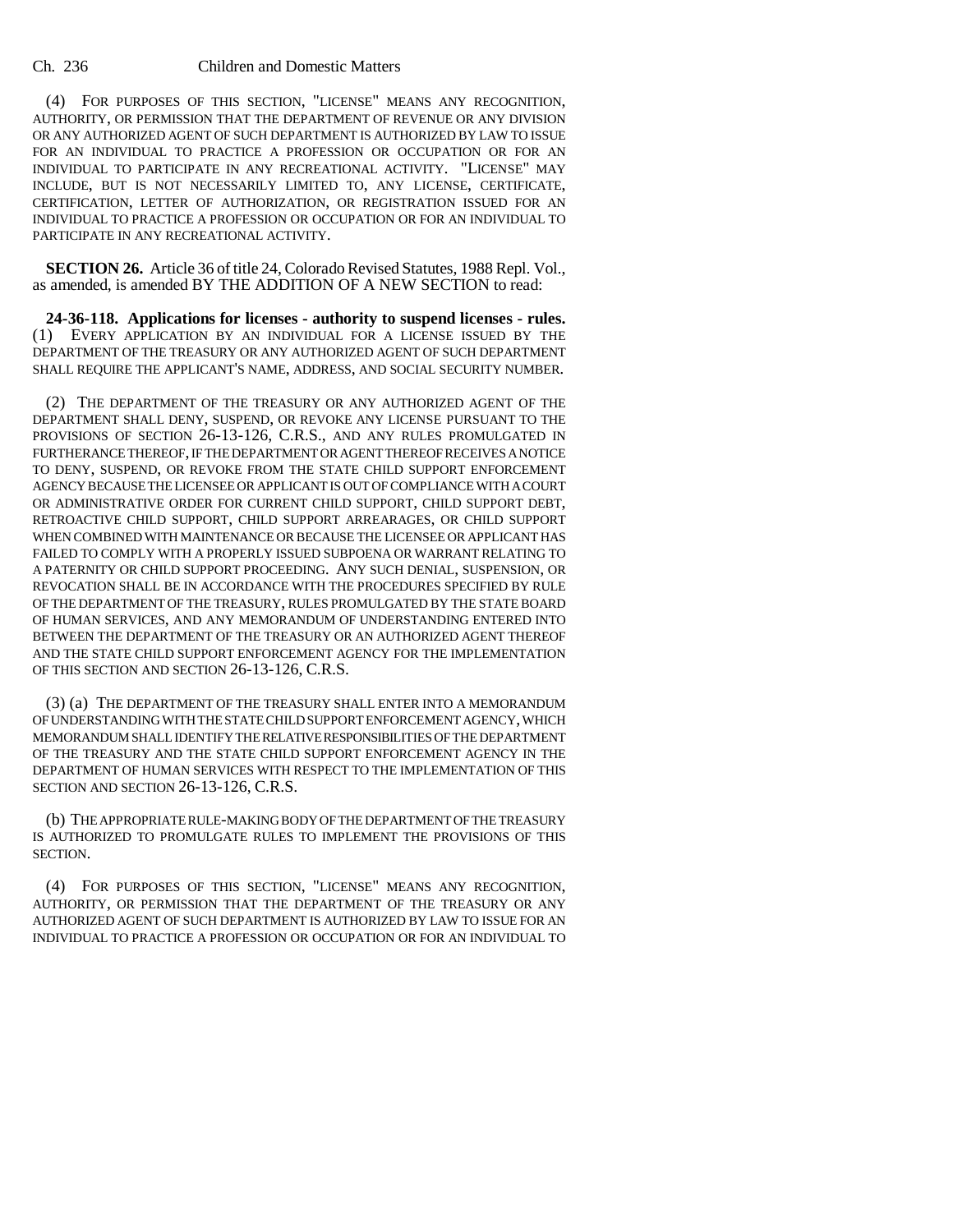(4) FOR PURPOSES OF THIS SECTION, "LICENSE" MEANS ANY RECOGNITION, AUTHORITY, OR PERMISSION THAT THE DEPARTMENT OF REVENUE OR ANY DIVISION OR ANY AUTHORIZED AGENT OF SUCH DEPARTMENT IS AUTHORIZED BY LAW TO ISSUE FOR AN INDIVIDUAL TO PRACTICE A PROFESSION OR OCCUPATION OR FOR AN INDIVIDUAL TO PARTICIPATE IN ANY RECREATIONAL ACTIVITY. "LICENSE" MAY INCLUDE, BUT IS NOT NECESSARILY LIMITED TO, ANY LICENSE, CERTIFICATE, CERTIFICATION, LETTER OF AUTHORIZATION, OR REGISTRATION ISSUED FOR AN INDIVIDUAL TO PRACTICE A PROFESSION OR OCCUPATION OR FOR AN INDIVIDUAL TO PARTICIPATE IN ANY RECREATIONAL ACTIVITY.

**SECTION 26.** Article 36 of title 24, Colorado Revised Statutes, 1988 Repl. Vol., as amended, is amended BY THE ADDITION OF A NEW SECTION to read:

**24-36-118. Applications for licenses - authority to suspend licenses - rules.** (1) EVERY APPLICATION BY AN INDIVIDUAL FOR A LICENSE ISSUED BY THE DEPARTMENT OF THE TREASURY OR ANY AUTHORIZED AGENT OF SUCH DEPARTMENT SHALL REQUIRE THE APPLICANT'S NAME, ADDRESS, AND SOCIAL SECURITY NUMBER.

(2) THE DEPARTMENT OF THE TREASURY OR ANY AUTHORIZED AGENT OF THE DEPARTMENT SHALL DENY, SUSPEND, OR REVOKE ANY LICENSE PURSUANT TO THE PROVISIONS OF SECTION 26-13-126, C.R.S., AND ANY RULES PROMULGATED IN FURTHERANCE THEREOF, IF THE DEPARTMENT OR AGENT THEREOF RECEIVES A NOTICE TO DENY, SUSPEND, OR REVOKE FROM THE STATE CHILD SUPPORT ENFORCEMENT AGENCY BECAUSE THE LICENSEE OR APPLICANT IS OUT OF COMPLIANCE WITH A COURT OR ADMINISTRATIVE ORDER FOR CURRENT CHILD SUPPORT, CHILD SUPPORT DEBT, RETROACTIVE CHILD SUPPORT, CHILD SUPPORT ARREARAGES, OR CHILD SUPPORT WHEN COMBINED WITH MAINTENANCE OR BECAUSE THE LICENSEE OR APPLICANT HAS FAILED TO COMPLY WITH A PROPERLY ISSUED SUBPOENA OR WARRANT RELATING TO A PATERNITY OR CHILD SUPPORT PROCEEDING. ANY SUCH DENIAL, SUSPENSION, OR REVOCATION SHALL BE IN ACCORDANCE WITH THE PROCEDURES SPECIFIED BY RULE OF THE DEPARTMENT OF THE TREASURY, RULES PROMULGATED BY THE STATE BOARD OF HUMAN SERVICES, AND ANY MEMORANDUM OF UNDERSTANDING ENTERED INTO BETWEEN THE DEPARTMENT OF THE TREASURY OR AN AUTHORIZED AGENT THEREOF AND THE STATE CHILD SUPPORT ENFORCEMENT AGENCY FOR THE IMPLEMENTATION OF THIS SECTION AND SECTION 26-13-126, C.R.S.

(3) (a) THE DEPARTMENT OF THE TREASURY SHALL ENTER INTO A MEMORANDUM OF UNDERSTANDING WITH THE STATE CHILD SUPPORT ENFORCEMENT AGENCY, WHICH MEMORANDUM SHALL IDENTIFY THE RELATIVE RESPONSIBILITIES OF THE DEPARTMENT OF THE TREASURY AND THE STATE CHILD SUPPORT ENFORCEMENT AGENCY IN THE DEPARTMENT OF HUMAN SERVICES WITH RESPECT TO THE IMPLEMENTATION OF THIS SECTION AND SECTION 26-13-126, C.R.S.

(b) THE APPROPRIATE RULE-MAKING BODY OF THE DEPARTMENT OF THE TREASURY IS AUTHORIZED TO PROMULGATE RULES TO IMPLEMENT THE PROVISIONS OF THIS SECTION.

(4) FOR PURPOSES OF THIS SECTION, "LICENSE" MEANS ANY RECOGNITION, AUTHORITY, OR PERMISSION THAT THE DEPARTMENT OF THE TREASURY OR ANY AUTHORIZED AGENT OF SUCH DEPARTMENT IS AUTHORIZED BY LAW TO ISSUE FOR AN INDIVIDUAL TO PRACTICE A PROFESSION OR OCCUPATION OR FOR AN INDIVIDUAL TO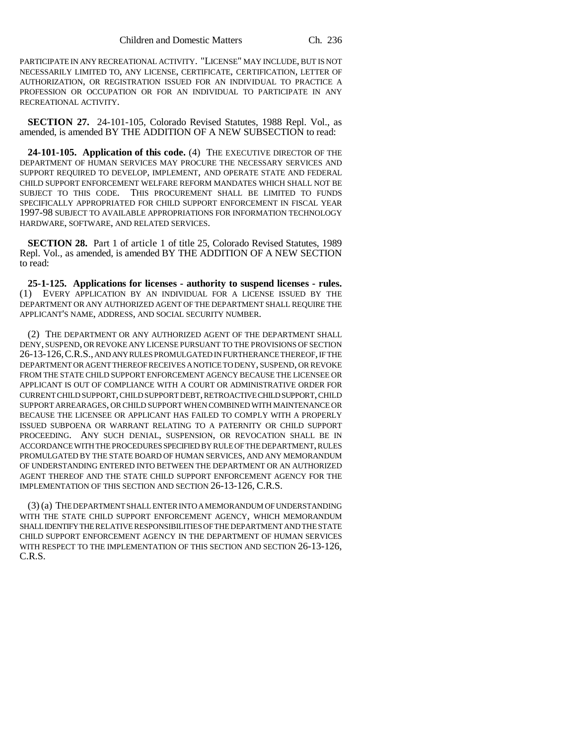PARTICIPATE IN ANY RECREATIONAL ACTIVITY. "LICENSE" MAY INCLUDE, BUT IS NOT NECESSARILY LIMITED TO, ANY LICENSE, CERTIFICATE, CERTIFICATION, LETTER OF AUTHORIZATION, OR REGISTRATION ISSUED FOR AN INDIVIDUAL TO PRACTICE A PROFESSION OR OCCUPATION OR FOR AN INDIVIDUAL TO PARTICIPATE IN ANY RECREATIONAL ACTIVITY.

**SECTION 27.** 24-101-105, Colorado Revised Statutes, 1988 Repl. Vol., as amended, is amended BY THE ADDITION OF A NEW SUBSECTION to read:

**24-101-105. Application of this code.** (4) THE EXECUTIVE DIRECTOR OF THE DEPARTMENT OF HUMAN SERVICES MAY PROCURE THE NECESSARY SERVICES AND SUPPORT REQUIRED TO DEVELOP, IMPLEMENT, AND OPERATE STATE AND FEDERAL CHILD SUPPORT ENFORCEMENT WELFARE REFORM MANDATES WHICH SHALL NOT BE SUBJECT TO THIS CODE. THIS PROCUREMENT SHALL BE LIMITED TO FUNDS SPECIFICALLY APPROPRIATED FOR CHILD SUPPORT ENFORCEMENT IN FISCAL YEAR 1997-98 SUBJECT TO AVAILABLE APPROPRIATIONS FOR INFORMATION TECHNOLOGY HARDWARE, SOFTWARE, AND RELATED SERVICES.

**SECTION 28.** Part 1 of article 1 of title 25, Colorado Revised Statutes, 1989 Repl. Vol., as amended, is amended BY THE ADDITION OF A NEW SECTION to read:

**25-1-125. Applications for licenses - authority to suspend licenses - rules.** (1) EVERY APPLICATION BY AN INDIVIDUAL FOR A LICENSE ISSUED BY THE DEPARTMENT OR ANY AUTHORIZED AGENT OF THE DEPARTMENT SHALL REQUIRE THE APPLICANT'S NAME, ADDRESS, AND SOCIAL SECURITY NUMBER.

(2) THE DEPARTMENT OR ANY AUTHORIZED AGENT OF THE DEPARTMENT SHALL DENY, SUSPEND, OR REVOKE ANY LICENSE PURSUANT TO THE PROVISIONS OF SECTION 26-13-126, C.R.S., AND ANY RULES PROMULGATED IN FURTHERANCE THEREOF, IF THE DEPARTMENT OR AGENT THEREOF RECEIVES A NOTICE TO DENY, SUSPEND, OR REVOKE FROM THE STATE CHILD SUPPORT ENFORCEMENT AGENCY BECAUSE THE LICENSEE OR APPLICANT IS OUT OF COMPLIANCE WITH A COURT OR ADMINISTRATIVE ORDER FOR CURRENT CHILD SUPPORT, CHILD SUPPORT DEBT, RETROACTIVE CHILD SUPPORT, CHILD SUPPORT ARREARAGES, OR CHILD SUPPORT WHEN COMBINED WITH MAINTENANCE OR BECAUSE THE LICENSEE OR APPLICANT HAS FAILED TO COMPLY WITH A PROPERLY ISSUED SUBPOENA OR WARRANT RELATING TO A PATERNITY OR CHILD SUPPORT PROCEEDING. ANY SUCH DENIAL, SUSPENSION, OR REVOCATION SHALL BE IN ACCORDANCE WITH THE PROCEDURES SPECIFIED BY RULE OF THE DEPARTMENT, RULES PROMULGATED BY THE STATE BOARD OF HUMAN SERVICES, AND ANY MEMORANDUM OF UNDERSTANDING ENTERED INTO BETWEEN THE DEPARTMENT OR AN AUTHORIZED AGENT THEREOF AND THE STATE CHILD SUPPORT ENFORCEMENT AGENCY FOR THE IMPLEMENTATION OF THIS SECTION AND SECTION 26-13-126, C.R.S.

(3) (a) THE DEPARTMENT SHALL ENTER INTO A MEMORANDUM OF UNDERSTANDING WITH THE STATE CHILD SUPPORT ENFORCEMENT AGENCY, WHICH MEMORANDUM SHALL IDENTIFY THE RELATIVE RESPONSIBILITIES OF THE DEPARTMENT AND THE STATE CHILD SUPPORT ENFORCEMENT AGENCY IN THE DEPARTMENT OF HUMAN SERVICES WITH RESPECT TO THE IMPLEMENTATION OF THIS SECTION AND SECTION 26-13-126, C.R.S.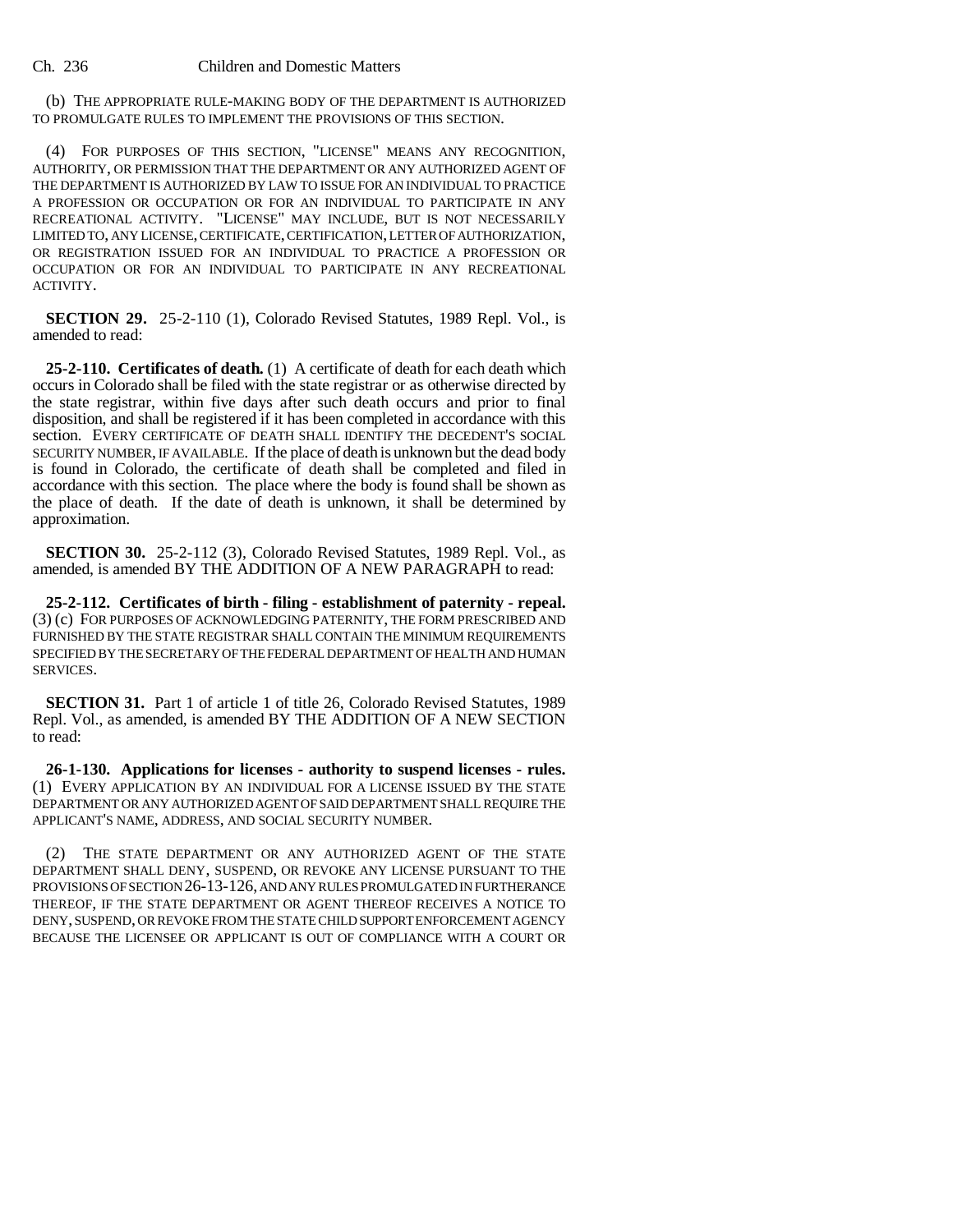(b) THE APPROPRIATE RULE-MAKING BODY OF THE DEPARTMENT IS AUTHORIZED TO PROMULGATE RULES TO IMPLEMENT THE PROVISIONS OF THIS SECTION.

(4) FOR PURPOSES OF THIS SECTION, "LICENSE" MEANS ANY RECOGNITION, AUTHORITY, OR PERMISSION THAT THE DEPARTMENT OR ANY AUTHORIZED AGENT OF THE DEPARTMENT IS AUTHORIZED BY LAW TO ISSUE FOR AN INDIVIDUAL TO PRACTICE A PROFESSION OR OCCUPATION OR FOR AN INDIVIDUAL TO PARTICIPATE IN ANY RECREATIONAL ACTIVITY. "LICENSE" MAY INCLUDE, BUT IS NOT NECESSARILY LIMITED TO, ANY LICENSE, CERTIFICATE, CERTIFICATION, LETTER OF AUTHORIZATION, OR REGISTRATION ISSUED FOR AN INDIVIDUAL TO PRACTICE A PROFESSION OR OCCUPATION OR FOR AN INDIVIDUAL TO PARTICIPATE IN ANY RECREATIONAL ACTIVITY.

**SECTION 29.** 25-2-110 (1), Colorado Revised Statutes, 1989 Repl. Vol., is amended to read:

**25-2-110. Certificates of death.** (1) A certificate of death for each death which occurs in Colorado shall be filed with the state registrar or as otherwise directed by the state registrar, within five days after such death occurs and prior to final disposition, and shall be registered if it has been completed in accordance with this section. EVERY CERTIFICATE OF DEATH SHALL IDENTIFY THE DECEDENT'S SOCIAL SECURITY NUMBER, IF AVAILABLE. If the place of death is unknown but the dead body is found in Colorado, the certificate of death shall be completed and filed in accordance with this section. The place where the body is found shall be shown as the place of death. If the date of death is unknown, it shall be determined by approximation.

**SECTION 30.** 25-2-112 (3), Colorado Revised Statutes, 1989 Repl. Vol., as amended, is amended BY THE ADDITION OF A NEW PARAGRAPH to read:

**25-2-112. Certificates of birth - filing - establishment of paternity - repeal.** (3) (c) FOR PURPOSES OF ACKNOWLEDGING PATERNITY, THE FORM PRESCRIBED AND FURNISHED BY THE STATE REGISTRAR SHALL CONTAIN THE MINIMUM REQUIREMENTS SPECIFIED BY THE SECRETARY OF THE FEDERAL DEPARTMENT OF HEALTH AND HUMAN SERVICES.

**SECTION 31.** Part 1 of article 1 of title 26, Colorado Revised Statutes, 1989 Repl. Vol., as amended, is amended BY THE ADDITION OF A NEW SECTION to read:

**26-1-130. Applications for licenses - authority to suspend licenses - rules.** (1) EVERY APPLICATION BY AN INDIVIDUAL FOR A LICENSE ISSUED BY THE STATE DEPARTMENT OR ANY AUTHORIZED AGENT OF SAID DEPARTMENT SHALL REQUIRE THE APPLICANT'S NAME, ADDRESS, AND SOCIAL SECURITY NUMBER.

(2) THE STATE DEPARTMENT OR ANY AUTHORIZED AGENT OF THE STATE DEPARTMENT SHALL DENY, SUSPEND, OR REVOKE ANY LICENSE PURSUANT TO THE PROVISIONS OF SECTION 26-13-126, AND ANY RULES PROMULGATED IN FURTHERANCE THEREOF, IF THE STATE DEPARTMENT OR AGENT THEREOF RECEIVES A NOTICE TO DENY, SUSPEND, OR REVOKE FROM THE STATE CHILD SUPPORT ENFORCEMENT AGENCY BECAUSE THE LICENSEE OR APPLICANT IS OUT OF COMPLIANCE WITH A COURT OR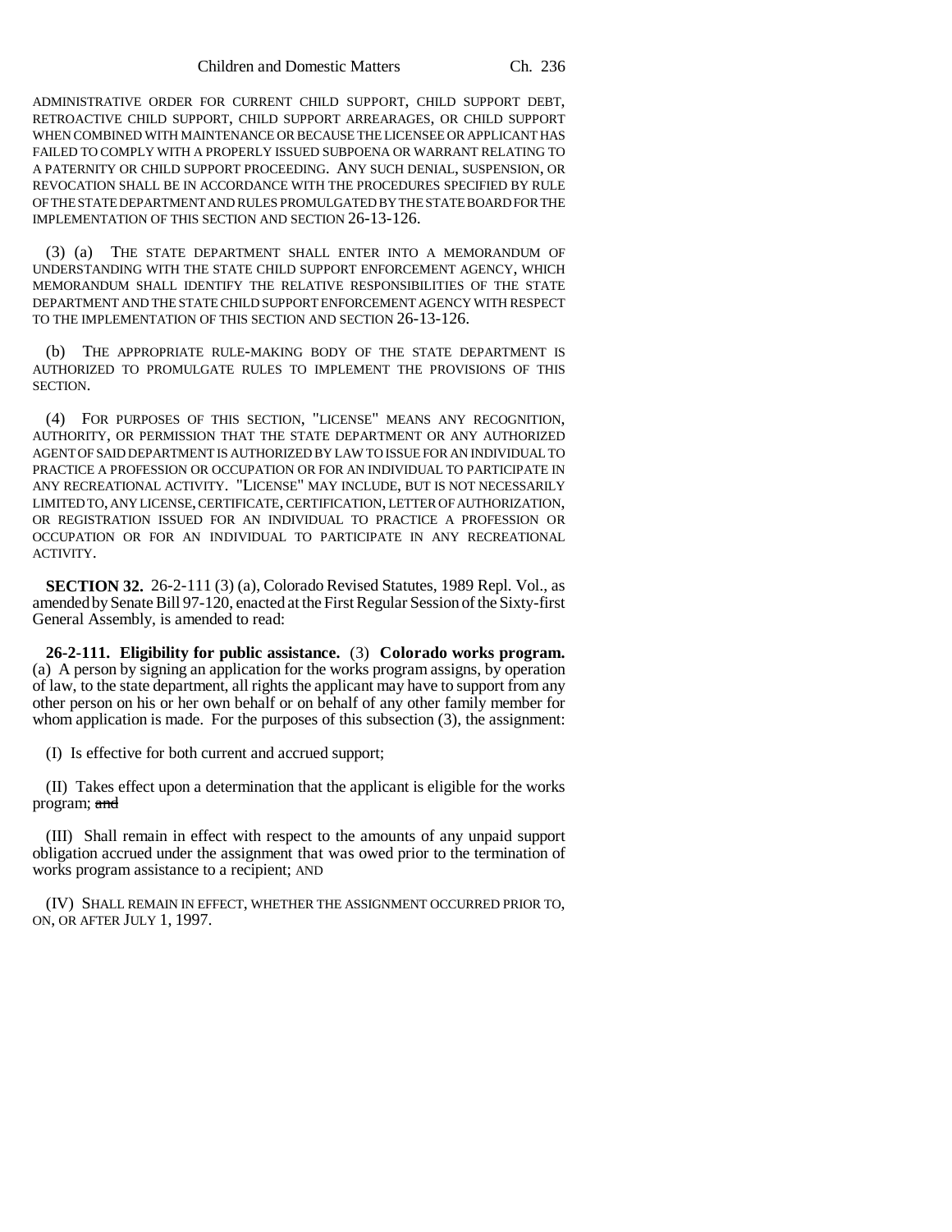ADMINISTRATIVE ORDER FOR CURRENT CHILD SUPPORT, CHILD SUPPORT DEBT, RETROACTIVE CHILD SUPPORT, CHILD SUPPORT ARREARAGES, OR CHILD SUPPORT WHEN COMBINED WITH MAINTENANCE OR BECAUSE THE LICENSEE OR APPLICANT HAS FAILED TO COMPLY WITH A PROPERLY ISSUED SUBPOENA OR WARRANT RELATING TO A PATERNITY OR CHILD SUPPORT PROCEEDING. ANY SUCH DENIAL, SUSPENSION, OR REVOCATION SHALL BE IN ACCORDANCE WITH THE PROCEDURES SPECIFIED BY RULE OF THE STATE DEPARTMENT AND RULES PROMULGATED BY THE STATE BOARD FOR THE IMPLEMENTATION OF THIS SECTION AND SECTION 26-13-126.

(3) (a) THE STATE DEPARTMENT SHALL ENTER INTO A MEMORANDUM OF UNDERSTANDING WITH THE STATE CHILD SUPPORT ENFORCEMENT AGENCY, WHICH MEMORANDUM SHALL IDENTIFY THE RELATIVE RESPONSIBILITIES OF THE STATE DEPARTMENT AND THE STATE CHILD SUPPORT ENFORCEMENT AGENCY WITH RESPECT TO THE IMPLEMENTATION OF THIS SECTION AND SECTION 26-13-126.

(b) THE APPROPRIATE RULE-MAKING BODY OF THE STATE DEPARTMENT IS AUTHORIZED TO PROMULGATE RULES TO IMPLEMENT THE PROVISIONS OF THIS SECTION.

(4) FOR PURPOSES OF THIS SECTION, "LICENSE" MEANS ANY RECOGNITION, AUTHORITY, OR PERMISSION THAT THE STATE DEPARTMENT OR ANY AUTHORIZED AGENT OF SAID DEPARTMENT IS AUTHORIZED BY LAW TO ISSUE FOR AN INDIVIDUAL TO PRACTICE A PROFESSION OR OCCUPATION OR FOR AN INDIVIDUAL TO PARTICIPATE IN ANY RECREATIONAL ACTIVITY. "LICENSE" MAY INCLUDE, BUT IS NOT NECESSARILY LIMITED TO, ANY LICENSE, CERTIFICATE, CERTIFICATION, LETTER OF AUTHORIZATION, OR REGISTRATION ISSUED FOR AN INDIVIDUAL TO PRACTICE A PROFESSION OR OCCUPATION OR FOR AN INDIVIDUAL TO PARTICIPATE IN ANY RECREATIONAL ACTIVITY.

**SECTION 32.** 26-2-111 (3) (a), Colorado Revised Statutes, 1989 Repl. Vol., as amended by Senate Bill 97-120, enacted at the First Regular Session of the Sixty-first General Assembly, is amended to read:

**26-2-111. Eligibility for public assistance.** (3) **Colorado works program.** (a) A person by signing an application for the works program assigns, by operation of law, to the state department, all rights the applicant may have to support from any other person on his or her own behalf or on behalf of any other family member for whom application is made. For the purposes of this subsection (3), the assignment:

(I) Is effective for both current and accrued support;

(II) Takes effect upon a determination that the applicant is eligible for the works program; ~~and~~

(III) Shall remain in effect with respect to the amounts of any unpaid support obligation accrued under the assignment that was owed prior to the termination of works program assistance to a recipient; AND

(IV) SHALL REMAIN IN EFFECT, WHETHER THE ASSIGNMENT OCCURRED PRIOR TO, ON, OR AFTER JULY 1, 1997.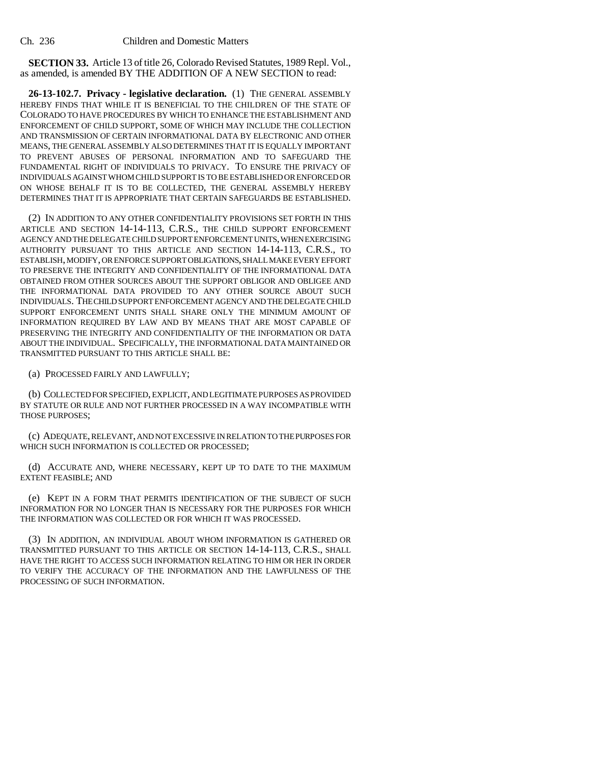**SECTION 33.** Article 13 of title 26, Colorado Revised Statutes, 1989 Repl. Vol., as amended, is amended BY THE ADDITION OF A NEW SECTION to read:

**26-13-102.7. Privacy - legislative declaration.** (1) THE GENERAL ASSEMBLY HEREBY FINDS THAT WHILE IT IS BENEFICIAL TO THE CHILDREN OF THE STATE OF COLORADO TO HAVE PROCEDURES BY WHICH TO ENHANCE THE ESTABLISHMENT AND ENFORCEMENT OF CHILD SUPPORT, SOME OF WHICH MAY INCLUDE THE COLLECTION AND TRANSMISSION OF CERTAIN INFORMATIONAL DATA BY ELECTRONIC AND OTHER MEANS, THE GENERAL ASSEMBLY ALSO DETERMINES THAT IT IS EQUALLY IMPORTANT TO PREVENT ABUSES OF PERSONAL INFORMATION AND TO SAFEGUARD THE FUNDAMENTAL RIGHT OF INDIVIDUALS TO PRIVACY. TO ENSURE THE PRIVACY OF INDIVIDUALS AGAINST WHOM CHILD SUPPORT IS TO BE ESTABLISHED OR ENFORCED OR ON WHOSE BEHALF IT IS TO BE COLLECTED, THE GENERAL ASSEMBLY HEREBY DETERMINES THAT IT IS APPROPRIATE THAT CERTAIN SAFEGUARDS BE ESTABLISHED.

(2) IN ADDITION TO ANY OTHER CONFIDENTIALITY PROVISIONS SET FORTH IN THIS ARTICLE AND SECTION 14-14-113, C.R.S., THE CHILD SUPPORT ENFORCEMENT AGENCY AND THE DELEGATE CHILD SUPPORT ENFORCEMENT UNITS, WHEN EXERCISING AUTHORITY PURSUANT TO THIS ARTICLE AND SECTION 14-14-113, C.R.S., TO ESTABLISH, MODIFY, OR ENFORCE SUPPORT OBLIGATIONS, SHALL MAKE EVERY EFFORT TO PRESERVE THE INTEGRITY AND CONFIDENTIALITY OF THE INFORMATIONAL DATA OBTAINED FROM OTHER SOURCES ABOUT THE SUPPORT OBLIGOR AND OBLIGEE AND THE INFORMATIONAL DATA PROVIDED TO ANY OTHER SOURCE ABOUT SUCH INDIVIDUALS. THE CHILD SUPPORT ENFORCEMENT AGENCY AND THE DELEGATE CHILD SUPPORT ENFORCEMENT UNITS SHALL SHARE ONLY THE MINIMUM AMOUNT OF INFORMATION REQUIRED BY LAW AND BY MEANS THAT ARE MOST CAPABLE OF PRESERVING THE INTEGRITY AND CONFIDENTIALITY OF THE INFORMATION OR DATA ABOUT THE INDIVIDUAL. SPECIFICALLY, THE INFORMATIONAL DATA MAINTAINED OR TRANSMITTED PURSUANT TO THIS ARTICLE SHALL BE:

(a) PROCESSED FAIRLY AND LAWFULLY;

(b) COLLECTED FOR SPECIFIED, EXPLICIT, AND LEGITIMATE PURPOSES AS PROVIDED BY STATUTE OR RULE AND NOT FURTHER PROCESSED IN A WAY INCOMPATIBLE WITH THOSE PURPOSES;

(c) ADEQUATE, RELEVANT, AND NOT EXCESSIVE IN RELATION TO THE PURPOSES FOR WHICH SUCH INFORMATION IS COLLECTED OR PROCESSED;

(d) ACCURATE AND, WHERE NECESSARY, KEPT UP TO DATE TO THE MAXIMUM EXTENT FEASIBLE; AND

(e) KEPT IN A FORM THAT PERMITS IDENTIFICATION OF THE SUBJECT OF SUCH INFORMATION FOR NO LONGER THAN IS NECESSARY FOR THE PURPOSES FOR WHICH THE INFORMATION WAS COLLECTED OR FOR WHICH IT WAS PROCESSED.

(3) IN ADDITION, AN INDIVIDUAL ABOUT WHOM INFORMATION IS GATHERED OR TRANSMITTED PURSUANT TO THIS ARTICLE OR SECTION 14-14-113, C.R.S., SHALL HAVE THE RIGHT TO ACCESS SUCH INFORMATION RELATING TO HIM OR HER IN ORDER TO VERIFY THE ACCURACY OF THE INFORMATION AND THE LAWFULNESS OF THE PROCESSING OF SUCH INFORMATION.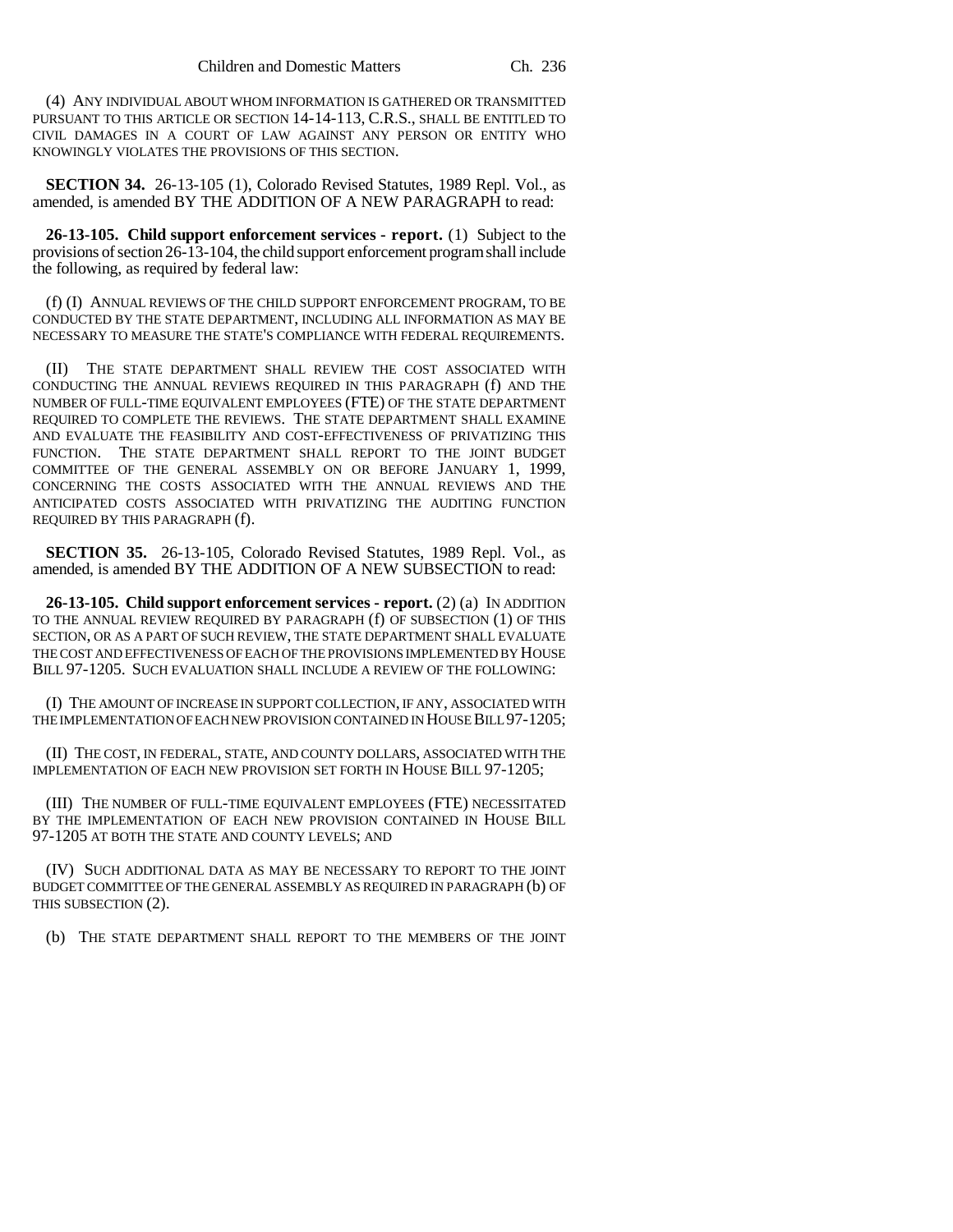(4) ANY INDIVIDUAL ABOUT WHOM INFORMATION IS GATHERED OR TRANSMITTED PURSUANT TO THIS ARTICLE OR SECTION 14-14-113, C.R.S., SHALL BE ENTITLED TO CIVIL DAMAGES IN A COURT OF LAW AGAINST ANY PERSON OR ENTITY WHO KNOWINGLY VIOLATES THE PROVISIONS OF THIS SECTION.

**SECTION 34.** 26-13-105 (1), Colorado Revised Statutes, 1989 Repl. Vol., as amended, is amended BY THE ADDITION OF A NEW PARAGRAPH to read:

**26-13-105. Child support enforcement services - report.** (1) Subject to the provisions of section 26-13-104, the child support enforcement program shall include the following, as required by federal law:

(f) (I) ANNUAL REVIEWS OF THE CHILD SUPPORT ENFORCEMENT PROGRAM, TO BE CONDUCTED BY THE STATE DEPARTMENT, INCLUDING ALL INFORMATION AS MAY BE NECESSARY TO MEASURE THE STATE'S COMPLIANCE WITH FEDERAL REQUIREMENTS.

(II) THE STATE DEPARTMENT SHALL REVIEW THE COST ASSOCIATED WITH CONDUCTING THE ANNUAL REVIEWS REQUIRED IN THIS PARAGRAPH (f) AND THE NUMBER OF FULL-TIME EQUIVALENT EMPLOYEES (FTE) OF THE STATE DEPARTMENT REQUIRED TO COMPLETE THE REVIEWS. THE STATE DEPARTMENT SHALL EXAMINE AND EVALUATE THE FEASIBILITY AND COST-EFFECTIVENESS OF PRIVATIZING THIS FUNCTION. THE STATE DEPARTMENT SHALL REPORT TO THE JOINT BUDGET COMMITTEE OF THE GENERAL ASSEMBLY ON OR BEFORE JANUARY 1, 1999, CONCERNING THE COSTS ASSOCIATED WITH THE ANNUAL REVIEWS AND THE ANTICIPATED COSTS ASSOCIATED WITH PRIVATIZING THE AUDITING FUNCTION REQUIRED BY THIS PARAGRAPH (f).

**SECTION 35.** 26-13-105, Colorado Revised Statutes, 1989 Repl. Vol., as amended, is amended BY THE ADDITION OF A NEW SUBSECTION to read:

**26-13-105. Child support enforcement services - report.** (2) (a) IN ADDITION TO THE ANNUAL REVIEW REQUIRED BY PARAGRAPH (f) OF SUBSECTION (1) OF THIS SECTION, OR AS A PART OF SUCH REVIEW, THE STATE DEPARTMENT SHALL EVALUATE THE COST AND EFFECTIVENESS OF EACH OF THE PROVISIONS IMPLEMENTED BY HOUSE BILL 97-1205. SUCH EVALUATION SHALL INCLUDE A REVIEW OF THE FOLLOWING:

(I) THE AMOUNT OF INCREASE IN SUPPORT COLLECTION, IF ANY, ASSOCIATED WITH THE IMPLEMENTATION OF EACH NEW PROVISION CONTAINED IN HOUSE BILL 97-1205;

(II) THE COST, IN FEDERAL, STATE, AND COUNTY DOLLARS, ASSOCIATED WITH THE IMPLEMENTATION OF EACH NEW PROVISION SET FORTH IN HOUSE BILL 97-1205;

(III) THE NUMBER OF FULL-TIME EQUIVALENT EMPLOYEES (FTE) NECESSITATED BY THE IMPLEMENTATION OF EACH NEW PROVISION CONTAINED IN HOUSE BILL 97-1205 AT BOTH THE STATE AND COUNTY LEVELS; AND

(IV) SUCH ADDITIONAL DATA AS MAY BE NECESSARY TO REPORT TO THE JOINT BUDGET COMMITTEE OF THE GENERAL ASSEMBLY AS REQUIRED IN PARAGRAPH (b) OF THIS SUBSECTION (2).

(b) THE STATE DEPARTMENT SHALL REPORT TO THE MEMBERS OF THE JOINT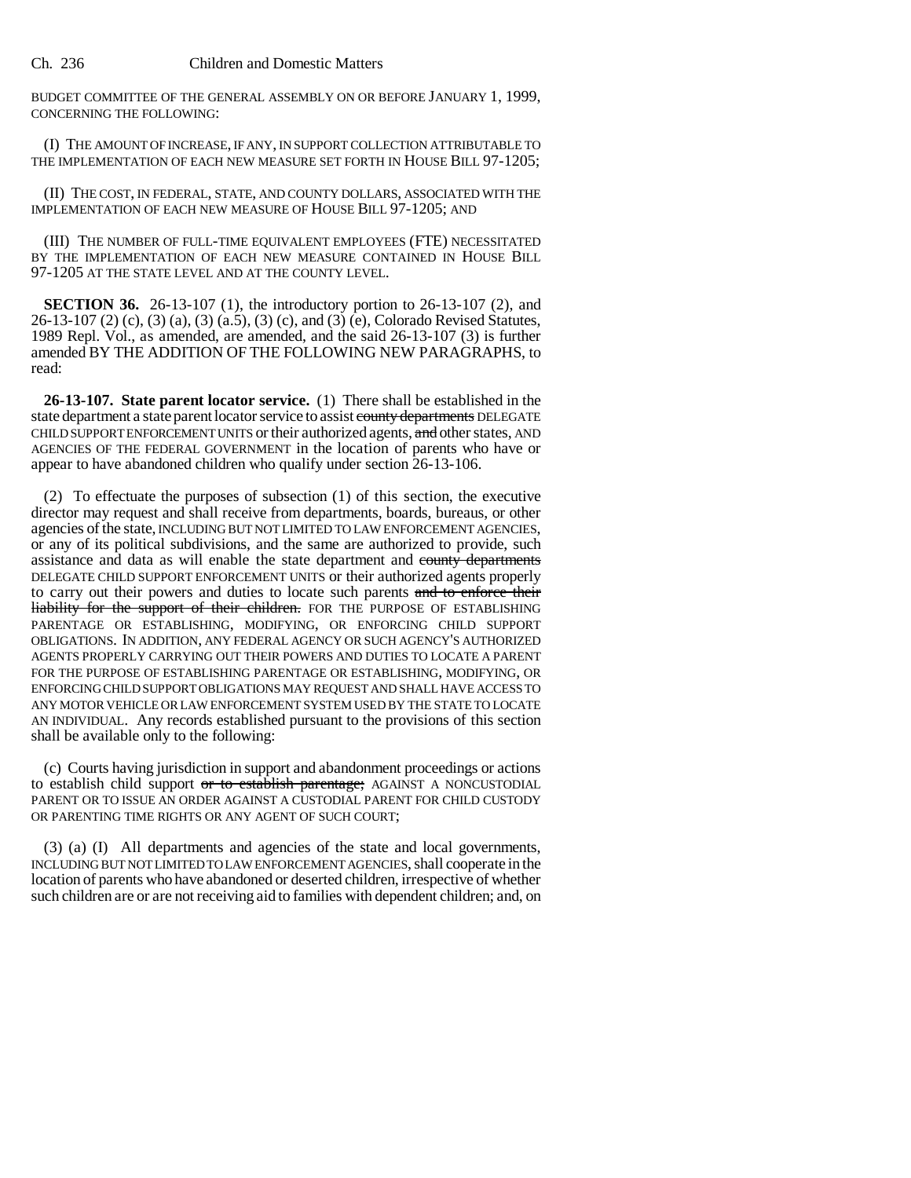BUDGET COMMITTEE OF THE GENERAL ASSEMBLY ON OR BEFORE JANUARY 1, 1999, CONCERNING THE FOLLOWING:

(I) THE AMOUNT OF INCREASE, IF ANY, IN SUPPORT COLLECTION ATTRIBUTABLE TO THE IMPLEMENTATION OF EACH NEW MEASURE SET FORTH IN HOUSE BILL 97-1205;

(II) THE COST, IN FEDERAL, STATE, AND COUNTY DOLLARS, ASSOCIATED WITH THE IMPLEMENTATION OF EACH NEW MEASURE OF HOUSE BILL 97-1205; AND

(III) THE NUMBER OF FULL-TIME EQUIVALENT EMPLOYEES (FTE) NECESSITATED BY THE IMPLEMENTATION OF EACH NEW MEASURE CONTAINED IN HOUSE BILL 97-1205 AT THE STATE LEVEL AND AT THE COUNTY LEVEL.

**SECTION 36.** 26-13-107 (1), the introductory portion to 26-13-107 (2), and 26-13-107 (2) (c), (3) (a), (3) (a.5), (3) (c), and (3) (e), Colorado Revised Statutes, 1989 Repl. Vol., as amended, are amended, and the said 26-13-107 (3) is further amended BY THE ADDITION OF THE FOLLOWING NEW PARAGRAPHS, to read:

**26-13-107. State parent locator service.** (1) There shall be established in the state department a state parent locator service to assist ~~county departments~~ DELEGATE CHILD SUPPORT ENFORCEMENT UNITS or their authorized agents, ~~and~~ other states, AND AGENCIES OF THE FEDERAL GOVERNMENT in the location of parents who have or appear to have abandoned children who qualify under section 26-13-106.

(2) To effectuate the purposes of subsection (1) of this section, the executive director may request and shall receive from departments, boards, bureaus, or other agencies of the state, INCLUDING BUT NOT LIMITED TO LAW ENFORCEMENT AGENCIES, or any of its political subdivisions, and the same are authorized to provide, such assistance and data as will enable the state department and ~~county departments~~ DELEGATE CHILD SUPPORT ENFORCEMENT UNITS or their authorized agents properly to carry out their powers and duties to locate such parents ~~and to enforce their liability for the support of their children.~~ FOR THE PURPOSE OF ESTABLISHING PARENTAGE OR ESTABLISHING, MODIFYING, OR ENFORCING CHILD SUPPORT OBLIGATIONS. IN ADDITION, ANY FEDERAL AGENCY OR SUCH AGENCY'S AUTHORIZED AGENTS PROPERLY CARRYING OUT THEIR POWERS AND DUTIES TO LOCATE A PARENT FOR THE PURPOSE OF ESTABLISHING PARENTAGE OR ESTABLISHING, MODIFYING, OR ENFORCING CHILD SUPPORT OBLIGATIONS MAY REQUEST AND SHALL HAVE ACCESS TO ANY MOTOR VEHICLE OR LAW ENFORCEMENT SYSTEM USED BY THE STATE TO LOCATE AN INDIVIDUAL. Any records established pursuant to the provisions of this section shall be available only to the following:

(c) Courts having jurisdiction in support and abandonment proceedings or actions to establish child support ~~or to establish parentage;~~ AGAINST A NONCUSTODIAL PARENT OR TO ISSUE AN ORDER AGAINST A CUSTODIAL PARENT FOR CHILD CUSTODY OR PARENTING TIME RIGHTS OR ANY AGENT OF SUCH COURT;

(3) (a) (I) All departments and agencies of the state and local governments, INCLUDING BUT NOT LIMITED TO LAW ENFORCEMENT AGENCIES, shall cooperate in the location of parents who have abandoned or deserted children, irrespective of whether such children are or are not receiving aid to families with dependent children; and, on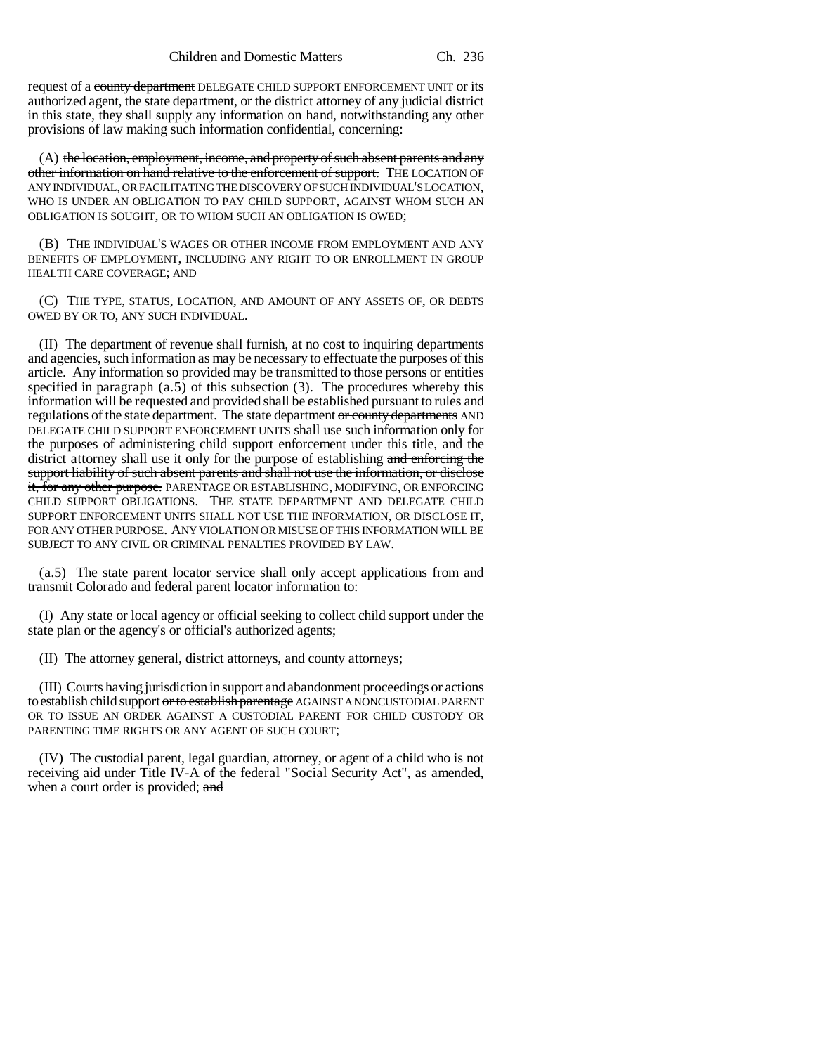request of a ~~county department~~ DELEGATE CHILD SUPPORT ENFORCEMENT UNIT or its authorized agent, the state department, or the district attorney of any judicial district in this state, they shall supply any information on hand, notwithstanding any other provisions of law making such information confidential, concerning:

(A) ~~the location, employment, income, and property of such absent parents and any other information on hand relative to the enforcement of support.~~ THE LOCATION OF ANY INDIVIDUAL, OR FACILITATING THE DISCOVERY OF SUCH INDIVIDUAL'S LOCATION, WHO IS UNDER AN OBLIGATION TO PAY CHILD SUPPORT, AGAINST WHOM SUCH AN OBLIGATION IS SOUGHT, OR TO WHOM SUCH AN OBLIGATION IS OWED;

(B) THE INDIVIDUAL'S WAGES OR OTHER INCOME FROM EMPLOYMENT AND ANY BENEFITS OF EMPLOYMENT, INCLUDING ANY RIGHT TO OR ENROLLMENT IN GROUP HEALTH CARE COVERAGE; AND

(C) THE TYPE, STATUS, LOCATION, AND AMOUNT OF ANY ASSETS OF, OR DEBTS OWED BY OR TO, ANY SUCH INDIVIDUAL.

(II) The department of revenue shall furnish, at no cost to inquiring departments and agencies, such information as may be necessary to effectuate the purposes of this article. Any information so provided may be transmitted to those persons or entities specified in paragraph (a.5) of this subsection (3). The procedures whereby this information will be requested and provided shall be established pursuant to rules and regulations of the state department. The state department ~~or county departments~~ AND DELEGATE CHILD SUPPORT ENFORCEMENT UNITS shall use such information only for the purposes of administering child support enforcement under this title, and the district attorney shall use it only for the purpose of establishing ~~and enforcing the support liability of such absent parents and shall not use the information, or disclose it, for any other purpose.~~ PARENTAGE OR ESTABLISHING, MODIFYING, OR ENFORCING CHILD SUPPORT OBLIGATIONS. THE STATE DEPARTMENT AND DELEGATE CHILD SUPPORT ENFORCEMENT UNITS SHALL NOT USE THE INFORMATION, OR DISCLOSE IT, FOR ANY OTHER PURPOSE. ANY VIOLATION OR MISUSE OF THIS INFORMATION WILL BE SUBJECT TO ANY CIVIL OR CRIMINAL PENALTIES PROVIDED BY LAW.

(a.5) The state parent locator service shall only accept applications from and transmit Colorado and federal parent locator information to:

(I) Any state or local agency or official seeking to collect child support under the state plan or the agency's or official's authorized agents;

(II) The attorney general, district attorneys, and county attorneys;

(III) Courts having jurisdiction in support and abandonment proceedings or actions to establish child support ~~or to establish parentage~~ AGAINST A NONCUSTODIAL PARENT OR TO ISSUE AN ORDER AGAINST A CUSTODIAL PARENT FOR CHILD CUSTODY OR PARENTING TIME RIGHTS OR ANY AGENT OF SUCH COURT;

(IV) The custodial parent, legal guardian, attorney, or agent of a child who is not receiving aid under Title IV-A of the federal "Social Security Act", as amended, when a court order is provided; ~~and~~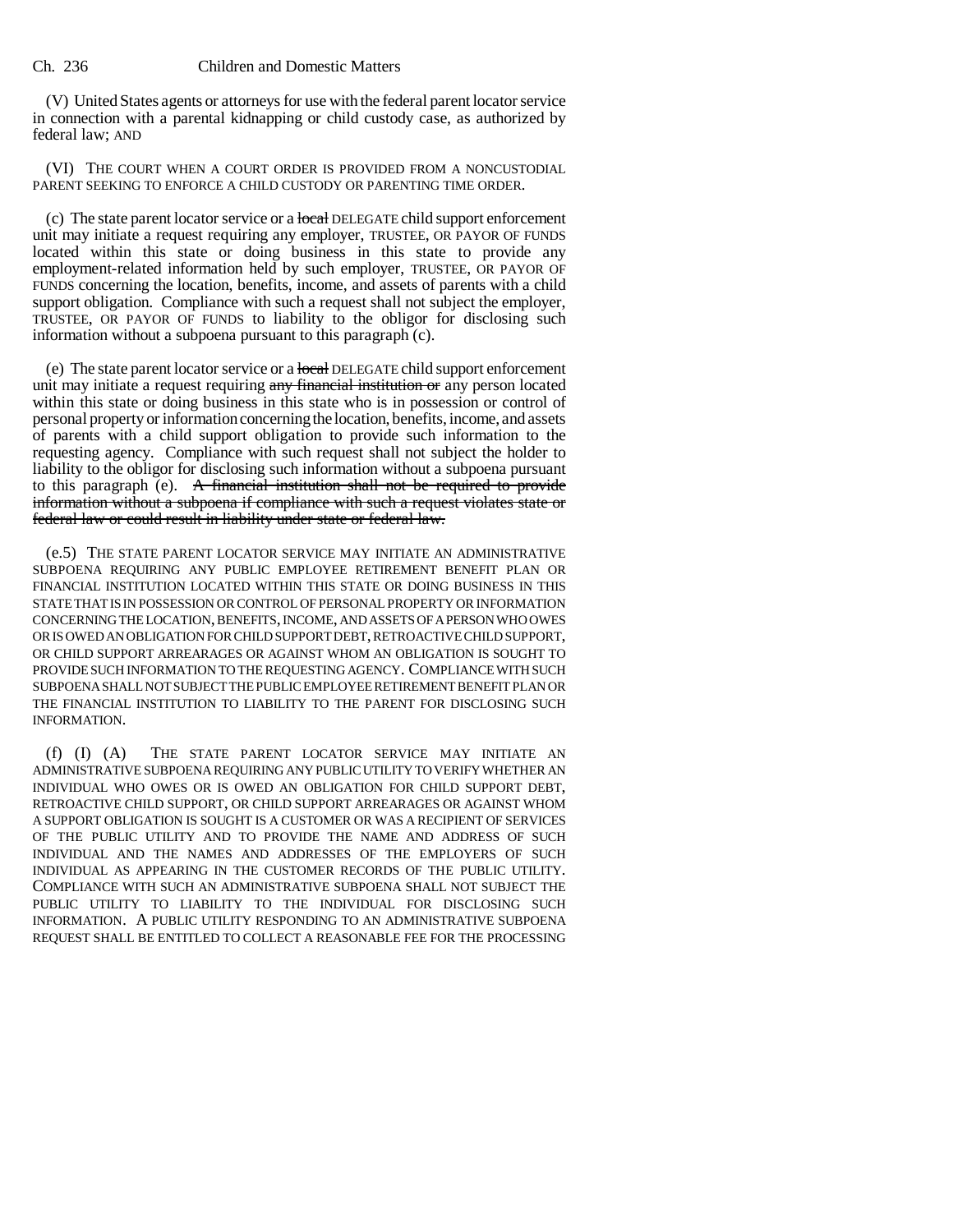(V) United States agents or attorneys for use with the federal parent locator service in connection with a parental kidnapping or child custody case, as authorized by federal law; AND

(VI) THE COURT WHEN A COURT ORDER IS PROVIDED FROM A NONCUSTODIAL PARENT SEEKING TO ENFORCE A CHILD CUSTODY OR PARENTING TIME ORDER.

(c) The state parent locator service or a ~~local~~ DELEGATE child support enforcement unit may initiate a request requiring any employer, TRUSTEE, OR PAYOR OF FUNDS located within this state or doing business in this state to provide any employment-related information held by such employer, TRUSTEE, OR PAYOR OF FUNDS concerning the location, benefits, income, and assets of parents with a child support obligation. Compliance with such a request shall not subject the employer, TRUSTEE, OR PAYOR OF FUNDS to liability to the obligor for disclosing such information without a subpoena pursuant to this paragraph (c).

(e) The state parent locator service or a ~~local~~ DELEGATE child support enforcement unit may initiate a request requiring ~~any financial institution or~~ any person located within this state or doing business in this state who is in possession or control of personal property or information concerning the location, benefits, income, and assets of parents with a child support obligation to provide such information to the requesting agency. Compliance with such request shall not subject the holder to liability to the obligor for disclosing such information without a subpoena pursuant to this paragraph (e). ~~A financial institution shall not be required to provide information without a subpoena if compliance with such a request violates state or federal law or could result in liability under state or federal law.~~

(e.5) THE STATE PARENT LOCATOR SERVICE MAY INITIATE AN ADMINISTRATIVE SUBPOENA REQUIRING ANY PUBLIC EMPLOYEE RETIREMENT BENEFIT PLAN OR FINANCIAL INSTITUTION LOCATED WITHIN THIS STATE OR DOING BUSINESS IN THIS STATE THAT IS IN POSSESSION OR CONTROL OF PERSONAL PROPERTY OR INFORMATION CONCERNING THE LOCATION, BENEFITS, INCOME, AND ASSETS OF A PERSON WHO OWES OR IS OWED AN OBLIGATION FOR CHILD SUPPORT DEBT, RETROACTIVE CHILD SUPPORT, OR CHILD SUPPORT ARREARAGES OR AGAINST WHOM AN OBLIGATION IS SOUGHT TO PROVIDE SUCH INFORMATION TO THE REQUESTING AGENCY. COMPLIANCE WITH SUCH SUBPOENA SHALL NOT SUBJECT THE PUBLIC EMPLOYEE RETIREMENT BENEFIT PLAN OR THE FINANCIAL INSTITUTION TO LIABILITY TO THE PARENT FOR DISCLOSING SUCH INFORMATION.

(f) (I) (A) THE STATE PARENT LOCATOR SERVICE MAY INITIATE AN ADMINISTRATIVE SUBPOENA REQUIRING ANY PUBLIC UTILITY TO VERIFY WHETHER AN INDIVIDUAL WHO OWES OR IS OWED AN OBLIGATION FOR CHILD SUPPORT DEBT, RETROACTIVE CHILD SUPPORT, OR CHILD SUPPORT ARREARAGES OR AGAINST WHOM A SUPPORT OBLIGATION IS SOUGHT IS A CUSTOMER OR WAS A RECIPIENT OF SERVICES OF THE PUBLIC UTILITY AND TO PROVIDE THE NAME AND ADDRESS OF SUCH INDIVIDUAL AND THE NAMES AND ADDRESSES OF THE EMPLOYERS OF SUCH INDIVIDUAL AS APPEARING IN THE CUSTOMER RECORDS OF THE PUBLIC UTILITY. COMPLIANCE WITH SUCH AN ADMINISTRATIVE SUBPOENA SHALL NOT SUBJECT THE PUBLIC UTILITY TO LIABILITY TO THE INDIVIDUAL FOR DISCLOSING SUCH INFORMATION. A PUBLIC UTILITY RESPONDING TO AN ADMINISTRATIVE SUBPOENA REQUEST SHALL BE ENTITLED TO COLLECT A REASONABLE FEE FOR THE PROCESSING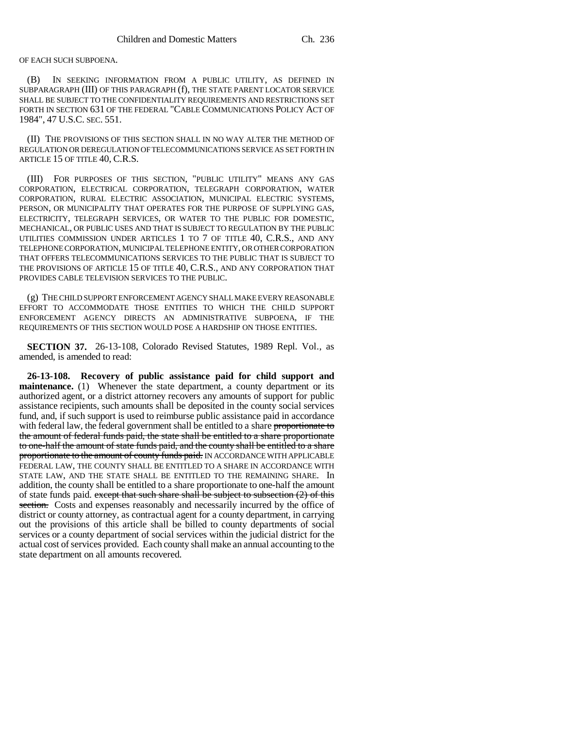OF EACH SUCH SUBPOENA.

(B) IN SEEKING INFORMATION FROM A PUBLIC UTILITY, AS DEFINED IN SUBPARAGRAPH (III) OF THIS PARAGRAPH (f), THE STATE PARENT LOCATOR SERVICE SHALL BE SUBJECT TO THE CONFIDENTIALITY REQUIREMENTS AND RESTRICTIONS SET FORTH IN SECTION 631 OF THE FEDERAL "CABLE COMMUNICATIONS POLICY ACT OF 1984", 47 U.S.C. SEC. 551.

(II) THE PROVISIONS OF THIS SECTION SHALL IN NO WAY ALTER THE METHOD OF REGULATION OR DEREGULATION OF TELECOMMUNICATIONS SERVICE AS SET FORTH IN ARTICLE 15 OF TITLE 40, C.R.S.

(III) FOR PURPOSES OF THIS SECTION, "PUBLIC UTILITY" MEANS ANY GAS CORPORATION, ELECTRICAL CORPORATION, TELEGRAPH CORPORATION, WATER CORPORATION, RURAL ELECTRIC ASSOCIATION, MUNICIPAL ELECTRIC SYSTEMS, PERSON, OR MUNICIPALITY THAT OPERATES FOR THE PURPOSE OF SUPPLYING GAS, ELECTRICITY, TELEGRAPH SERVICES, OR WATER TO THE PUBLIC FOR DOMESTIC, MECHANICAL, OR PUBLIC USES AND THAT IS SUBJECT TO REGULATION BY THE PUBLIC UTILITIES COMMISSION UNDER ARTICLES 1 TO 7 OF TITLE 40, C.R.S., AND ANY TELEPHONE CORPORATION, MUNICIPAL TELEPHONE ENTITY, OR OTHER CORPORATION THAT OFFERS TELECOMMUNICATIONS SERVICES TO THE PUBLIC THAT IS SUBJECT TO THE PROVISIONS OF ARTICLE 15 OF TITLE 40, C.R.S., AND ANY CORPORATION THAT PROVIDES CABLE TELEVISION SERVICES TO THE PUBLIC.

(g) THE CHILD SUPPORT ENFORCEMENT AGENCY SHALL MAKE EVERY REASONABLE EFFORT TO ACCOMMODATE THOSE ENTITIES TO WHICH THE CHILD SUPPORT ENFORCEMENT AGENCY DIRECTS AN ADMINISTRATIVE SUBPOENA, IF THE REQUIREMENTS OF THIS SECTION WOULD POSE A HARDSHIP ON THOSE ENTITIES.

**SECTION 37.** 26-13-108, Colorado Revised Statutes, 1989 Repl. Vol., as amended, is amended to read:

**26-13-108. Recovery of public assistance paid for child support and maintenance.** (1) Whenever the state department, a county department or its authorized agent, or a district attorney recovers any amounts of support for public assistance recipients, such amounts shall be deposited in the county social services fund, and, if such support is used to reimburse public assistance paid in accordance with federal law, the federal government shall be entitled to a share ~~proportionate to the amount of federal funds paid, the state shall be entitled to a share proportionate to one-half the amount of state funds paid, and the county shall be entitled to a share proportionate to the amount of county funds paid.~~ IN ACCORDANCE WITH APPLICABLE FEDERAL LAW, THE COUNTY SHALL BE ENTITLED TO A SHARE IN ACCORDANCE WITH STATE LAW, AND THE STATE SHALL BE ENTITLED TO THE REMAINING SHARE. In addition, the county shall be entitled to a share proportionate to one-half the amount of state funds paid. ~~except that such share shall be subject to subsection (2) of this section.~~ Costs and expenses reasonably and necessarily incurred by the office of district or county attorney, as contractual agent for a county department, in carrying out the provisions of this article shall be billed to county departments of social services or a county department of social services within the judicial district for the actual cost of services provided. Each county shall make an annual accounting to the state department on all amounts recovered.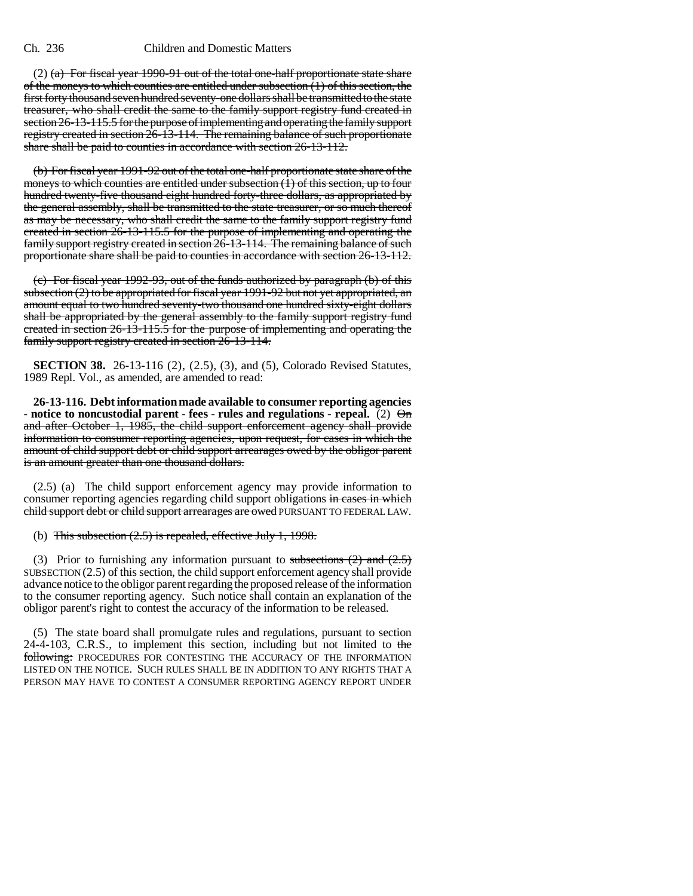(2) (a) For fiscal year 1990-91 out of the total one-half proportionate state share of the moneys to which counties are entitled under subsection (1) of this section, the first forty thousand seven hundred seventy-one dollars shall be transmitted to the state treasurer, who shall credit the same to the family support registry fund created in section 26-13-115.5 for the purpose of implementing and operating the family support registry created in section 26-13-114. The remaining balance of such proportionate share shall be paid to counties in accordance with section 26-13-112.

(b) For fiscal year 1991-92 out of the total one-half proportionate state share of the moneys to which counties are entitled under subsection (1) of this section, up to four hundred twenty-five thousand eight hundred forty-three dollars, as appropriated by the general assembly, shall be transmitted to the state treasurer, or so much thereof as may be necessary, who shall credit the same to the family support registry fund created in section 26-13-115.5 for the purpose of implementing and operating the family support registry created in section 26-13-114. The remaining balance of such proportionate share shall be paid to counties in accordance with section 26-13-112.

(c) For fiscal year 1992-93, out of the funds authorized by paragraph (b) of this subsection (2) to be appropriated for fiscal year 1991-92 but not yet appropriated, an amount equal to two hundred seventy-two thousand one hundred sixty-eight dollars shall be appropriated by the general assembly to the family support registry fund created in section 26-13-115.5 for the purpose of implementing and operating the family support registry created in section 26-13-114.

**SECTION 38.** 26-13-116 (2), (2.5), (3), and (5), Colorado Revised Statutes, 1989 Repl. Vol., as amended, are amended to read:

**26-13-116. Debt information made available to consumer reporting agencies - notice to noncustodial parent - fees - rules and regulations - repeal.** (2) On and after October 1, 1985, the child support enforcement agency shall provide information to consumer reporting agencies, upon request, for cases in which the amount of child support debt or child support arrearages owed by the obligor parent is an amount greater than one thousand dollars.

(2.5) (a) The child support enforcement agency may provide information to consumer reporting agencies regarding child support obligations in cases in which child support debt or child support arrearages are owed PURSUANT TO FEDERAL LAW.

(b) This subsection (2.5) is repealed, effective July 1, 1998.

(3) Prior to furnishing any information pursuant to subsections (2) and (2.5) SUBSECTION (2.5) of this section, the child support enforcement agency shall provide advance notice to the obligor parent regarding the proposed release of the information to the consumer reporting agency. Such notice shall contain an explanation of the obligor parent's right to contest the accuracy of the information to be released.

(5) The state board shall promulgate rules and regulations, pursuant to section 24-4-103, C.R.S., to implement this section, including but not limited to the following: PROCEDURES FOR CONTESTING THE ACCURACY OF THE INFORMATION LISTED ON THE NOTICE. SUCH RULES SHALL BE IN ADDITION TO ANY RIGHTS THAT A PERSON MAY HAVE TO CONTEST A CONSUMER REPORTING AGENCY REPORT UNDER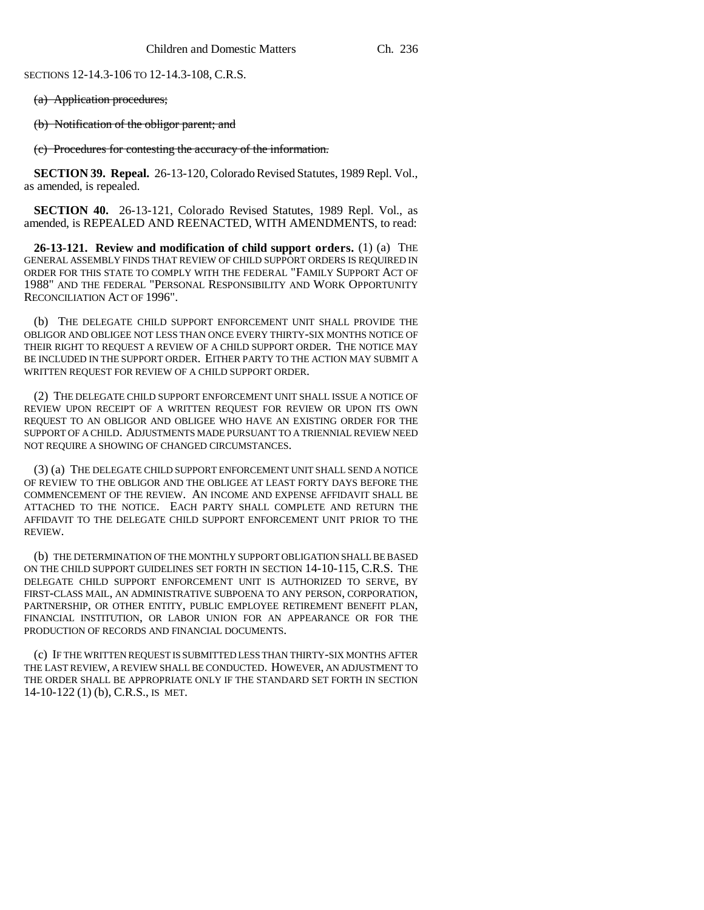SECTIONS 12-14.3-106 TO 12-14.3-108, C.R.S.

~~(a) Application procedures;~~

~~(b) Notification of the obligor parent; and~~

~~(c) Procedures for contesting the accuracy of the information.~~

**SECTION 39. Repeal.** 26-13-120, Colorado Revised Statutes, 1989 Repl. Vol., as amended, is repealed.

**SECTION 40.** 26-13-121, Colorado Revised Statutes, 1989 Repl. Vol., as amended, is REPEALED AND REENACTED, WITH AMENDMENTS, to read:

**26-13-121. Review and modification of child support orders.** (1) (a) THE GENERAL ASSEMBLY FINDS THAT REVIEW OF CHILD SUPPORT ORDERS IS REQUIRED IN ORDER FOR THIS STATE TO COMPLY WITH THE FEDERAL "FAMILY SUPPORT ACT OF 1988" AND THE FEDERAL "PERSONAL RESPONSIBILITY AND WORK OPPORTUNITY RECONCILIATION ACT OF 1996".

(b) THE DELEGATE CHILD SUPPORT ENFORCEMENT UNIT SHALL PROVIDE THE OBLIGOR AND OBLIGEE NOT LESS THAN ONCE EVERY THIRTY-SIX MONTHS NOTICE OF THEIR RIGHT TO REQUEST A REVIEW OF A CHILD SUPPORT ORDER. THE NOTICE MAY BE INCLUDED IN THE SUPPORT ORDER. EITHER PARTY TO THE ACTION MAY SUBMIT A WRITTEN REQUEST FOR REVIEW OF A CHILD SUPPORT ORDER.

(2) THE DELEGATE CHILD SUPPORT ENFORCEMENT UNIT SHALL ISSUE A NOTICE OF REVIEW UPON RECEIPT OF A WRITTEN REQUEST FOR REVIEW OR UPON ITS OWN REQUEST TO AN OBLIGOR AND OBLIGEE WHO HAVE AN EXISTING ORDER FOR THE SUPPORT OF A CHILD. ADJUSTMENTS MADE PURSUANT TO A TRIENNIAL REVIEW NEED NOT REQUIRE A SHOWING OF CHANGED CIRCUMSTANCES.

(3) (a) THE DELEGATE CHILD SUPPORT ENFORCEMENT UNIT SHALL SEND A NOTICE OF REVIEW TO THE OBLIGOR AND THE OBLIGEE AT LEAST FORTY DAYS BEFORE THE COMMENCEMENT OF THE REVIEW. AN INCOME AND EXPENSE AFFIDAVIT SHALL BE ATTACHED TO THE NOTICE. EACH PARTY SHALL COMPLETE AND RETURN THE AFFIDAVIT TO THE DELEGATE CHILD SUPPORT ENFORCEMENT UNIT PRIOR TO THE REVIEW.

(b) THE DETERMINATION OF THE MONTHLY SUPPORT OBLIGATION SHALL BE BASED ON THE CHILD SUPPORT GUIDELINES SET FORTH IN SECTION 14-10-115, C.R.S. THE DELEGATE CHILD SUPPORT ENFORCEMENT UNIT IS AUTHORIZED TO SERVE, BY FIRST-CLASS MAIL, AN ADMINISTRATIVE SUBPOENA TO ANY PERSON, CORPORATION, PARTNERSHIP, OR OTHER ENTITY, PUBLIC EMPLOYEE RETIREMENT BENEFIT PLAN, FINANCIAL INSTITUTION, OR LABOR UNION FOR AN APPEARANCE OR FOR THE PRODUCTION OF RECORDS AND FINANCIAL DOCUMENTS.

(c) IF THE WRITTEN REQUEST IS SUBMITTED LESS THAN THIRTY-SIX MONTHS AFTER THE LAST REVIEW, A REVIEW SHALL BE CONDUCTED. HOWEVER, AN ADJUSTMENT TO THE ORDER SHALL BE APPROPRIATE ONLY IF THE STANDARD SET FORTH IN SECTION 14-10-122 (1) (b), C.R.S., IS MET.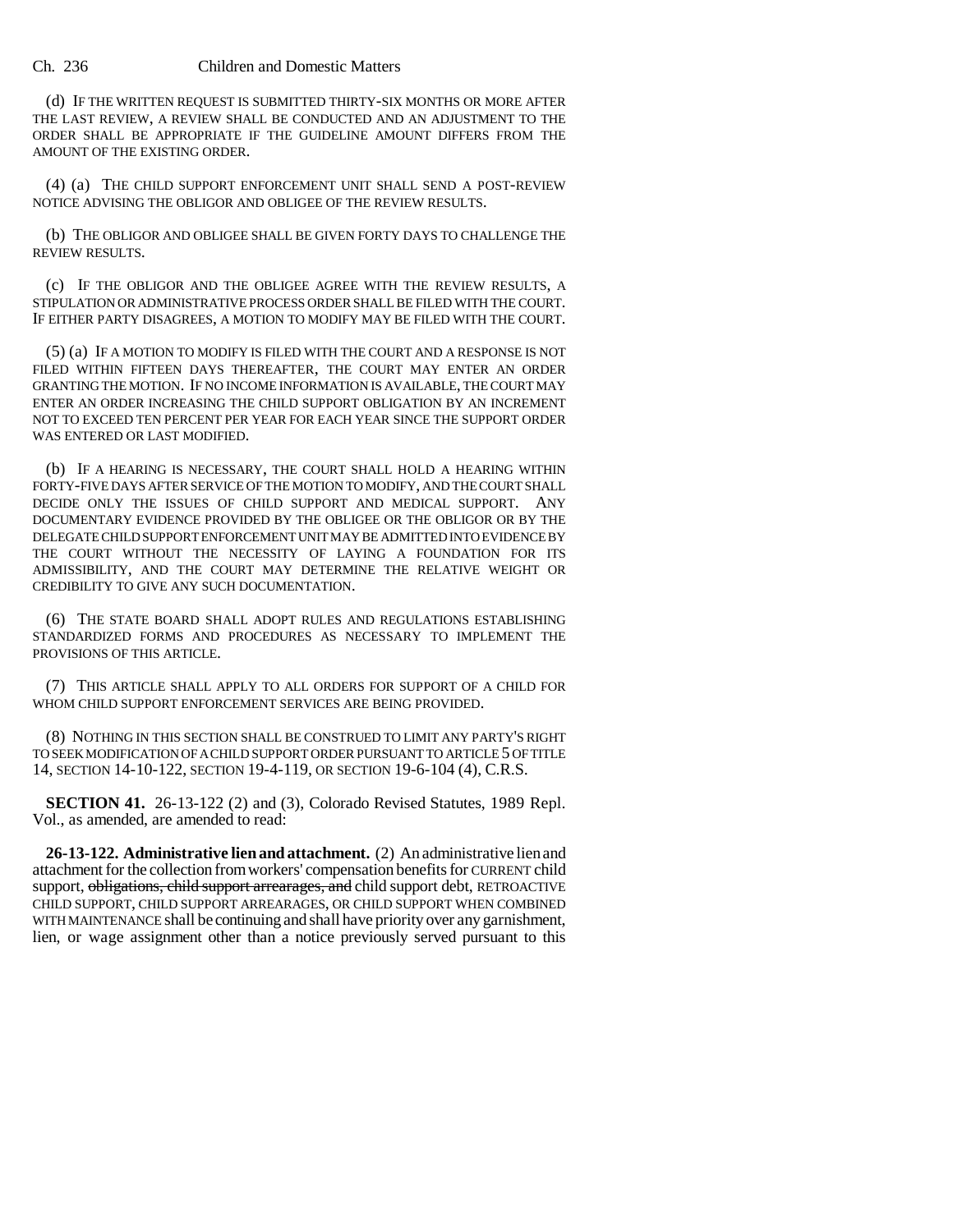(d) IF THE WRITTEN REQUEST IS SUBMITTED THIRTY-SIX MONTHS OR MORE AFTER THE LAST REVIEW, A REVIEW SHALL BE CONDUCTED AND AN ADJUSTMENT TO THE ORDER SHALL BE APPROPRIATE IF THE GUIDELINE AMOUNT DIFFERS FROM THE AMOUNT OF THE EXISTING ORDER.

(4) (a) THE CHILD SUPPORT ENFORCEMENT UNIT SHALL SEND A POST-REVIEW NOTICE ADVISING THE OBLIGOR AND OBLIGEE OF THE REVIEW RESULTS.

(b) THE OBLIGOR AND OBLIGEE SHALL BE GIVEN FORTY DAYS TO CHALLENGE THE REVIEW RESULTS.

(c) IF THE OBLIGOR AND THE OBLIGEE AGREE WITH THE REVIEW RESULTS, A STIPULATION OR ADMINISTRATIVE PROCESS ORDER SHALL BE FILED WITH THE COURT. IF EITHER PARTY DISAGREES, A MOTION TO MODIFY MAY BE FILED WITH THE COURT.

(5) (a) IF A MOTION TO MODIFY IS FILED WITH THE COURT AND A RESPONSE IS NOT FILED WITHIN FIFTEEN DAYS THEREAFTER, THE COURT MAY ENTER AN ORDER GRANTING THE MOTION. IF NO INCOME INFORMATION IS AVAILABLE, THE COURT MAY ENTER AN ORDER INCREASING THE CHILD SUPPORT OBLIGATION BY AN INCREMENT NOT TO EXCEED TEN PERCENT PER YEAR FOR EACH YEAR SINCE THE SUPPORT ORDER WAS ENTERED OR LAST MODIFIED.

(b) IF A HEARING IS NECESSARY, THE COURT SHALL HOLD A HEARING WITHIN FORTY-FIVE DAYS AFTER SERVICE OF THE MOTION TO MODIFY, AND THE COURT SHALL DECIDE ONLY THE ISSUES OF CHILD SUPPORT AND MEDICAL SUPPORT. ANY DOCUMENTARY EVIDENCE PROVIDED BY THE OBLIGEE OR THE OBLIGOR OR BY THE DELEGATE CHILD SUPPORT ENFORCEMENT UNIT MAY BE ADMITTED INTO EVIDENCE BY THE COURT WITHOUT THE NECESSITY OF LAYING A FOUNDATION FOR ITS ADMISSIBILITY, AND THE COURT MAY DETERMINE THE RELATIVE WEIGHT OR CREDIBILITY TO GIVE ANY SUCH DOCUMENTATION.

(6) THE STATE BOARD SHALL ADOPT RULES AND REGULATIONS ESTABLISHING STANDARDIZED FORMS AND PROCEDURES AS NECESSARY TO IMPLEMENT THE PROVISIONS OF THIS ARTICLE.

(7) THIS ARTICLE SHALL APPLY TO ALL ORDERS FOR SUPPORT OF A CHILD FOR WHOM CHILD SUPPORT ENFORCEMENT SERVICES ARE BEING PROVIDED.

(8) NOTHING IN THIS SECTION SHALL BE CONSTRUED TO LIMIT ANY PARTY'S RIGHT TO SEEK MODIFICATION OF A CHILD SUPPORT ORDER PURSUANT TO ARTICLE 5 OF TITLE 14, SECTION 14-10-122, SECTION 19-4-119, OR SECTION 19-6-104 (4), C.R.S.

**SECTION 41.** 26-13-122 (2) and (3), Colorado Revised Statutes, 1989 Repl. Vol., as amended, are amended to read:

**26-13-122. Administrative lien and attachment.** (2) An administrative lien and attachment for the collection from workers' compensation benefits for CURRENT child support, ~~obligations, child support arrearages, and~~ child support debt, RETROACTIVE CHILD SUPPORT, CHILD SUPPORT ARREARAGES, OR CHILD SUPPORT WHEN COMBINED WITH MAINTENANCE shall be continuing and shall have priority over any garnishment, lien, or wage assignment other than a notice previously served pursuant to this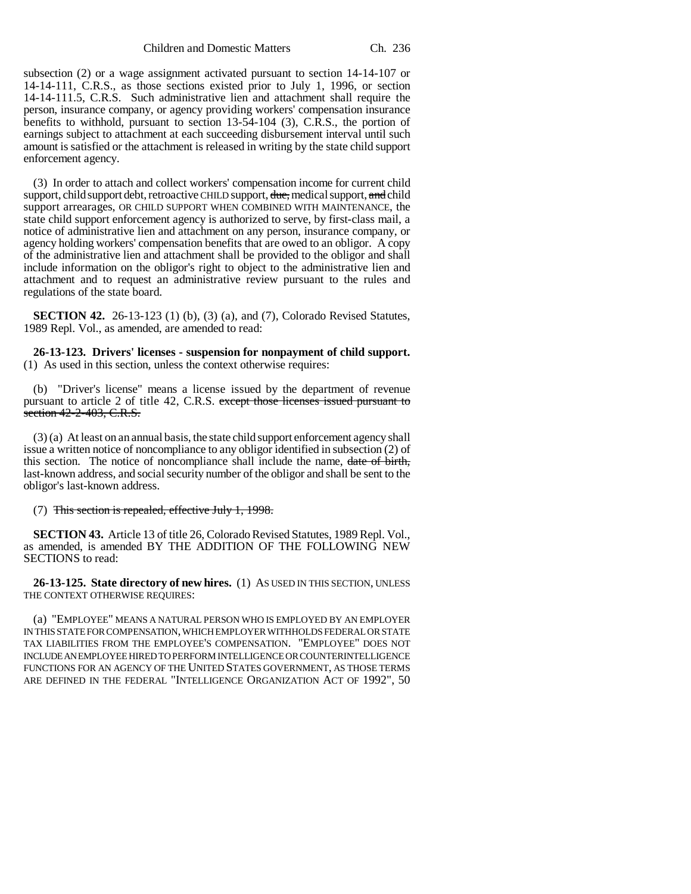subsection (2) or a wage assignment activated pursuant to section 14-14-107 or 14-14-111, C.R.S., as those sections existed prior to July 1, 1996, or section 14-14-111.5, C.R.S. Such administrative lien and attachment shall require the person, insurance company, or agency providing workers' compensation insurance benefits to withhold, pursuant to section 13-54-104 (3), C.R.S., the portion of earnings subject to attachment at each succeeding disbursement interval until such amount is satisfied or the attachment is released in writing by the state child support enforcement agency.

(3) In order to attach and collect workers' compensation income for current child support, child support debt, retroactive CHILD support, ~~due,~~ medical support, ~~and~~ child support arrearages, OR CHILD SUPPORT WHEN COMBINED WITH MAINTENANCE, the state child support enforcement agency is authorized to serve, by first-class mail, a notice of administrative lien and attachment on any person, insurance company, or agency holding workers' compensation benefits that are owed to an obligor. A copy of the administrative lien and attachment shall be provided to the obligor and shall include information on the obligor's right to object to the administrative lien and attachment and to request an administrative review pursuant to the rules and regulations of the state board.

**SECTION 42.** 26-13-123 (1) (b), (3) (a), and (7), Colorado Revised Statutes, 1989 Repl. Vol., as amended, are amended to read:

**26-13-123. Drivers' licenses - suspension for nonpayment of child support.** (1) As used in this section, unless the context otherwise requires:

(b) "Driver's license" means a license issued by the department of revenue pursuant to article 2 of title 42, C.R.S. ~~except those licenses issued pursuant to section 42-2-403, C.R.S.~~

(3) (a) At least on an annual basis, the state child support enforcement agency shall issue a written notice of noncompliance to any obligor identified in subsection (2) of this section. The notice of noncompliance shall include the name, ~~date of birth,~~ last-known address, and social security number of the obligor and shall be sent to the obligor's last-known address.

(7) ~~This section is repealed, effective July 1, 1998.~~

**SECTION 43.** Article 13 of title 26, Colorado Revised Statutes, 1989 Repl. Vol., as amended, is amended BY THE ADDITION OF THE FOLLOWING NEW SECTIONS to read:

**26-13-125. State directory of new hires.** (1) AS USED IN THIS SECTION, UNLESS THE CONTEXT OTHERWISE REQUIRES:

(a) "EMPLOYEE" MEANS A NATURAL PERSON WHO IS EMPLOYED BY AN EMPLOYER IN THIS STATE FOR COMPENSATION, WHICH EMPLOYER WITHHOLDS FEDERAL OR STATE TAX LIABILITIES FROM THE EMPLOYEE'S COMPENSATION. "EMPLOYEE" DOES NOT INCLUDE AN EMPLOYEE HIRED TO PERFORM INTELLIGENCE OR COUNTERINTELLIGENCE FUNCTIONS FOR AN AGENCY OF THE UNITED STATES GOVERNMENT, AS THOSE TERMS ARE DEFINED IN THE FEDERAL "INTELLIGENCE ORGANIZATION ACT OF 1992", 50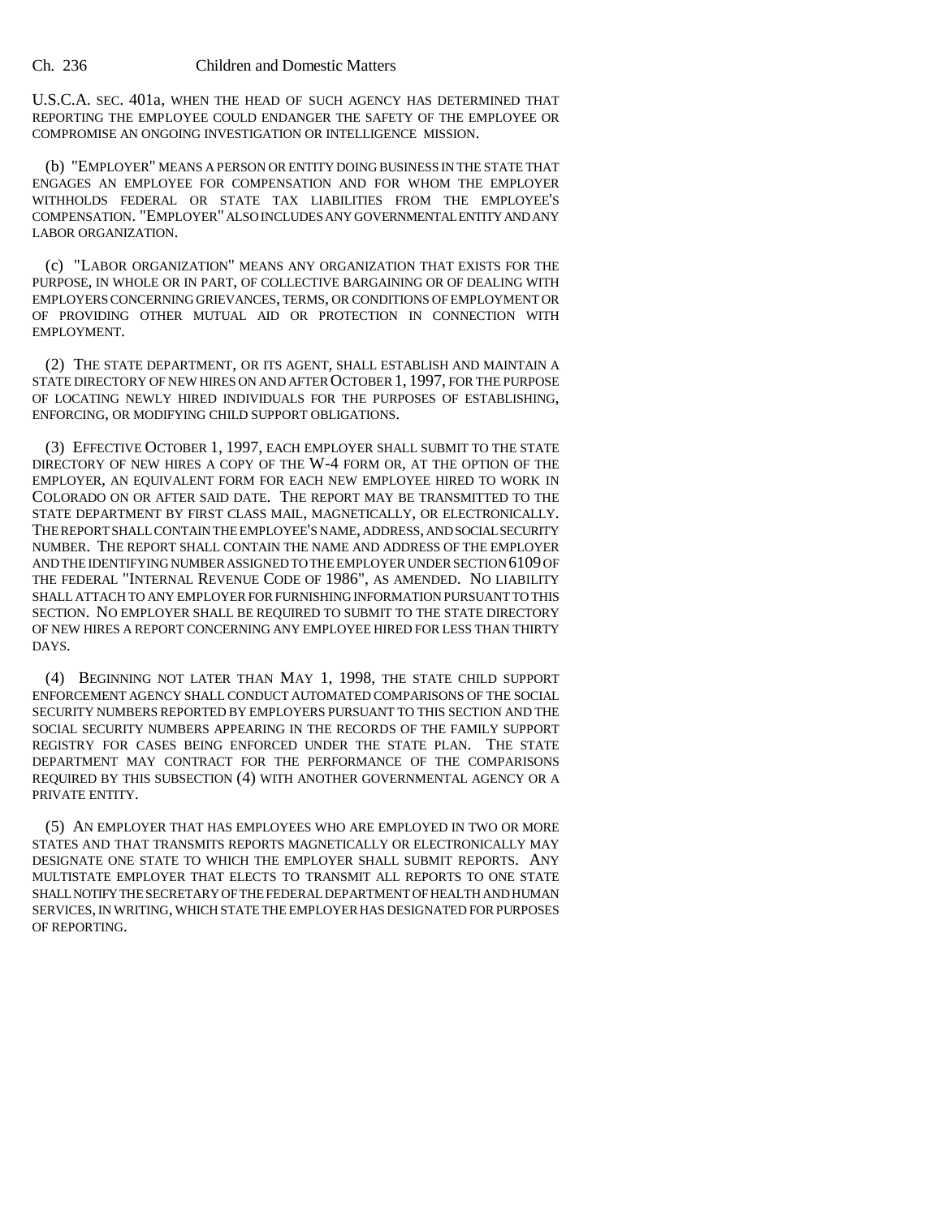U.S.C.A. SEC. 401a, WHEN THE HEAD OF SUCH AGENCY HAS DETERMINED THAT REPORTING THE EMPLOYEE COULD ENDANGER THE SAFETY OF THE EMPLOYEE OR COMPROMISE AN ONGOING INVESTIGATION OR INTELLIGENCE MISSION.

(b) "EMPLOYER" MEANS A PERSON OR ENTITY DOING BUSINESS IN THE STATE THAT ENGAGES AN EMPLOYEE FOR COMPENSATION AND FOR WHOM THE EMPLOYER WITHHOLDS FEDERAL OR STATE TAX LIABILITIES FROM THE EMPLOYEE'S COMPENSATION. "EMPLOYER" ALSO INCLUDES ANY GOVERNMENTAL ENTITY AND ANY LABOR ORGANIZATION.

(c) "LABOR ORGANIZATION" MEANS ANY ORGANIZATION THAT EXISTS FOR THE PURPOSE, IN WHOLE OR IN PART, OF COLLECTIVE BARGAINING OR OF DEALING WITH EMPLOYERS CONCERNING GRIEVANCES, TERMS, OR CONDITIONS OF EMPLOYMENT OR OF PROVIDING OTHER MUTUAL AID OR PROTECTION IN CONNECTION WITH EMPLOYMENT.

(2) THE STATE DEPARTMENT, OR ITS AGENT, SHALL ESTABLISH AND MAINTAIN A STATE DIRECTORY OF NEW HIRES ON AND AFTER OCTOBER 1, 1997, FOR THE PURPOSE OF LOCATING NEWLY HIRED INDIVIDUALS FOR THE PURPOSES OF ESTABLISHING, ENFORCING, OR MODIFYING CHILD SUPPORT OBLIGATIONS.

(3) EFFECTIVE OCTOBER 1, 1997, EACH EMPLOYER SHALL SUBMIT TO THE STATE DIRECTORY OF NEW HIRES A COPY OF THE W-4 FORM OR, AT THE OPTION OF THE EMPLOYER, AN EQUIVALENT FORM FOR EACH NEW EMPLOYEE HIRED TO WORK IN COLORADO ON OR AFTER SAID DATE. THE REPORT MAY BE TRANSMITTED TO THE STATE DEPARTMENT BY FIRST CLASS MAIL, MAGNETICALLY, OR ELECTRONICALLY. THE REPORT SHALL CONTAIN THE EMPLOYEE'S NAME, ADDRESS, AND SOCIAL SECURITY NUMBER. THE REPORT SHALL CONTAIN THE NAME AND ADDRESS OF THE EMPLOYER AND THE IDENTIFYING NUMBER ASSIGNED TO THE EMPLOYER UNDER SECTION 6109 OF THE FEDERAL "INTERNAL REVENUE CODE OF 1986", AS AMENDED. NO LIABILITY SHALL ATTACH TO ANY EMPLOYER FOR FURNISHING INFORMATION PURSUANT TO THIS SECTION. NO EMPLOYER SHALL BE REQUIRED TO SUBMIT TO THE STATE DIRECTORY OF NEW HIRES A REPORT CONCERNING ANY EMPLOYEE HIRED FOR LESS THAN THIRTY DAYS.

(4) BEGINNING NOT LATER THAN MAY 1, 1998, THE STATE CHILD SUPPORT ENFORCEMENT AGENCY SHALL CONDUCT AUTOMATED COMPARISONS OF THE SOCIAL SECURITY NUMBERS REPORTED BY EMPLOYERS PURSUANT TO THIS SECTION AND THE SOCIAL SECURITY NUMBERS APPEARING IN THE RECORDS OF THE FAMILY SUPPORT REGISTRY FOR CASES BEING ENFORCED UNDER THE STATE PLAN. THE STATE DEPARTMENT MAY CONTRACT FOR THE PERFORMANCE OF THE COMPARISONS REQUIRED BY THIS SUBSECTION (4) WITH ANOTHER GOVERNMENTAL AGENCY OR A PRIVATE ENTITY.

(5) AN EMPLOYER THAT HAS EMPLOYEES WHO ARE EMPLOYED IN TWO OR MORE STATES AND THAT TRANSMITS REPORTS MAGNETICALLY OR ELECTRONICALLY MAY DESIGNATE ONE STATE TO WHICH THE EMPLOYER SHALL SUBMIT REPORTS. ANY MULTISTATE EMPLOYER THAT ELECTS TO TRANSMIT ALL REPORTS TO ONE STATE SHALL NOTIFY THE SECRETARY OF THE FEDERAL DEPARTMENT OF HEALTH AND HUMAN SERVICES, IN WRITING, WHICH STATE THE EMPLOYER HAS DESIGNATED FOR PURPOSES OF REPORTING.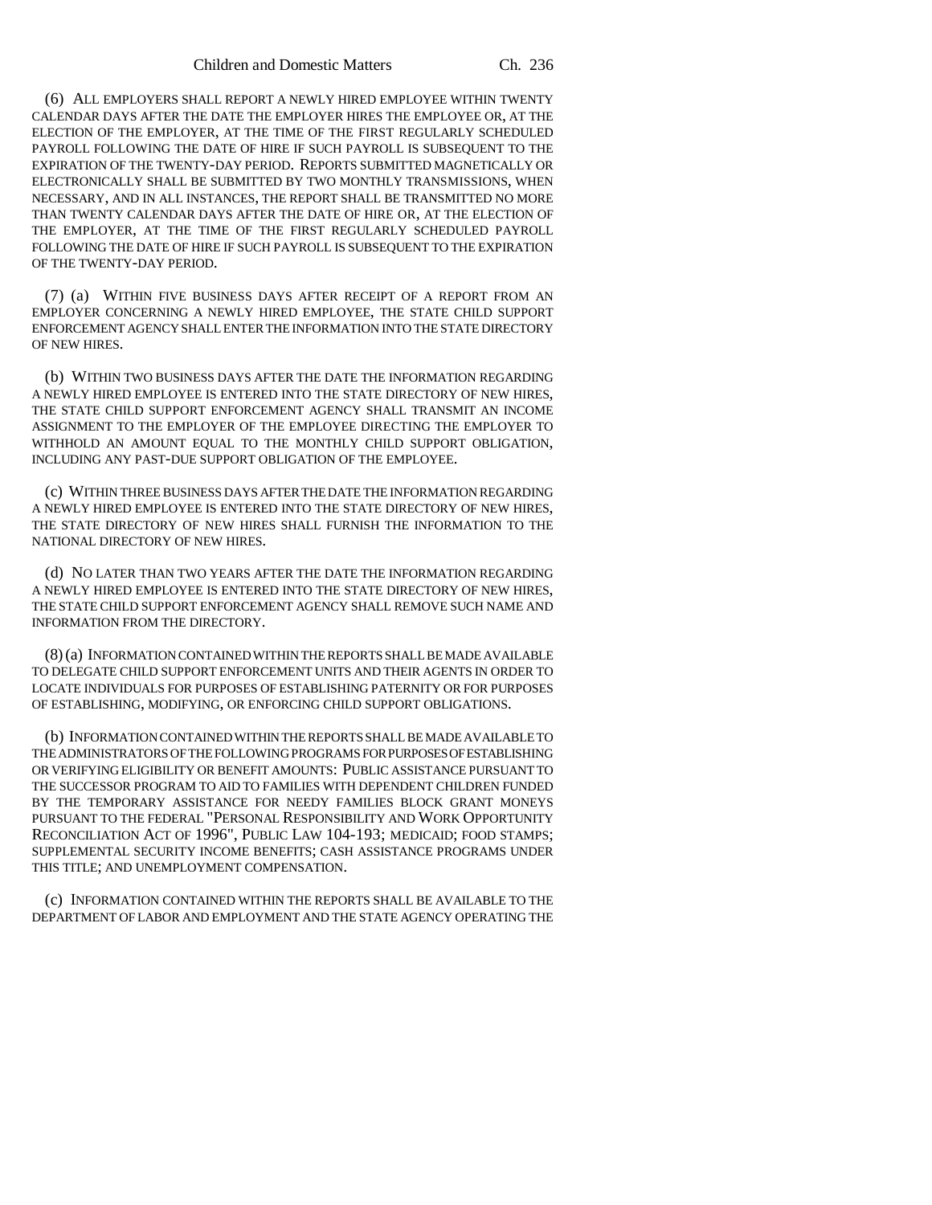(6) ALL EMPLOYERS SHALL REPORT A NEWLY HIRED EMPLOYEE WITHIN TWENTY CALENDAR DAYS AFTER THE DATE THE EMPLOYER HIRES THE EMPLOYEE OR, AT THE ELECTION OF THE EMPLOYER, AT THE TIME OF THE FIRST REGULARLY SCHEDULED PAYROLL FOLLOWING THE DATE OF HIRE IF SUCH PAYROLL IS SUBSEQUENT TO THE EXPIRATION OF THE TWENTY-DAY PERIOD. REPORTS SUBMITTED MAGNETICALLY OR ELECTRONICALLY SHALL BE SUBMITTED BY TWO MONTHLY TRANSMISSIONS, WHEN NECESSARY, AND IN ALL INSTANCES, THE REPORT SHALL BE TRANSMITTED NO MORE THAN TWENTY CALENDAR DAYS AFTER THE DATE OF HIRE OR, AT THE ELECTION OF THE EMPLOYER, AT THE TIME OF THE FIRST REGULARLY SCHEDULED PAYROLL FOLLOWING THE DATE OF HIRE IF SUCH PAYROLL IS SUBSEQUENT TO THE EXPIRATION OF THE TWENTY-DAY PERIOD.

(7) (a) WITHIN FIVE BUSINESS DAYS AFTER RECEIPT OF A REPORT FROM AN EMPLOYER CONCERNING A NEWLY HIRED EMPLOYEE, THE STATE CHILD SUPPORT ENFORCEMENT AGENCY SHALL ENTER THE INFORMATION INTO THE STATE DIRECTORY OF NEW HIRES.

(b) WITHIN TWO BUSINESS DAYS AFTER THE DATE THE INFORMATION REGARDING A NEWLY HIRED EMPLOYEE IS ENTERED INTO THE STATE DIRECTORY OF NEW HIRES, THE STATE CHILD SUPPORT ENFORCEMENT AGENCY SHALL TRANSMIT AN INCOME ASSIGNMENT TO THE EMPLOYER OF THE EMPLOYEE DIRECTING THE EMPLOYER TO WITHHOLD AN AMOUNT EQUAL TO THE MONTHLY CHILD SUPPORT OBLIGATION, INCLUDING ANY PAST-DUE SUPPORT OBLIGATION OF THE EMPLOYEE.

(c) WITHIN THREE BUSINESS DAYS AFTER THE DATE THE INFORMATION REGARDING A NEWLY HIRED EMPLOYEE IS ENTERED INTO THE STATE DIRECTORY OF NEW HIRES, THE STATE DIRECTORY OF NEW HIRES SHALL FURNISH THE INFORMATION TO THE NATIONAL DIRECTORY OF NEW HIRES.

(d) NO LATER THAN TWO YEARS AFTER THE DATE THE INFORMATION REGARDING A NEWLY HIRED EMPLOYEE IS ENTERED INTO THE STATE DIRECTORY OF NEW HIRES, THE STATE CHILD SUPPORT ENFORCEMENT AGENCY SHALL REMOVE SUCH NAME AND INFORMATION FROM THE DIRECTORY.

(8) (a) INFORMATION CONTAINED WITHIN THE REPORTS SHALL BE MADE AVAILABLE TO DELEGATE CHILD SUPPORT ENFORCEMENT UNITS AND THEIR AGENTS IN ORDER TO LOCATE INDIVIDUALS FOR PURPOSES OF ESTABLISHING PATERNITY OR FOR PURPOSES OF ESTABLISHING, MODIFYING, OR ENFORCING CHILD SUPPORT OBLIGATIONS.

(b) INFORMATION CONTAINED WITHIN THE REPORTS SHALL BE MADE AVAILABLE TO THE ADMINISTRATORS OF THE FOLLOWING PROGRAMS FOR PURPOSES OF ESTABLISHING OR VERIFYING ELIGIBILITY OR BENEFIT AMOUNTS: PUBLIC ASSISTANCE PURSUANT TO THE SUCCESSOR PROGRAM TO AID TO FAMILIES WITH DEPENDENT CHILDREN FUNDED BY THE TEMPORARY ASSISTANCE FOR NEEDY FAMILIES BLOCK GRANT MONEYS PURSUANT TO THE FEDERAL "PERSONAL RESPONSIBILITY AND WORK OPPORTUNITY RECONCILIATION ACT OF 1996", PUBLIC LAW 104-193; MEDICAID; FOOD STAMPS; SUPPLEMENTAL SECURITY INCOME BENEFITS; CASH ASSISTANCE PROGRAMS UNDER THIS TITLE; AND UNEMPLOYMENT COMPENSATION.

(c) INFORMATION CONTAINED WITHIN THE REPORTS SHALL BE AVAILABLE TO THE DEPARTMENT OF LABOR AND EMPLOYMENT AND THE STATE AGENCY OPERATING THE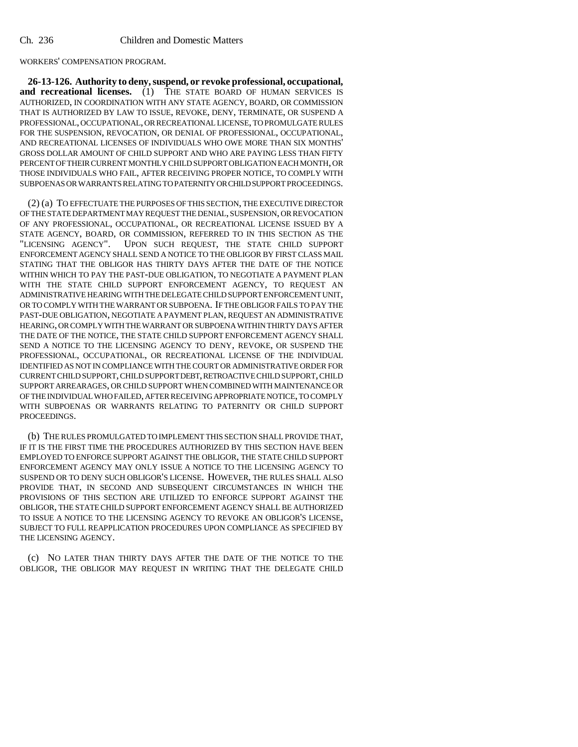WORKERS' COMPENSATION PROGRAM.

**26-13-126. Authority to deny, suspend, or revoke professional, occupational, and recreational licenses.** (1) THE STATE BOARD OF HUMAN SERVICES IS AUTHORIZED, IN COORDINATION WITH ANY STATE AGENCY, BOARD, OR COMMISSION THAT IS AUTHORIZED BY LAW TO ISSUE, REVOKE, DENY, TERMINATE, OR SUSPEND A PROFESSIONAL, OCCUPATIONAL, OR RECREATIONAL LICENSE, TO PROMULGATE RULES FOR THE SUSPENSION, REVOCATION, OR DENIAL OF PROFESSIONAL, OCCUPATIONAL, AND RECREATIONAL LICENSES OF INDIVIDUALS WHO OWE MORE THAN SIX MONTHS' GROSS DOLLAR AMOUNT OF CHILD SUPPORT AND WHO ARE PAYING LESS THAN FIFTY PERCENT OF THEIR CURRENT MONTHLY CHILD SUPPORT OBLIGATION EACH MONTH, OR THOSE INDIVIDUALS WHO FAIL, AFTER RECEIVING PROPER NOTICE, TO COMPLY WITH SUBPOENAS OR WARRANTS RELATING TO PATERNITY OR CHILD SUPPORT PROCEEDINGS.

(2) (a) TO EFFECTUATE THE PURPOSES OF THIS SECTION, THE EXECUTIVE DIRECTOR OF THE STATE DEPARTMENT MAY REQUEST THE DENIAL, SUSPENSION, OR REVOCATION OF ANY PROFESSIONAL, OCCUPATIONAL, OR RECREATIONAL LICENSE ISSUED BY A STATE AGENCY, BOARD, OR COMMISSION, REFERRED TO IN THIS SECTION AS THE "LICENSING AGENCY". UPON SUCH REQUEST, THE STATE CHILD SUPPORT ENFORCEMENT AGENCY SHALL SEND A NOTICE TO THE OBLIGOR BY FIRST CLASS MAIL STATING THAT THE OBLIGOR HAS THIRTY DAYS AFTER THE DATE OF THE NOTICE WITHIN WHICH TO PAY THE PAST-DUE OBLIGATION, TO NEGOTIATE A PAYMENT PLAN WITH THE STATE CHILD SUPPORT ENFORCEMENT AGENCY, TO REQUEST AN ADMINISTRATIVE HEARING WITH THE DELEGATE CHILD SUPPORT ENFORCEMENT UNIT, OR TO COMPLY WITH THE WARRANT OR SUBPOENA. IF THE OBLIGOR FAILS TO PAY THE PAST-DUE OBLIGATION, NEGOTIATE A PAYMENT PLAN, REQUEST AN ADMINISTRATIVE HEARING, OR COMPLY WITH THE WARRANT OR SUBPOENA WITHIN THIRTY DAYS AFTER THE DATE OF THE NOTICE, THE STATE CHILD SUPPORT ENFORCEMENT AGENCY SHALL SEND A NOTICE TO THE LICENSING AGENCY TO DENY, REVOKE, OR SUSPEND THE PROFESSIONAL, OCCUPATIONAL, OR RECREATIONAL LICENSE OF THE INDIVIDUAL IDENTIFIED AS NOT IN COMPLIANCE WITH THE COURT OR ADMINISTRATIVE ORDER FOR CURRENT CHILD SUPPORT, CHILD SUPPORT DEBT, RETROACTIVE CHILD SUPPORT, CHILD SUPPORT ARREARAGES, OR CHILD SUPPORT WHEN COMBINED WITH MAINTENANCE OR OF THE INDIVIDUAL WHO FAILED, AFTER RECEIVING APPROPRIATE NOTICE, TO COMPLY WITH SUBPOENAS OR WARRANTS RELATING TO PATERNITY OR CHILD SUPPORT PROCEEDINGS.

(b) THE RULES PROMULGATED TO IMPLEMENT THIS SECTION SHALL PROVIDE THAT, IF IT IS THE FIRST TIME THE PROCEDURES AUTHORIZED BY THIS SECTION HAVE BEEN EMPLOYED TO ENFORCE SUPPORT AGAINST THE OBLIGOR, THE STATE CHILD SUPPORT ENFORCEMENT AGENCY MAY ONLY ISSUE A NOTICE TO THE LICENSING AGENCY TO SUSPEND OR TO DENY SUCH OBLIGOR'S LICENSE. HOWEVER, THE RULES SHALL ALSO PROVIDE THAT, IN SECOND AND SUBSEQUENT CIRCUMSTANCES IN WHICH THE PROVISIONS OF THIS SECTION ARE UTILIZED TO ENFORCE SUPPORT AGAINST THE OBLIGOR, THE STATE CHILD SUPPORT ENFORCEMENT AGENCY SHALL BE AUTHORIZED TO ISSUE A NOTICE TO THE LICENSING AGENCY TO REVOKE AN OBLIGOR'S LICENSE, SUBJECT TO FULL REAPPLICATION PROCEDURES UPON COMPLIANCE AS SPECIFIED BY THE LICENSING AGENCY.

(c) NO LATER THAN THIRTY DAYS AFTER THE DATE OF THE NOTICE TO THE OBLIGOR, THE OBLIGOR MAY REQUEST IN WRITING THAT THE DELEGATE CHILD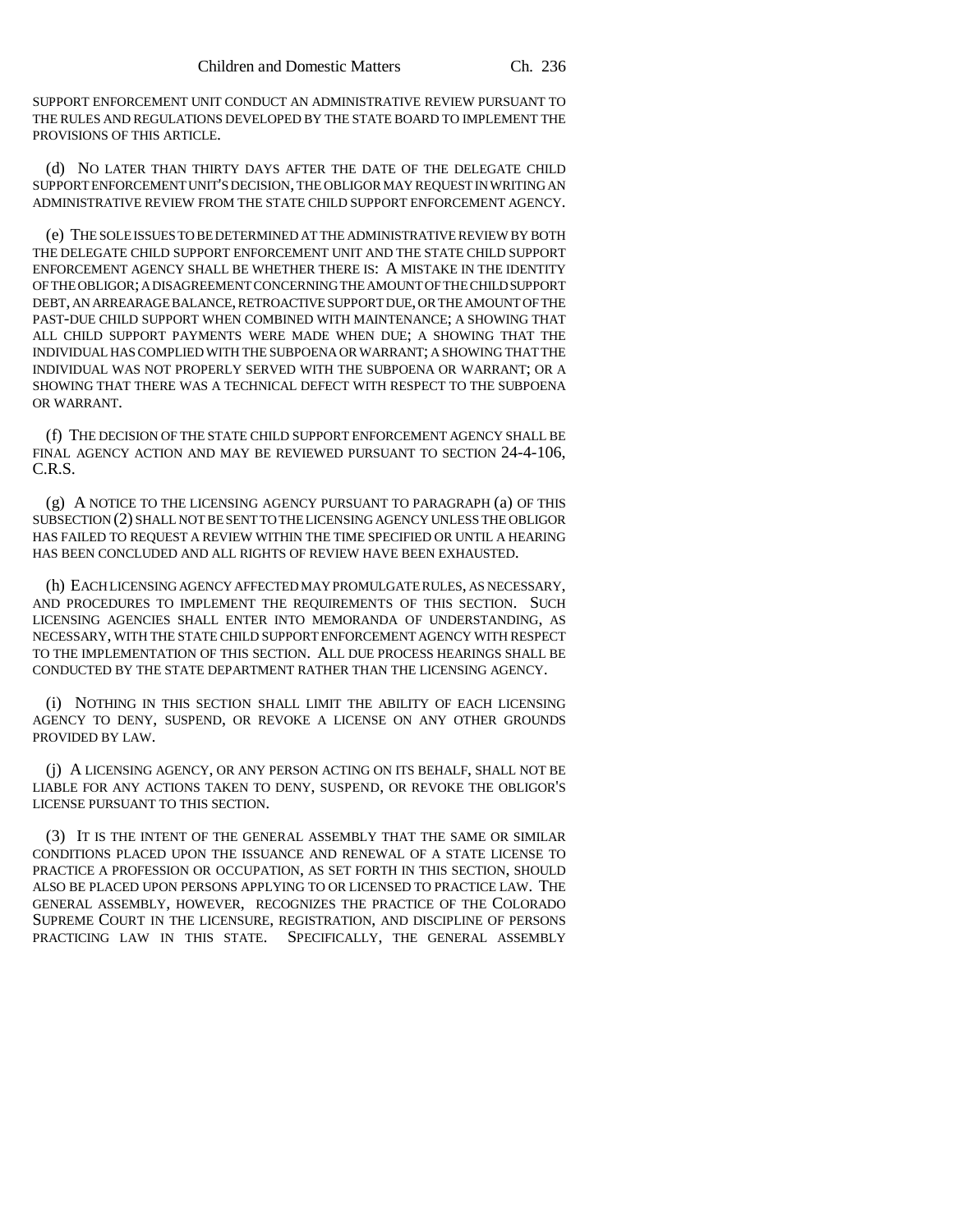SUPPORT ENFORCEMENT UNIT CONDUCT AN ADMINISTRATIVE REVIEW PURSUANT TO THE RULES AND REGULATIONS DEVELOPED BY THE STATE BOARD TO IMPLEMENT THE PROVISIONS OF THIS ARTICLE.

(d) NO LATER THAN THIRTY DAYS AFTER THE DATE OF THE DELEGATE CHILD SUPPORT ENFORCEMENT UNIT'S DECISION, THE OBLIGOR MAY REQUEST IN WRITING AN ADMINISTRATIVE REVIEW FROM THE STATE CHILD SUPPORT ENFORCEMENT AGENCY.

(e) THE SOLE ISSUES TO BE DETERMINED AT THE ADMINISTRATIVE REVIEW BY BOTH THE DELEGATE CHILD SUPPORT ENFORCEMENT UNIT AND THE STATE CHILD SUPPORT ENFORCEMENT AGENCY SHALL BE WHETHER THERE IS: A MISTAKE IN THE IDENTITY OF THE OBLIGOR; A DISAGREEMENT CONCERNING THE AMOUNT OF THE CHILD SUPPORT DEBT, AN ARREARAGE BALANCE, RETROACTIVE SUPPORT DUE, OR THE AMOUNT OF THE PAST-DUE CHILD SUPPORT WHEN COMBINED WITH MAINTENANCE; A SHOWING THAT ALL CHILD SUPPORT PAYMENTS WERE MADE WHEN DUE; A SHOWING THAT THE INDIVIDUAL HAS COMPLIED WITH THE SUBPOENA OR WARRANT; A SHOWING THAT THE INDIVIDUAL WAS NOT PROPERLY SERVED WITH THE SUBPOENA OR WARRANT; OR A SHOWING THAT THERE WAS A TECHNICAL DEFECT WITH RESPECT TO THE SUBPOENA OR WARRANT.

(f) THE DECISION OF THE STATE CHILD SUPPORT ENFORCEMENT AGENCY SHALL BE FINAL AGENCY ACTION AND MAY BE REVIEWED PURSUANT TO SECTION 24-4-106, C.R.S.

(g) A NOTICE TO THE LICENSING AGENCY PURSUANT TO PARAGRAPH (a) OF THIS SUBSECTION (2) SHALL NOT BE SENT TO THE LICENSING AGENCY UNLESS THE OBLIGOR HAS FAILED TO REQUEST A REVIEW WITHIN THE TIME SPECIFIED OR UNTIL A HEARING HAS BEEN CONCLUDED AND ALL RIGHTS OF REVIEW HAVE BEEN EXHAUSTED.

(h) EACH LICENSING AGENCY AFFECTED MAY PROMULGATE RULES, AS NECESSARY, AND PROCEDURES TO IMPLEMENT THE REQUIREMENTS OF THIS SECTION. SUCH LICENSING AGENCIES SHALL ENTER INTO MEMORANDA OF UNDERSTANDING, AS NECESSARY, WITH THE STATE CHILD SUPPORT ENFORCEMENT AGENCY WITH RESPECT TO THE IMPLEMENTATION OF THIS SECTION. ALL DUE PROCESS HEARINGS SHALL BE CONDUCTED BY THE STATE DEPARTMENT RATHER THAN THE LICENSING AGENCY.

(i) NOTHING IN THIS SECTION SHALL LIMIT THE ABILITY OF EACH LICENSING AGENCY TO DENY, SUSPEND, OR REVOKE A LICENSE ON ANY OTHER GROUNDS PROVIDED BY LAW.

(j) A LICENSING AGENCY, OR ANY PERSON ACTING ON ITS BEHALF, SHALL NOT BE LIABLE FOR ANY ACTIONS TAKEN TO DENY, SUSPEND, OR REVOKE THE OBLIGOR'S LICENSE PURSUANT TO THIS SECTION.

(3) IT IS THE INTENT OF THE GENERAL ASSEMBLY THAT THE SAME OR SIMILAR CONDITIONS PLACED UPON THE ISSUANCE AND RENEWAL OF A STATE LICENSE TO PRACTICE A PROFESSION OR OCCUPATION, AS SET FORTH IN THIS SECTION, SHOULD ALSO BE PLACED UPON PERSONS APPLYING TO OR LICENSED TO PRACTICE LAW. THE GENERAL ASSEMBLY, HOWEVER, RECOGNIZES THE PRACTICE OF THE COLORADO SUPREME COURT IN THE LICENSURE, REGISTRATION, AND DISCIPLINE OF PERSONS PRACTICING LAW IN THIS STATE. SPECIFICALLY, THE GENERAL ASSEMBLY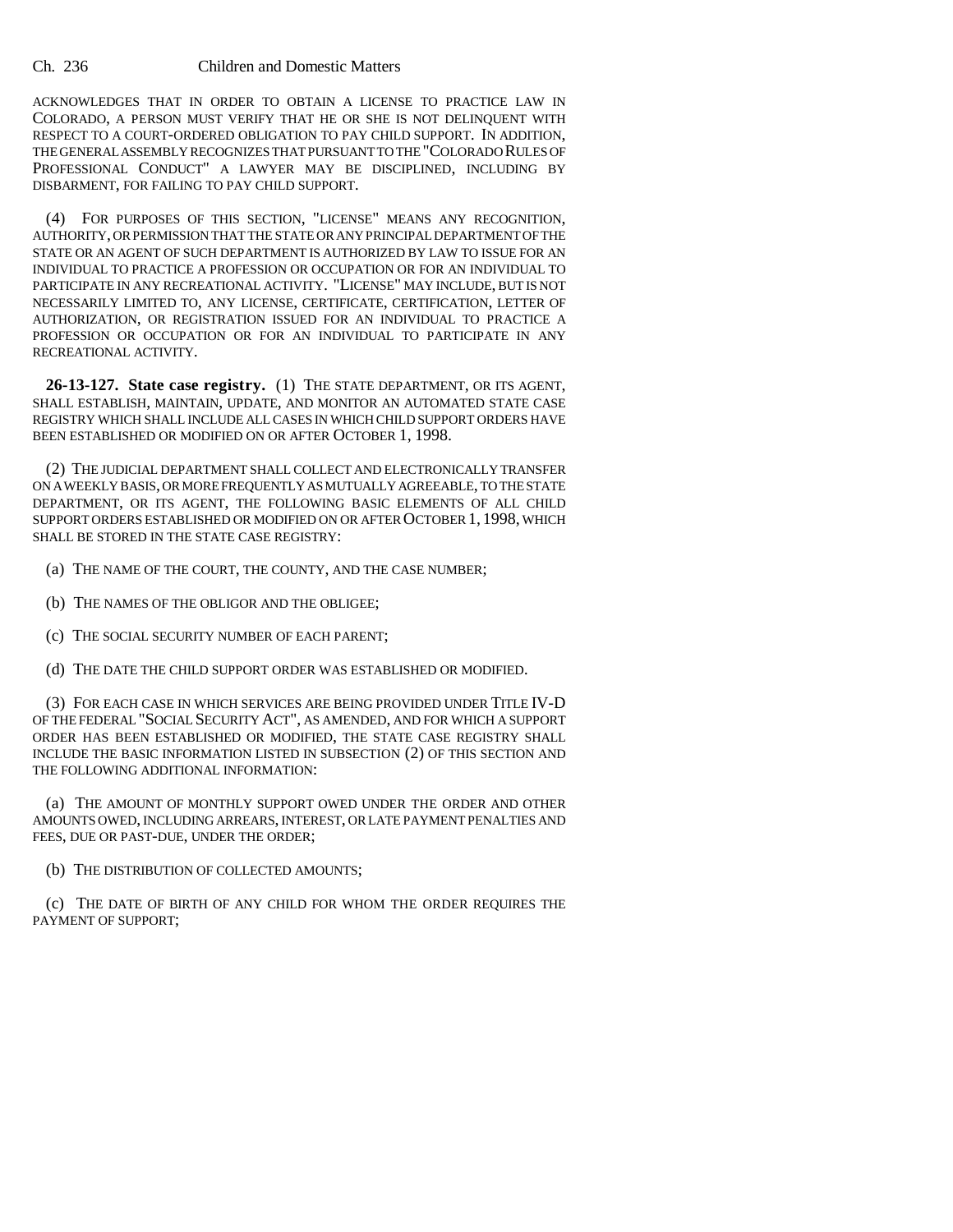ACKNOWLEDGES THAT IN ORDER TO OBTAIN A LICENSE TO PRACTICE LAW IN COLORADO, A PERSON MUST VERIFY THAT HE OR SHE IS NOT DELINQUENT WITH RESPECT TO A COURT-ORDERED OBLIGATION TO PAY CHILD SUPPORT. IN ADDITION, THE GENERAL ASSEMBLY RECOGNIZES THAT PURSUANT TO THE "COLORADO RULES OF PROFESSIONAL CONDUCT" A LAWYER MAY BE DISCIPLINED, INCLUDING BY DISBARMENT, FOR FAILING TO PAY CHILD SUPPORT.

(4) FOR PURPOSES OF THIS SECTION, "LICENSE" MEANS ANY RECOGNITION, AUTHORITY, OR PERMISSION THAT THE STATE OR ANY PRINCIPAL DEPARTMENT OF THE STATE OR AN AGENT OF SUCH DEPARTMENT IS AUTHORIZED BY LAW TO ISSUE FOR AN INDIVIDUAL TO PRACTICE A PROFESSION OR OCCUPATION OR FOR AN INDIVIDUAL TO PARTICIPATE IN ANY RECREATIONAL ACTIVITY. "LICENSE" MAY INCLUDE, BUT IS NOT NECESSARILY LIMITED TO, ANY LICENSE, CERTIFICATE, CERTIFICATION, LETTER OF AUTHORIZATION, OR REGISTRATION ISSUED FOR AN INDIVIDUAL TO PRACTICE A PROFESSION OR OCCUPATION OR FOR AN INDIVIDUAL TO PARTICIPATE IN ANY RECREATIONAL ACTIVITY.

**26-13-127. State case registry.** (1) THE STATE DEPARTMENT, OR ITS AGENT, SHALL ESTABLISH, MAINTAIN, UPDATE, AND MONITOR AN AUTOMATED STATE CASE REGISTRY WHICH SHALL INCLUDE ALL CASES IN WHICH CHILD SUPPORT ORDERS HAVE BEEN ESTABLISHED OR MODIFIED ON OR AFTER OCTOBER 1, 1998.

(2) THE JUDICIAL DEPARTMENT SHALL COLLECT AND ELECTRONICALLY TRANSFER ON A WEEKLY BASIS, OR MORE FREQUENTLY AS MUTUALLY AGREEABLE, TO THE STATE DEPARTMENT, OR ITS AGENT, THE FOLLOWING BASIC ELEMENTS OF ALL CHILD SUPPORT ORDERS ESTABLISHED OR MODIFIED ON OR AFTER OCTOBER 1, 1998, WHICH SHALL BE STORED IN THE STATE CASE REGISTRY:

(a) THE NAME OF THE COURT, THE COUNTY, AND THE CASE NUMBER;

(b) THE NAMES OF THE OBLIGOR AND THE OBLIGEE;

(c) THE SOCIAL SECURITY NUMBER OF EACH PARENT;

(d) THE DATE THE CHILD SUPPORT ORDER WAS ESTABLISHED OR MODIFIED.

(3) FOR EACH CASE IN WHICH SERVICES ARE BEING PROVIDED UNDER TITLE IV-D OF THE FEDERAL "SOCIAL SECURITY ACT", AS AMENDED, AND FOR WHICH A SUPPORT ORDER HAS BEEN ESTABLISHED OR MODIFIED, THE STATE CASE REGISTRY SHALL INCLUDE THE BASIC INFORMATION LISTED IN SUBSECTION (2) OF THIS SECTION AND THE FOLLOWING ADDITIONAL INFORMATION:

(a) THE AMOUNT OF MONTHLY SUPPORT OWED UNDER THE ORDER AND OTHER AMOUNTS OWED, INCLUDING ARREARS, INTEREST, OR LATE PAYMENT PENALTIES AND FEES, DUE OR PAST-DUE, UNDER THE ORDER;

(b) THE DISTRIBUTION OF COLLECTED AMOUNTS;

(c) THE DATE OF BIRTH OF ANY CHILD FOR WHOM THE ORDER REQUIRES THE PAYMENT OF SUPPORT;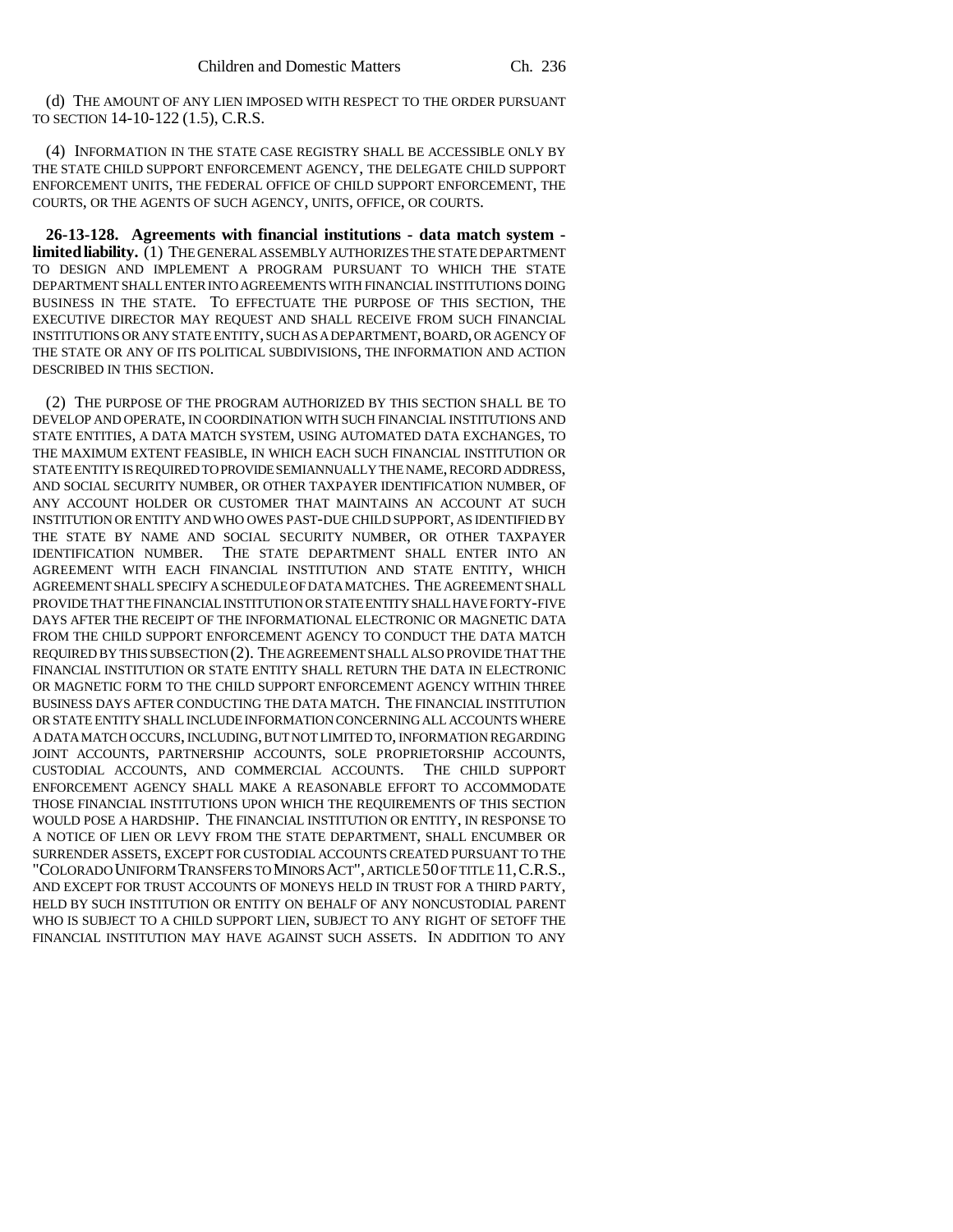(d) THE AMOUNT OF ANY LIEN IMPOSED WITH RESPECT TO THE ORDER PURSUANT TO SECTION 14-10-122 (1.5), C.R.S.

(4) INFORMATION IN THE STATE CASE REGISTRY SHALL BE ACCESSIBLE ONLY BY THE STATE CHILD SUPPORT ENFORCEMENT AGENCY, THE DELEGATE CHILD SUPPORT ENFORCEMENT UNITS, THE FEDERAL OFFICE OF CHILD SUPPORT ENFORCEMENT, THE COURTS, OR THE AGENTS OF SUCH AGENCY, UNITS, OFFICE, OR COURTS.

**26-13-128. Agreements with financial institutions - data match system - limited liability.** (1) THE GENERAL ASSEMBLY AUTHORIZES THE STATE DEPARTMENT TO DESIGN AND IMPLEMENT A PROGRAM PURSUANT TO WHICH THE STATE DEPARTMENT SHALL ENTER INTO AGREEMENTS WITH FINANCIAL INSTITUTIONS DOING BUSINESS IN THE STATE. TO EFFECTUATE THE PURPOSE OF THIS SECTION, THE EXECUTIVE DIRECTOR MAY REQUEST AND SHALL RECEIVE FROM SUCH FINANCIAL INSTITUTIONS OR ANY STATE ENTITY, SUCH AS A DEPARTMENT, BOARD, OR AGENCY OF THE STATE OR ANY OF ITS POLITICAL SUBDIVISIONS, THE INFORMATION AND ACTION DESCRIBED IN THIS SECTION.

(2) THE PURPOSE OF THE PROGRAM AUTHORIZED BY THIS SECTION SHALL BE TO DEVELOP AND OPERATE, IN COORDINATION WITH SUCH FINANCIAL INSTITUTIONS AND STATE ENTITIES, A DATA MATCH SYSTEM, USING AUTOMATED DATA EXCHANGES, TO THE MAXIMUM EXTENT FEASIBLE, IN WHICH EACH SUCH FINANCIAL INSTITUTION OR STATE ENTITY IS REQUIRED TO PROVIDE SEMIANNUALLY THE NAME, RECORD ADDRESS, AND SOCIAL SECURITY NUMBER, OR OTHER TAXPAYER IDENTIFICATION NUMBER, OF ANY ACCOUNT HOLDER OR CUSTOMER THAT MAINTAINS AN ACCOUNT AT SUCH INSTITUTION OR ENTITY AND WHO OWES PAST-DUE CHILD SUPPORT, AS IDENTIFIED BY THE STATE BY NAME AND SOCIAL SECURITY NUMBER, OR OTHER TAXPAYER IDENTIFICATION NUMBER. THE STATE DEPARTMENT SHALL ENTER INTO AN AGREEMENT WITH EACH FINANCIAL INSTITUTION AND STATE ENTITY, WHICH AGREEMENT SHALL SPECIFY A SCHEDULE OF DATA MATCHES. THE AGREEMENT SHALL PROVIDE THAT THE FINANCIAL INSTITUTION OR STATE ENTITY SHALL HAVE FORTY-FIVE DAYS AFTER THE RECEIPT OF THE INFORMATIONAL ELECTRONIC OR MAGNETIC DATA FROM THE CHILD SUPPORT ENFORCEMENT AGENCY TO CONDUCT THE DATA MATCH REQUIRED BY THIS SUBSECTION (2). THE AGREEMENT SHALL ALSO PROVIDE THAT THE FINANCIAL INSTITUTION OR STATE ENTITY SHALL RETURN THE DATA IN ELECTRONIC OR MAGNETIC FORM TO THE CHILD SUPPORT ENFORCEMENT AGENCY WITHIN THREE BUSINESS DAYS AFTER CONDUCTING THE DATA MATCH. THE FINANCIAL INSTITUTION OR STATE ENTITY SHALL INCLUDE INFORMATION CONCERNING ALL ACCOUNTS WHERE A DATA MATCH OCCURS, INCLUDING, BUT NOT LIMITED TO, INFORMATION REGARDING JOINT ACCOUNTS, PARTNERSHIP ACCOUNTS, SOLE PROPRIETORSHIP ACCOUNTS, CUSTODIAL ACCOUNTS, AND COMMERCIAL ACCOUNTS. THE CHILD SUPPORT ENFORCEMENT AGENCY SHALL MAKE A REASONABLE EFFORT TO ACCOMMODATE THOSE FINANCIAL INSTITUTIONS UPON WHICH THE REQUIREMENTS OF THIS SECTION WOULD POSE A HARDSHIP. THE FINANCIAL INSTITUTION OR ENTITY, IN RESPONSE TO A NOTICE OF LIEN OR LEVY FROM THE STATE DEPARTMENT, SHALL ENCUMBER OR SURRENDER ASSETS, EXCEPT FOR CUSTODIAL ACCOUNTS CREATED PURSUANT TO THE "COLORADO UNIFORM TRANSFERS TO MINORS ACT", ARTICLE 50 OF TITLE 11, C.R.S., AND EXCEPT FOR TRUST ACCOUNTS OF MONEYS HELD IN TRUST FOR A THIRD PARTY, HELD BY SUCH INSTITUTION OR ENTITY ON BEHALF OF ANY NONCUSTODIAL PARENT WHO IS SUBJECT TO A CHILD SUPPORT LIEN, SUBJECT TO ANY RIGHT OF SETOFF THE FINANCIAL INSTITUTION MAY HAVE AGAINST SUCH ASSETS. IN ADDITION TO ANY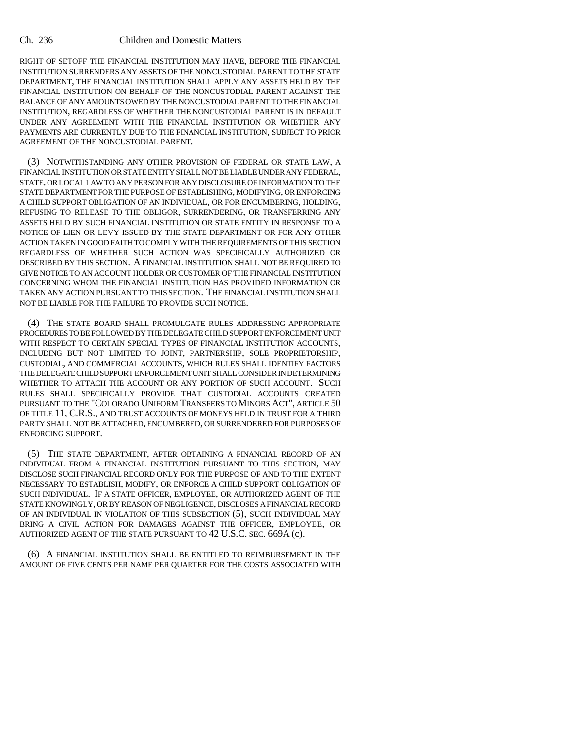RIGHT OF SETOFF THE FINANCIAL INSTITUTION MAY HAVE, BEFORE THE FINANCIAL INSTITUTION SURRENDERS ANY ASSETS OF THE NONCUSTODIAL PARENT TO THE STATE DEPARTMENT, THE FINANCIAL INSTITUTION SHALL APPLY ANY ASSETS HELD BY THE FINANCIAL INSTITUTION ON BEHALF OF THE NONCUSTODIAL PARENT AGAINST THE BALANCE OF ANY AMOUNTS OWED BY THE NONCUSTODIAL PARENT TO THE FINANCIAL INSTITUTION, REGARDLESS OF WHETHER THE NONCUSTODIAL PARENT IS IN DEFAULT UNDER ANY AGREEMENT WITH THE FINANCIAL INSTITUTION OR WHETHER ANY PAYMENTS ARE CURRENTLY DUE TO THE FINANCIAL INSTITUTION, SUBJECT TO PRIOR AGREEMENT OF THE NONCUSTODIAL PARENT.

(3) NOTWITHSTANDING ANY OTHER PROVISION OF FEDERAL OR STATE LAW, A FINANCIAL INSTITUTION OR STATE ENTITY SHALL NOT BE LIABLE UNDER ANY FEDERAL, STATE, OR LOCAL LAW TO ANY PERSON FOR ANY DISCLOSURE OF INFORMATION TO THE STATE DEPARTMENT FOR THE PURPOSE OF ESTABLISHING, MODIFYING, OR ENFORCING A CHILD SUPPORT OBLIGATION OF AN INDIVIDUAL, OR FOR ENCUMBERING, HOLDING, REFUSING TO RELEASE TO THE OBLIGOR, SURRENDERING, OR TRANSFERRING ANY ASSETS HELD BY SUCH FINANCIAL INSTITUTION OR STATE ENTITY IN RESPONSE TO A NOTICE OF LIEN OR LEVY ISSUED BY THE STATE DEPARTMENT OR FOR ANY OTHER ACTION TAKEN IN GOOD FAITH TO COMPLY WITH THE REQUIREMENTS OF THIS SECTION REGARDLESS OF WHETHER SUCH ACTION WAS SPECIFICALLY AUTHORIZED OR DESCRIBED BY THIS SECTION. A FINANCIAL INSTITUTION SHALL NOT BE REQUIRED TO GIVE NOTICE TO AN ACCOUNT HOLDER OR CUSTOMER OF THE FINANCIAL INSTITUTION CONCERNING WHOM THE FINANCIAL INSTITUTION HAS PROVIDED INFORMATION OR TAKEN ANY ACTION PURSUANT TO THIS SECTION. THE FINANCIAL INSTITUTION SHALL NOT BE LIABLE FOR THE FAILURE TO PROVIDE SUCH NOTICE.

(4) THE STATE BOARD SHALL PROMULGATE RULES ADDRESSING APPROPRIATE PROCEDURES TO BE FOLLOWED BY THE DELEGATE CHILD SUPPORT ENFORCEMENT UNIT WITH RESPECT TO CERTAIN SPECIAL TYPES OF FINANCIAL INSTITUTION ACCOUNTS, INCLUDING BUT NOT LIMITED TO JOINT, PARTNERSHIP, SOLE PROPRIETORSHIP, CUSTODIAL, AND COMMERCIAL ACCOUNTS, WHICH RULES SHALL IDENTIFY FACTORS THE DELEGATE CHILD SUPPORT ENFORCEMENT UNIT SHALL CONSIDER IN DETERMINING WHETHER TO ATTACH THE ACCOUNT OR ANY PORTION OF SUCH ACCOUNT. SUCH RULES SHALL SPECIFICALLY PROVIDE THAT CUSTODIAL ACCOUNTS CREATED PURSUANT TO THE "COLORADO UNIFORM TRANSFERS TO MINORS ACT", ARTICLE 50 OF TITLE 11, C.R.S., AND TRUST ACCOUNTS OF MONEYS HELD IN TRUST FOR A THIRD PARTY SHALL NOT BE ATTACHED, ENCUMBERED, OR SURRENDERED FOR PURPOSES OF ENFORCING SUPPORT.

(5) THE STATE DEPARTMENT, AFTER OBTAINING A FINANCIAL RECORD OF AN INDIVIDUAL FROM A FINANCIAL INSTITUTION PURSUANT TO THIS SECTION, MAY DISCLOSE SUCH FINANCIAL RECORD ONLY FOR THE PURPOSE OF AND TO THE EXTENT NECESSARY TO ESTABLISH, MODIFY, OR ENFORCE A CHILD SUPPORT OBLIGATION OF SUCH INDIVIDUAL. IF A STATE OFFICER, EMPLOYEE, OR AUTHORIZED AGENT OF THE STATE KNOWINGLY, OR BY REASON OF NEGLIGENCE, DISCLOSES A FINANCIAL RECORD OF AN INDIVIDUAL IN VIOLATION OF THIS SUBSECTION (5), SUCH INDIVIDUAL MAY BRING A CIVIL ACTION FOR DAMAGES AGAINST THE OFFICER, EMPLOYEE, OR AUTHORIZED AGENT OF THE STATE PURSUANT TO 42 U.S.C. SEC. 669A (c).

(6) A FINANCIAL INSTITUTION SHALL BE ENTITLED TO REIMBURSEMENT IN THE AMOUNT OF FIVE CENTS PER NAME PER QUARTER FOR THE COSTS ASSOCIATED WITH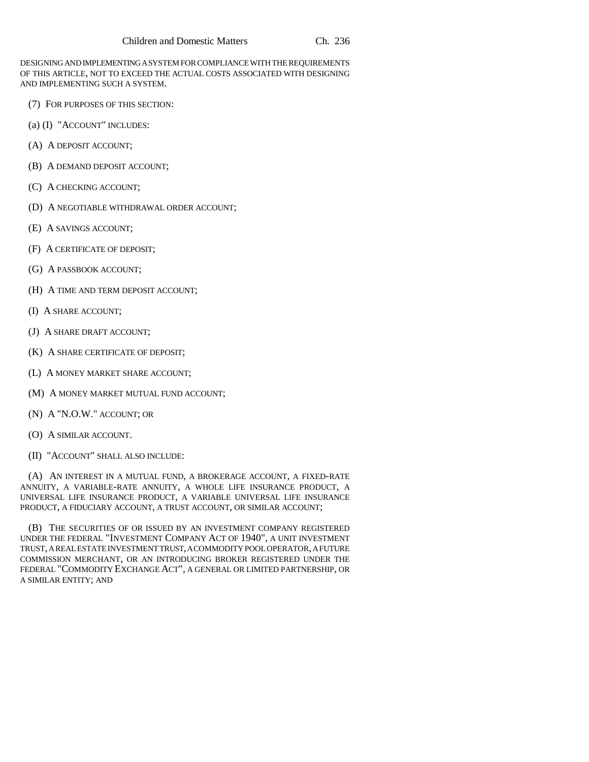DESIGNING AND IMPLEMENTING A SYSTEM FOR COMPLIANCE WITH THE REQUIREMENTS OF THIS ARTICLE, NOT TO EXCEED THE ACTUAL COSTS ASSOCIATED WITH DESIGNING AND IMPLEMENTING SUCH A SYSTEM.

(7) FOR PURPOSES OF THIS SECTION:

(a) (I) "ACCOUNT" INCLUDES:

(A) A DEPOSIT ACCOUNT;

(B) A DEMAND DEPOSIT ACCOUNT;

(C) A CHECKING ACCOUNT;

(D) A NEGOTIABLE WITHDRAWAL ORDER ACCOUNT;

(E) A SAVINGS ACCOUNT;

(F) A CERTIFICATE OF DEPOSIT;

(G) A PASSBOOK ACCOUNT;

(H) A TIME AND TERM DEPOSIT ACCOUNT;

(I) A SHARE ACCOUNT;

(J) A SHARE DRAFT ACCOUNT;

(K) A SHARE CERTIFICATE OF DEPOSIT;

(L) A MONEY MARKET SHARE ACCOUNT;

(M) A MONEY MARKET MUTUAL FUND ACCOUNT;

(N) A "N.O.W." ACCOUNT; OR

(O) A SIMILAR ACCOUNT.

(II) "ACCOUNT" SHALL ALSO INCLUDE:

(A) AN INTEREST IN A MUTUAL FUND, A BROKERAGE ACCOUNT, A FIXED-RATE ANNUITY, A VARIABLE-RATE ANNUITY, A WHOLE LIFE INSURANCE PRODUCT, A UNIVERSAL LIFE INSURANCE PRODUCT, A VARIABLE UNIVERSAL LIFE INSURANCE PRODUCT, A FIDUCIARY ACCOUNT, A TRUST ACCOUNT, OR SIMILAR ACCOUNT;

(B) THE SECURITIES OF OR ISSUED BY AN INVESTMENT COMPANY REGISTERED UNDER THE FEDERAL "INVESTMENT COMPANY ACT OF 1940", A UNIT INVESTMENT TRUST, A REAL ESTATE INVESTMENT TRUST, A COMMODITY POOL OPERATOR, A FUTURE COMMISSION MERCHANT, OR AN INTRODUCING BROKER REGISTERED UNDER THE FEDERAL "COMMODITY EXCHANGE ACT", A GENERAL OR LIMITED PARTNERSHIP, OR A SIMILAR ENTITY; AND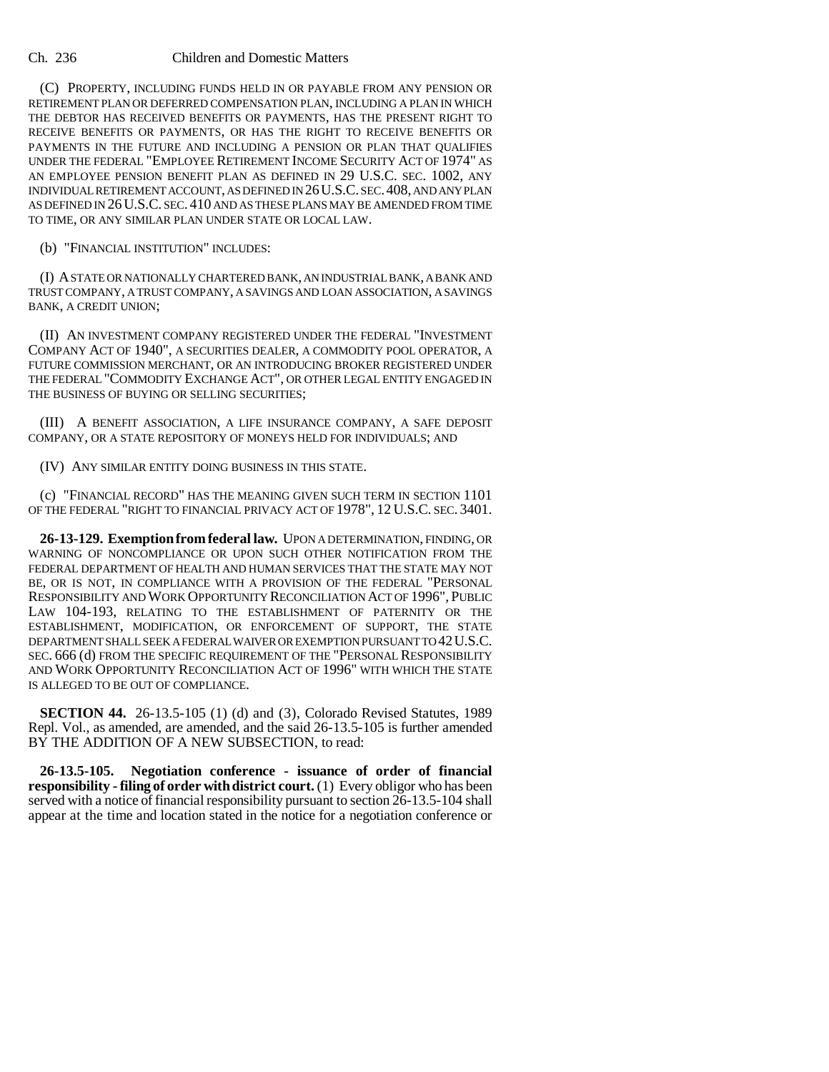(C) PROPERTY, INCLUDING FUNDS HELD IN OR PAYABLE FROM ANY PENSION OR RETIREMENT PLAN OR DEFERRED COMPENSATION PLAN, INCLUDING A PLAN IN WHICH THE DEBTOR HAS RECEIVED BENEFITS OR PAYMENTS, HAS THE PRESENT RIGHT TO RECEIVE BENEFITS OR PAYMENTS, OR HAS THE RIGHT TO RECEIVE BENEFITS OR PAYMENTS IN THE FUTURE AND INCLUDING A PENSION OR PLAN THAT QUALIFIES UNDER THE FEDERAL "EMPLOYEE RETIREMENT INCOME SECURITY ACT OF 1974" AS AN EMPLOYEE PENSION BENEFIT PLAN AS DEFINED IN 29 U.S.C. SEC. 1002, ANY INDIVIDUAL RETIREMENT ACCOUNT, AS DEFINED IN 26 U.S.C. SEC. 408, AND ANY PLAN AS DEFINED IN 26 U.S.C. SEC. 410 AND AS THESE PLANS MAY BE AMENDED FROM TIME TO TIME, OR ANY SIMILAR PLAN UNDER STATE OR LOCAL LAW.

(b) "FINANCIAL INSTITUTION" INCLUDES:

(I) A STATE OR NATIONALLY CHARTERED BANK, AN INDUSTRIAL BANK, A BANK AND TRUST COMPANY, A TRUST COMPANY, A SAVINGS AND LOAN ASSOCIATION, A SAVINGS BANK, A CREDIT UNION;

(II) AN INVESTMENT COMPANY REGISTERED UNDER THE FEDERAL "INVESTMENT COMPANY ACT OF 1940", A SECURITIES DEALER, A COMMODITY POOL OPERATOR, A FUTURE COMMISSION MERCHANT, OR AN INTRODUCING BROKER REGISTERED UNDER THE FEDERAL "COMMODITY EXCHANGE ACT", OR OTHER LEGAL ENTITY ENGAGED IN THE BUSINESS OF BUYING OR SELLING SECURITIES;

(III) A BENEFIT ASSOCIATION, A LIFE INSURANCE COMPANY, A SAFE DEPOSIT COMPANY, OR A STATE REPOSITORY OF MONEYS HELD FOR INDIVIDUALS; AND

(IV) ANY SIMILAR ENTITY DOING BUSINESS IN THIS STATE.

(c) "FINANCIAL RECORD" HAS THE MEANING GIVEN SUCH TERM IN SECTION 1101 OF THE FEDERAL "RIGHT TO FINANCIAL PRIVACY ACT OF 1978", 12 U.S.C. SEC. 3401.

**26-13-129. Exemption from federal law.** UPON A DETERMINATION, FINDING, OR WARNING OF NONCOMPLIANCE OR UPON SUCH OTHER NOTIFICATION FROM THE FEDERAL DEPARTMENT OF HEALTH AND HUMAN SERVICES THAT THE STATE MAY NOT BE, OR IS NOT, IN COMPLIANCE WITH A PROVISION OF THE FEDERAL "PERSONAL RESPONSIBILITY AND WORK OPPORTUNITY RECONCILIATION ACT OF 1996", PUBLIC LAW 104-193, RELATING TO THE ESTABLISHMENT OF PATERNITY OR THE ESTABLISHMENT, MODIFICATION, OR ENFORCEMENT OF SUPPORT, THE STATE DEPARTMENT SHALL SEEK A FEDERAL WAIVER OR EXEMPTION PURSUANT TO 42 U.S.C. SEC. 666 (d) FROM THE SPECIFIC REQUIREMENT OF THE "PERSONAL RESPONSIBILITY AND WORK OPPORTUNITY RECONCILIATION ACT OF 1996" WITH WHICH THE STATE IS ALLEGED TO BE OUT OF COMPLIANCE.

**SECTION 44.** 26-13.5-105 (1) (d) and (3), Colorado Revised Statutes, 1989 Repl. Vol., as amended, are amended, and the said 26-13.5-105 is further amended BY THE ADDITION OF A NEW SUBSECTION, to read:

**26-13.5-105. Negotiation conference - issuance of order of financial responsibility - filing of order with district court.** (1) Every obligor who has been served with a notice of financial responsibility pursuant to section 26-13.5-104 shall appear at the time and location stated in the notice for a negotiation conference or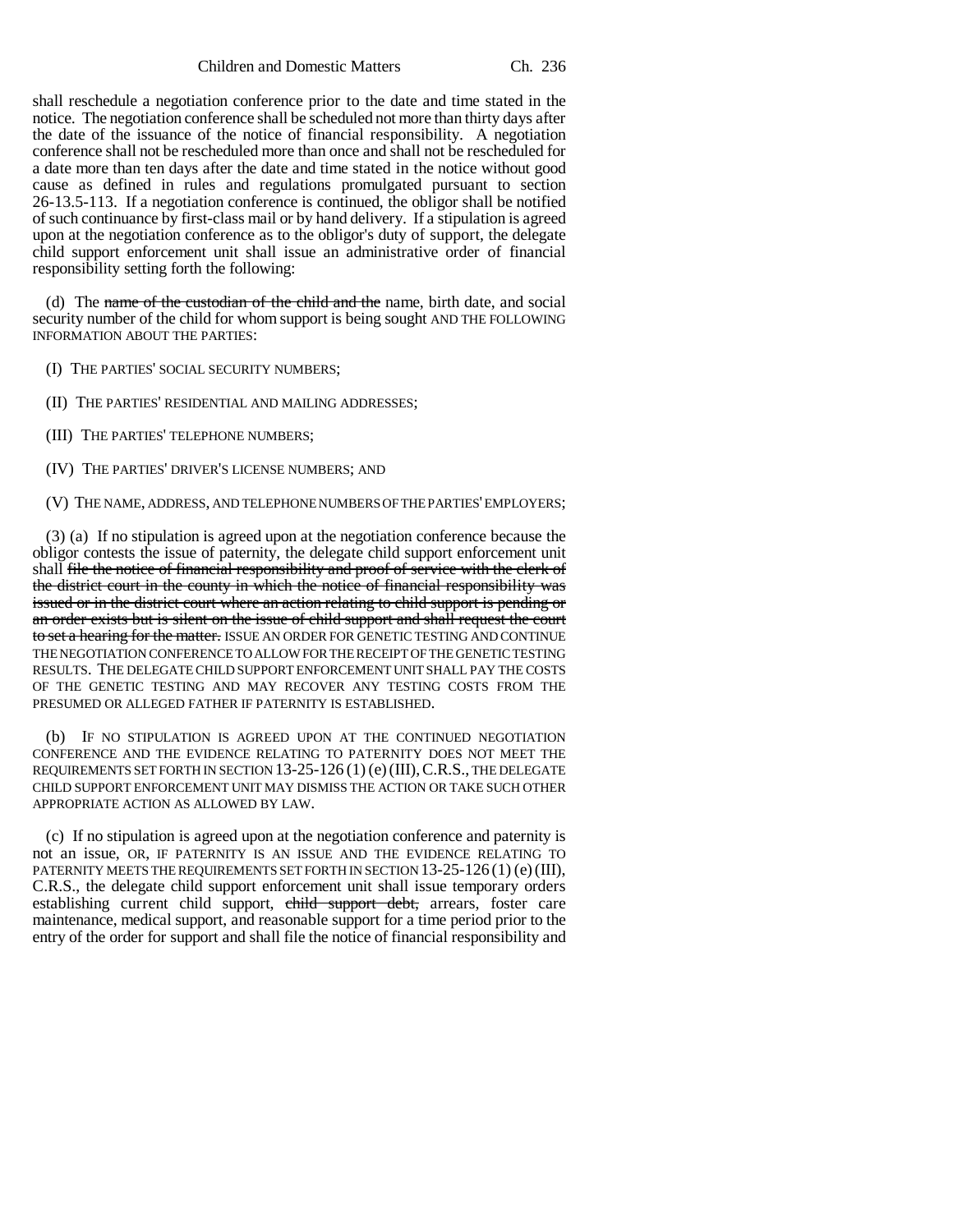shall reschedule a negotiation conference prior to the date and time stated in the notice. The negotiation conference shall be scheduled not more than thirty days after the date of the issuance of the notice of financial responsibility. A negotiation conference shall not be rescheduled more than once and shall not be rescheduled for a date more than ten days after the date and time stated in the notice without good cause as defined in rules and regulations promulgated pursuant to section 26-13.5-113. If a negotiation conference is continued, the obligor shall be notified of such continuance by first-class mail or by hand delivery. If a stipulation is agreed upon at the negotiation conference as to the obligor's duty of support, the delegate child support enforcement unit shall issue an administrative order of financial responsibility setting forth the following:

(d) The ~~name of the custodian of the child and the~~ name, birth date, and social security number of the child for whom support is being sought AND THE FOLLOWING INFORMATION ABOUT THE PARTIES:

(I) THE PARTIES' SOCIAL SECURITY NUMBERS;

(II) THE PARTIES' RESIDENTIAL AND MAILING ADDRESSES;

(III) THE PARTIES' TELEPHONE NUMBERS;

(IV) THE PARTIES' DRIVER'S LICENSE NUMBERS; AND

(V) THE NAME, ADDRESS, AND TELEPHONE NUMBERS OF THE PARTIES' EMPLOYERS;

(3) (a) If no stipulation is agreed upon at the negotiation conference because the obligor contests the issue of paternity, the delegate child support enforcement unit shall ~~file the notice of financial responsibility and proof of service with the clerk of the district court in the county in which the notice of financial responsibility was issued or in the district court where an action relating to child support is pending or an order exists but is silent on the issue of child support and shall request the court to set a hearing for the matter.~~ ISSUE AN ORDER FOR GENETIC TESTING AND CONTINUE THE NEGOTIATION CONFERENCE TO ALLOW FOR THE RECEIPT OF THE GENETIC TESTING RESULTS. THE DELEGATE CHILD SUPPORT ENFORCEMENT UNIT SHALL PAY THE COSTS OF THE GENETIC TESTING AND MAY RECOVER ANY TESTING COSTS FROM THE PRESUMED OR ALLEGED FATHER IF PATERNITY IS ESTABLISHED.

(b) IF NO STIPULATION IS AGREED UPON AT THE CONTINUED NEGOTIATION CONFERENCE AND THE EVIDENCE RELATING TO PATERNITY DOES NOT MEET THE REQUIREMENTS SET FORTH IN SECTION 13-25-126 (1) (e) (III), C.R.S., THE DELEGATE CHILD SUPPORT ENFORCEMENT UNIT MAY DISMISS THE ACTION OR TAKE SUCH OTHER APPROPRIATE ACTION AS ALLOWED BY LAW.

(c) If no stipulation is agreed upon at the negotiation conference and paternity is not an issue, OR, IF PATERNITY IS AN ISSUE AND THE EVIDENCE RELATING TO PATERNITY MEETS THE REQUIREMENTS SET FORTH IN SECTION 13-25-126 (1) (e) (III), C.R.S., the delegate child support enforcement unit shall issue temporary orders establishing current child support, ~~child support debt,~~ arrears, foster care maintenance, medical support, and reasonable support for a time period prior to the entry of the order for support and shall file the notice of financial responsibility and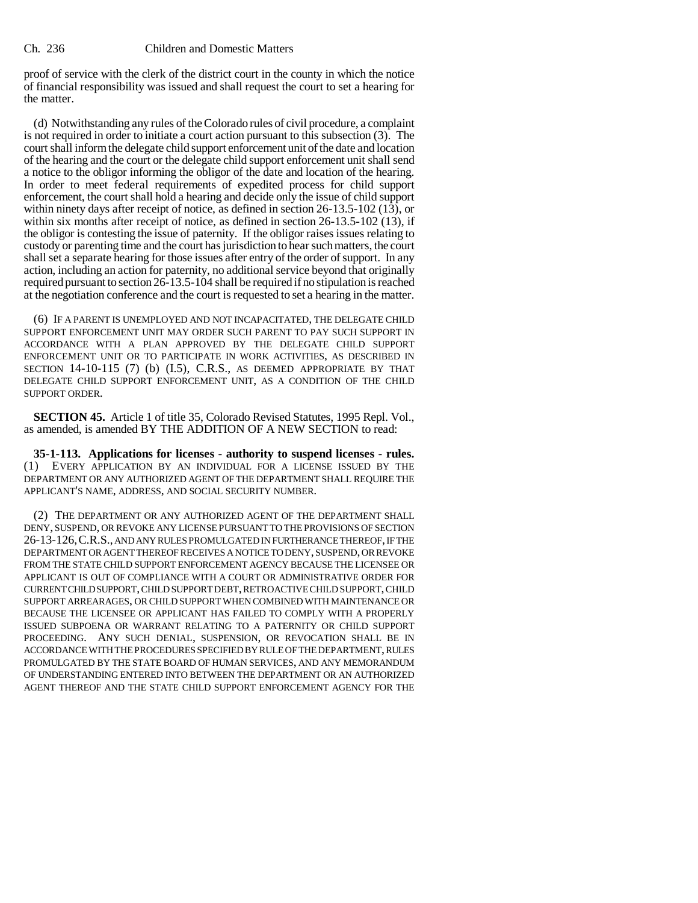proof of service with the clerk of the district court in the county in which the notice of financial responsibility was issued and shall request the court to set a hearing for the matter.

(d) Notwithstanding any rules of the Colorado rules of civil procedure, a complaint is not required in order to initiate a court action pursuant to this subsection (3). The court shall inform the delegate child support enforcement unit of the date and location of the hearing and the court or the delegate child support enforcement unit shall send a notice to the obligor informing the obligor of the date and location of the hearing. In order to meet federal requirements of expedited process for child support enforcement, the court shall hold a hearing and decide only the issue of child support within ninety days after receipt of notice, as defined in section 26-13.5-102 (13), or within six months after receipt of notice, as defined in section 26-13.5-102 (13), if the obligor is contesting the issue of paternity. If the obligor raises issues relating to custody or parenting time and the court has jurisdiction to hear such matters, the court shall set a separate hearing for those issues after entry of the order of support. In any action, including an action for paternity, no additional service beyond that originally required pursuant to section 26-13.5-104 shall be required if no stipulation is reached at the negotiation conference and the court is requested to set a hearing in the matter.

(6) IF A PARENT IS UNEMPLOYED AND NOT INCAPACITATED, THE DELEGATE CHILD SUPPORT ENFORCEMENT UNIT MAY ORDER SUCH PARENT TO PAY SUCH SUPPORT IN ACCORDANCE WITH A PLAN APPROVED BY THE DELEGATE CHILD SUPPORT ENFORCEMENT UNIT OR TO PARTICIPATE IN WORK ACTIVITIES, AS DESCRIBED IN SECTION 14-10-115 (7) (b) (I.5), C.R.S., AS DEEMED APPROPRIATE BY THAT DELEGATE CHILD SUPPORT ENFORCEMENT UNIT, AS A CONDITION OF THE CHILD SUPPORT ORDER.

**SECTION 45.** Article 1 of title 35, Colorado Revised Statutes, 1995 Repl. Vol., as amended, is amended BY THE ADDITION OF A NEW SECTION to read:

**35-1-113. Applications for licenses - authority to suspend licenses - rules.** (1) EVERY APPLICATION BY AN INDIVIDUAL FOR A LICENSE ISSUED BY THE DEPARTMENT OR ANY AUTHORIZED AGENT OF THE DEPARTMENT SHALL REQUIRE THE APPLICANT'S NAME, ADDRESS, AND SOCIAL SECURITY NUMBER.

(2) THE DEPARTMENT OR ANY AUTHORIZED AGENT OF THE DEPARTMENT SHALL DENY, SUSPEND, OR REVOKE ANY LICENSE PURSUANT TO THE PROVISIONS OF SECTION 26-13-126, C.R.S., AND ANY RULES PROMULGATED IN FURTHERANCE THEREOF, IF THE DEPARTMENT OR AGENT THEREOF RECEIVES A NOTICE TO DENY, SUSPEND, OR REVOKE FROM THE STATE CHILD SUPPORT ENFORCEMENT AGENCY BECAUSE THE LICENSEE OR APPLICANT IS OUT OF COMPLIANCE WITH A COURT OR ADMINISTRATIVE ORDER FOR CURRENT CHILD SUPPORT, CHILD SUPPORT DEBT, RETROACTIVE CHILD SUPPORT, CHILD SUPPORT ARREARAGES, OR CHILD SUPPORT WHEN COMBINED WITH MAINTENANCE OR BECAUSE THE LICENSEE OR APPLICANT HAS FAILED TO COMPLY WITH A PROPERLY ISSUED SUBPOENA OR WARRANT RELATING TO A PATERNITY OR CHILD SUPPORT PROCEEDING. ANY SUCH DENIAL, SUSPENSION, OR REVOCATION SHALL BE IN ACCORDANCE WITH THE PROCEDURES SPECIFIED BY RULE OF THE DEPARTMENT, RULES PROMULGATED BY THE STATE BOARD OF HUMAN SERVICES, AND ANY MEMORANDUM OF UNDERSTANDING ENTERED INTO BETWEEN THE DEPARTMENT OR AN AUTHORIZED AGENT THEREOF AND THE STATE CHILD SUPPORT ENFORCEMENT AGENCY FOR THE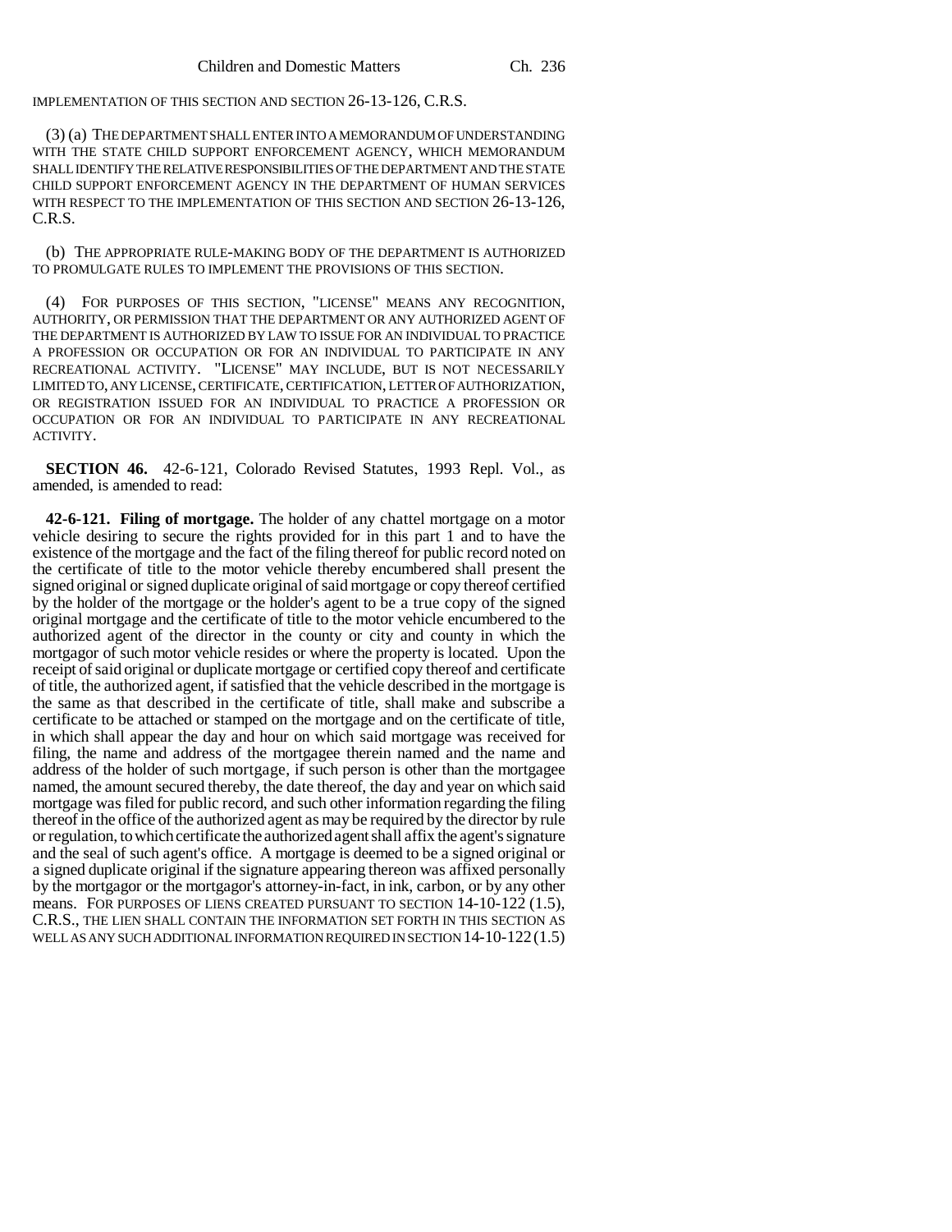IMPLEMENTATION OF THIS SECTION AND SECTION 26-13-126, C.R.S.

(3) (a) THE DEPARTMENT SHALL ENTER INTO A MEMORANDUM OF UNDERSTANDING WITH THE STATE CHILD SUPPORT ENFORCEMENT AGENCY, WHICH MEMORANDUM SHALL IDENTIFY THE RELATIVE RESPONSIBILITIES OF THE DEPARTMENT AND THE STATE CHILD SUPPORT ENFORCEMENT AGENCY IN THE DEPARTMENT OF HUMAN SERVICES WITH RESPECT TO THE IMPLEMENTATION OF THIS SECTION AND SECTION 26-13-126, C.R.S.

(b) THE APPROPRIATE RULE-MAKING BODY OF THE DEPARTMENT IS AUTHORIZED TO PROMULGATE RULES TO IMPLEMENT THE PROVISIONS OF THIS SECTION.

(4) FOR PURPOSES OF THIS SECTION, "LICENSE" MEANS ANY RECOGNITION, AUTHORITY, OR PERMISSION THAT THE DEPARTMENT OR ANY AUTHORIZED AGENT OF THE DEPARTMENT IS AUTHORIZED BY LAW TO ISSUE FOR AN INDIVIDUAL TO PRACTICE A PROFESSION OR OCCUPATION OR FOR AN INDIVIDUAL TO PARTICIPATE IN ANY RECREATIONAL ACTIVITY. "LICENSE" MAY INCLUDE, BUT IS NOT NECESSARILY LIMITED TO, ANY LICENSE, CERTIFICATE, CERTIFICATION, LETTER OF AUTHORIZATION, OR REGISTRATION ISSUED FOR AN INDIVIDUAL TO PRACTICE A PROFESSION OR OCCUPATION OR FOR AN INDIVIDUAL TO PARTICIPATE IN ANY RECREATIONAL ACTIVITY.

**SECTION 46.** 42-6-121, Colorado Revised Statutes, 1993 Repl. Vol., as amended, is amended to read:

**42-6-121. Filing of mortgage.** The holder of any chattel mortgage on a motor vehicle desiring to secure the rights provided for in this part 1 and to have the existence of the mortgage and the fact of the filing thereof for public record noted on the certificate of title to the motor vehicle thereby encumbered shall present the signed original or signed duplicate original of said mortgage or copy thereof certified by the holder of the mortgage or the holder's agent to be a true copy of the signed original mortgage and the certificate of title to the motor vehicle encumbered to the authorized agent of the director in the county or city and county in which the mortgagor of such motor vehicle resides or where the property is located. Upon the receipt of said original or duplicate mortgage or certified copy thereof and certificate of title, the authorized agent, if satisfied that the vehicle described in the mortgage is the same as that described in the certificate of title, shall make and subscribe a certificate to be attached or stamped on the mortgage and on the certificate of title, in which shall appear the day and hour on which said mortgage was received for filing, the name and address of the mortgagee therein named and the name and address of the holder of such mortgage, if such person is other than the mortgagee named, the amount secured thereby, the date thereof, the day and year on which said mortgage was filed for public record, and such other information regarding the filing thereof in the office of the authorized agent as may be required by the director by rule or regulation, to which certificate the authorized agent shall affix the agent's signature and the seal of such agent's office. A mortgage is deemed to be a signed original or a signed duplicate original if the signature appearing thereon was affixed personally by the mortgagor or the mortgagor's attorney-in-fact, in ink, carbon, or by any other means. FOR PURPOSES OF LIENS CREATED PURSUANT TO SECTION 14-10-122 (1.5), C.R.S., THE LIEN SHALL CONTAIN THE INFORMATION SET FORTH IN THIS SECTION AS WELL AS ANY SUCH ADDITIONAL INFORMATION REQUIRED IN SECTION 14-10-122 (1.5)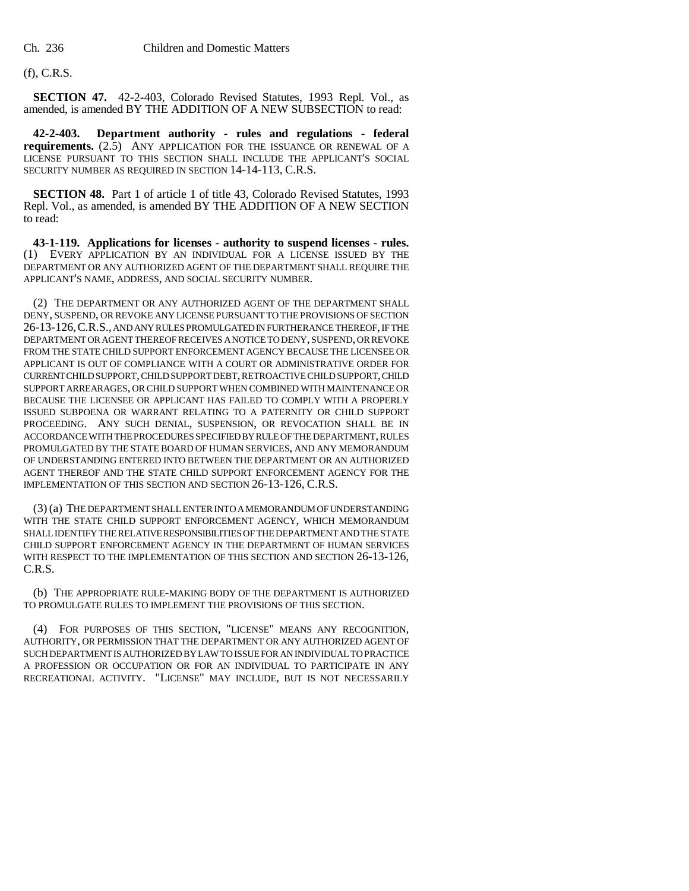(f), C.R.S.

**SECTION 47.** 42-2-403, Colorado Revised Statutes, 1993 Repl. Vol., as amended, is amended BY THE ADDITION OF A NEW SUBSECTION to read:

**42-2-403. Department authority - rules and regulations - federal requirements.** (2.5) ANY APPLICATION FOR THE ISSUANCE OR RENEWAL OF A LICENSE PURSUANT TO THIS SECTION SHALL INCLUDE THE APPLICANT'S SOCIAL SECURITY NUMBER AS REQUIRED IN SECTION 14-14-113, C.R.S.

**SECTION 48.** Part 1 of article 1 of title 43, Colorado Revised Statutes, 1993 Repl. Vol., as amended, is amended BY THE ADDITION OF A NEW SECTION to read:

**43-1-119. Applications for licenses - authority to suspend licenses - rules.** (1) EVERY APPLICATION BY AN INDIVIDUAL FOR A LICENSE ISSUED BY THE DEPARTMENT OR ANY AUTHORIZED AGENT OF THE DEPARTMENT SHALL REQUIRE THE APPLICANT'S NAME, ADDRESS, AND SOCIAL SECURITY NUMBER.

(2) THE DEPARTMENT OR ANY AUTHORIZED AGENT OF THE DEPARTMENT SHALL DENY, SUSPEND, OR REVOKE ANY LICENSE PURSUANT TO THE PROVISIONS OF SECTION 26-13-126, C.R.S., AND ANY RULES PROMULGATED IN FURTHERANCE THEREOF, IF THE DEPARTMENT OR AGENT THEREOF RECEIVES A NOTICE TO DENY, SUSPEND, OR REVOKE FROM THE STATE CHILD SUPPORT ENFORCEMENT AGENCY BECAUSE THE LICENSEE OR APPLICANT IS OUT OF COMPLIANCE WITH A COURT OR ADMINISTRATIVE ORDER FOR CURRENT CHILD SUPPORT, CHILD SUPPORT DEBT, RETROACTIVE CHILD SUPPORT, CHILD SUPPORT ARREARAGES, OR CHILD SUPPORT WHEN COMBINED WITH MAINTENANCE OR BECAUSE THE LICENSEE OR APPLICANT HAS FAILED TO COMPLY WITH A PROPERLY ISSUED SUBPOENA OR WARRANT RELATING TO A PATERNITY OR CHILD SUPPORT PROCEEDING. ANY SUCH DENIAL, SUSPENSION, OR REVOCATION SHALL BE IN ACCORDANCE WITH THE PROCEDURES SPECIFIED BY RULE OF THE DEPARTMENT, RULES PROMULGATED BY THE STATE BOARD OF HUMAN SERVICES, AND ANY MEMORANDUM OF UNDERSTANDING ENTERED INTO BETWEEN THE DEPARTMENT OR AN AUTHORIZED AGENT THEREOF AND THE STATE CHILD SUPPORT ENFORCEMENT AGENCY FOR THE IMPLEMENTATION OF THIS SECTION AND SECTION 26-13-126, C.R.S.

(3) (a) THE DEPARTMENT SHALL ENTER INTO A MEMORANDUM OF UNDERSTANDING WITH THE STATE CHILD SUPPORT ENFORCEMENT AGENCY, WHICH MEMORANDUM SHALL IDENTIFY THE RELATIVE RESPONSIBILITIES OF THE DEPARTMENT AND THE STATE CHILD SUPPORT ENFORCEMENT AGENCY IN THE DEPARTMENT OF HUMAN SERVICES WITH RESPECT TO THE IMPLEMENTATION OF THIS SECTION AND SECTION 26-13-126, C.R.S.

(b) THE APPROPRIATE RULE-MAKING BODY OF THE DEPARTMENT IS AUTHORIZED TO PROMULGATE RULES TO IMPLEMENT THE PROVISIONS OF THIS SECTION.

(4) FOR PURPOSES OF THIS SECTION, "LICENSE" MEANS ANY RECOGNITION, AUTHORITY, OR PERMISSION THAT THE DEPARTMENT OR ANY AUTHORIZED AGENT OF SUCH DEPARTMENT IS AUTHORIZED BY LAW TO ISSUE FOR AN INDIVIDUAL TO PRACTICE A PROFESSION OR OCCUPATION OR FOR AN INDIVIDUAL TO PARTICIPATE IN ANY RECREATIONAL ACTIVITY. "LICENSE" MAY INCLUDE, BUT IS NOT NECESSARILY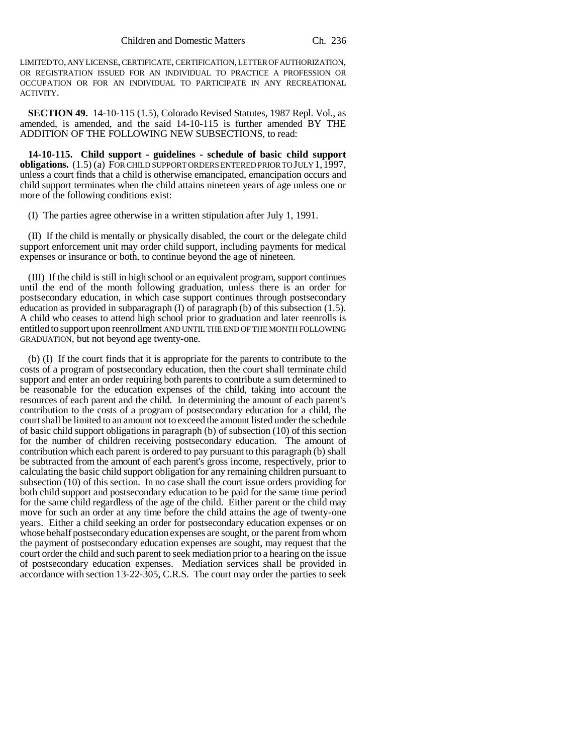LIMITED TO, ANY LICENSE, CERTIFICATE, CERTIFICATION, LETTER OF AUTHORIZATION, OR REGISTRATION ISSUED FOR AN INDIVIDUAL TO PRACTICE A PROFESSION OR OCCUPATION OR FOR AN INDIVIDUAL TO PARTICIPATE IN ANY RECREATIONAL ACTIVITY.

**SECTION 49.** 14-10-115 (1.5), Colorado Revised Statutes, 1987 Repl. Vol., as amended, is amended, and the said 14-10-115 is further amended BY THE ADDITION OF THE FOLLOWING NEW SUBSECTIONS, to read:

**14-10-115. Child support - guidelines - schedule of basic child support obligations.** (1.5) (a) FOR CHILD SUPPORT ORDERS ENTERED PRIOR TO JULY 1, 1997, unless a court finds that a child is otherwise emancipated, emancipation occurs and child support terminates when the child attains nineteen years of age unless one or more of the following conditions exist:

(I) The parties agree otherwise in a written stipulation after July 1, 1991.

(II) If the child is mentally or physically disabled, the court or the delegate child support enforcement unit may order child support, including payments for medical expenses or insurance or both, to continue beyond the age of nineteen.

(III) If the child is still in high school or an equivalent program, support continues until the end of the month following graduation, unless there is an order for postsecondary education, in which case support continues through postsecondary education as provided in subparagraph (I) of paragraph (b) of this subsection (1.5). A child who ceases to attend high school prior to graduation and later reenrolls is entitled to support upon reenrollment AND UNTIL THE END OF THE MONTH FOLLOWING GRADUATION, but not beyond age twenty-one.

(b) (I) If the court finds that it is appropriate for the parents to contribute to the costs of a program of postsecondary education, then the court shall terminate child support and enter an order requiring both parents to contribute a sum determined to be reasonable for the education expenses of the child, taking into account the resources of each parent and the child. In determining the amount of each parent's contribution to the costs of a program of postsecondary education for a child, the court shall be limited to an amount not to exceed the amount listed under the schedule of basic child support obligations in paragraph (b) of subsection (10) of this section for the number of children receiving postsecondary education. The amount of contribution which each parent is ordered to pay pursuant to this paragraph (b) shall be subtracted from the amount of each parent's gross income, respectively, prior to calculating the basic child support obligation for any remaining children pursuant to subsection (10) of this section. In no case shall the court issue orders providing for both child support and postsecondary education to be paid for the same time period for the same child regardless of the age of the child. Either parent or the child may move for such an order at any time before the child attains the age of twenty-one years. Either a child seeking an order for postsecondary education expenses or on whose behalf postsecondary education expenses are sought, or the parent from whom the payment of postsecondary education expenses are sought, may request that the court order the child and such parent to seek mediation prior to a hearing on the issue of postsecondary education expenses. Mediation services shall be provided in accordance with section 13-22-305, C.R.S. The court may order the parties to seek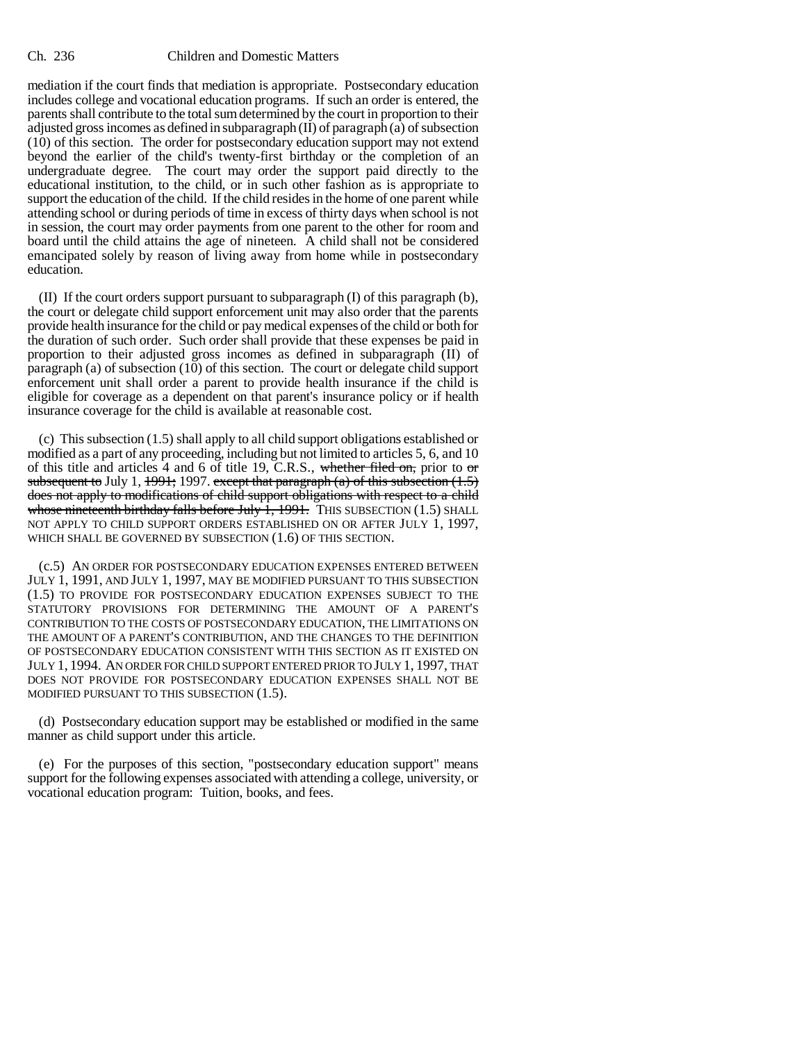mediation if the court finds that mediation is appropriate. Postsecondary education includes college and vocational education programs. If such an order is entered, the parents shall contribute to the total sum determined by the court in proportion to their adjusted gross incomes as defined in subparagraph (II) of paragraph (a) of subsection (10) of this section. The order for postsecondary education support may not extend beyond the earlier of the child's twenty-first birthday or the completion of an undergraduate degree. The court may order the support paid directly to the educational institution, to the child, or in such other fashion as is appropriate to support the education of the child. If the child resides in the home of one parent while attending school or during periods of time in excess of thirty days when school is not in session, the court may order payments from one parent to the other for room and board until the child attains the age of nineteen. A child shall not be considered emancipated solely by reason of living away from home while in postsecondary education.

(II) If the court orders support pursuant to subparagraph (I) of this paragraph (b), the court or delegate child support enforcement unit may also order that the parents provide health insurance for the child or pay medical expenses of the child or both for the duration of such order. Such order shall provide that these expenses be paid in proportion to their adjusted gross incomes as defined in subparagraph (II) of paragraph (a) of subsection (10) of this section. The court or delegate child support enforcement unit shall order a parent to provide health insurance if the child is eligible for coverage as a dependent on that parent's insurance policy or if health insurance coverage for the child is available at reasonable cost.

(c) This subsection (1.5) shall apply to all child support obligations established or modified as a part of any proceeding, including but not limited to articles 5, 6, and 10 of this title and articles 4 and 6 of title 19, C.R.S., ~~whether filed on,~~ prior to ~~or subsequent to~~ July 1, ~~1991;~~ 1997. ~~except that paragraph (a) of this subsection (1.5) does not apply to modifications of child support obligations with respect to a child whose nineteenth birthday falls before July 1, 1991.~~ THIS SUBSECTION (1.5) SHALL NOT APPLY TO CHILD SUPPORT ORDERS ESTABLISHED ON OR AFTER JULY 1, 1997, WHICH SHALL BE GOVERNED BY SUBSECTION (1.6) OF THIS SECTION.

(c.5) AN ORDER FOR POSTSECONDARY EDUCATION EXPENSES ENTERED BETWEEN JULY 1, 1991, AND JULY 1, 1997, MAY BE MODIFIED PURSUANT TO THIS SUBSECTION (1.5) TO PROVIDE FOR POSTSECONDARY EDUCATION EXPENSES SUBJECT TO THE STATUTORY PROVISIONS FOR DETERMINING THE AMOUNT OF A PARENT'S CONTRIBUTION TO THE COSTS OF POSTSECONDARY EDUCATION, THE LIMITATIONS ON THE AMOUNT OF A PARENT'S CONTRIBUTION, AND THE CHANGES TO THE DEFINITION OF POSTSECONDARY EDUCATION CONSISTENT WITH THIS SECTION AS IT EXISTED ON JULY 1, 1994. AN ORDER FOR CHILD SUPPORT ENTERED PRIOR TO JULY 1, 1997, THAT DOES NOT PROVIDE FOR POSTSECONDARY EDUCATION EXPENSES SHALL NOT BE MODIFIED PURSUANT TO THIS SUBSECTION (1.5).

(d) Postsecondary education support may be established or modified in the same manner as child support under this article.

(e) For the purposes of this section, "postsecondary education support" means support for the following expenses associated with attending a college, university, or vocational education program: Tuition, books, and fees.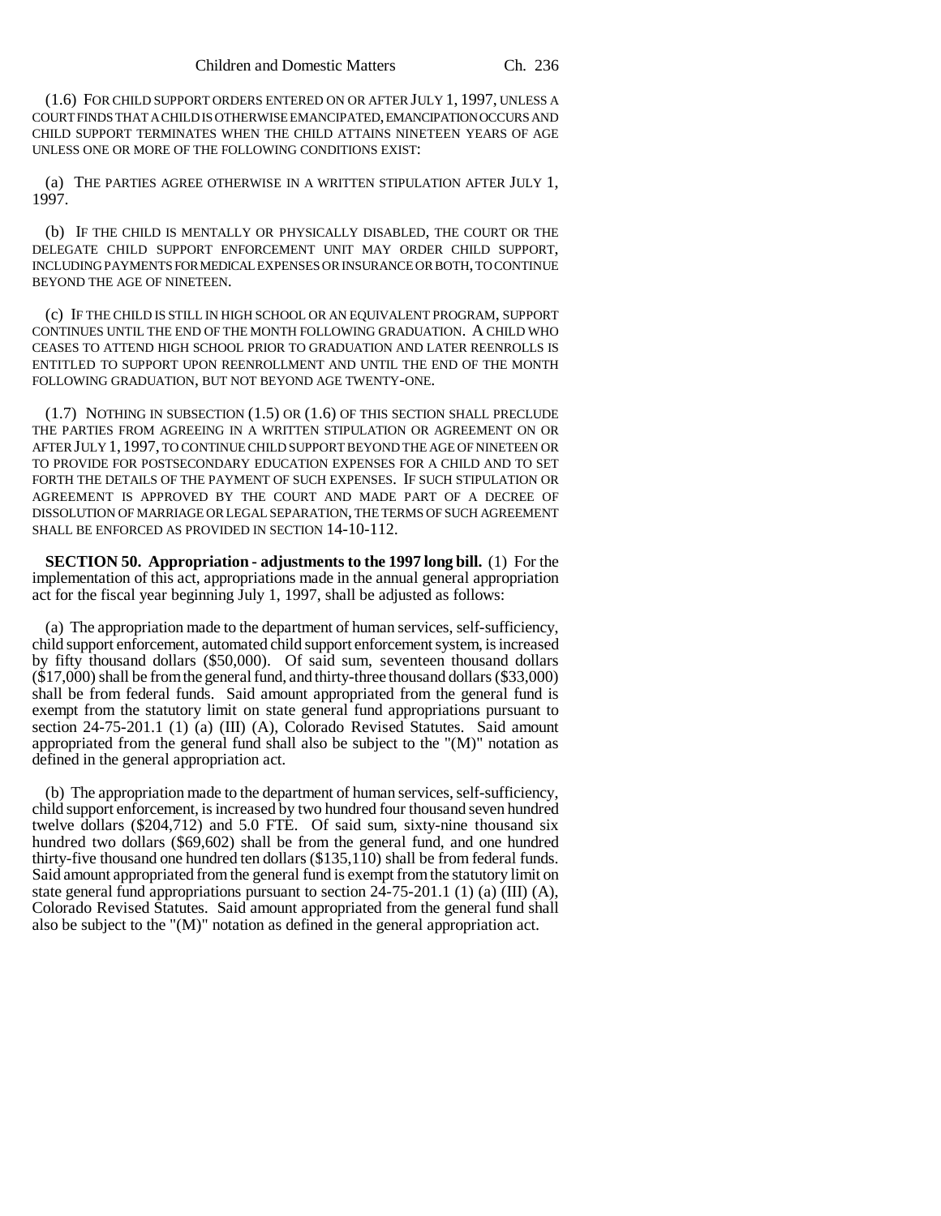(1.6) FOR CHILD SUPPORT ORDERS ENTERED ON OR AFTER JULY 1, 1997, UNLESS A COURT FINDS THAT A CHILD IS OTHERWISE EMANCIPATED, EMANCIPATION OCCURS AND CHILD SUPPORT TERMINATES WHEN THE CHILD ATTAINS NINETEEN YEARS OF AGE UNLESS ONE OR MORE OF THE FOLLOWING CONDITIONS EXIST:

(a) THE PARTIES AGREE OTHERWISE IN A WRITTEN STIPULATION AFTER JULY 1, 1997.

(b) IF THE CHILD IS MENTALLY OR PHYSICALLY DISABLED, THE COURT OR THE DELEGATE CHILD SUPPORT ENFORCEMENT UNIT MAY ORDER CHILD SUPPORT, INCLUDING PAYMENTS FOR MEDICAL EXPENSES OR INSURANCE OR BOTH, TO CONTINUE BEYOND THE AGE OF NINETEEN.

(c) IF THE CHILD IS STILL IN HIGH SCHOOL OR AN EQUIVALENT PROGRAM, SUPPORT CONTINUES UNTIL THE END OF THE MONTH FOLLOWING GRADUATION. A CHILD WHO CEASES TO ATTEND HIGH SCHOOL PRIOR TO GRADUATION AND LATER REENROLLS IS ENTITLED TO SUPPORT UPON REENROLLMENT AND UNTIL THE END OF THE MONTH FOLLOWING GRADUATION, BUT NOT BEYOND AGE TWENTY-ONE.

(1.7) NOTHING IN SUBSECTION (1.5) OR (1.6) OF THIS SECTION SHALL PRECLUDE THE PARTIES FROM AGREEING IN A WRITTEN STIPULATION OR AGREEMENT ON OR AFTER JULY 1, 1997, TO CONTINUE CHILD SUPPORT BEYOND THE AGE OF NINETEEN OR TO PROVIDE FOR POSTSECONDARY EDUCATION EXPENSES FOR A CHILD AND TO SET FORTH THE DETAILS OF THE PAYMENT OF SUCH EXPENSES. IF SUCH STIPULATION OR AGREEMENT IS APPROVED BY THE COURT AND MADE PART OF A DECREE OF DISSOLUTION OF MARRIAGE OR LEGAL SEPARATION, THE TERMS OF SUCH AGREEMENT SHALL BE ENFORCED AS PROVIDED IN SECTION 14-10-112.

**SECTION 50. Appropriation - adjustments to the 1997 long bill.** (1) For the implementation of this act, appropriations made in the annual general appropriation act for the fiscal year beginning July 1, 1997, shall be adjusted as follows:

(a) The appropriation made to the department of human services, self-sufficiency, child support enforcement, automated child support enforcement system, is increased by fifty thousand dollars ($50,000). Of said sum, seventeen thousand dollars ($17,000) shall be from the general fund, and thirty-three thousand dollars ($33,000) shall be from federal funds. Said amount appropriated from the general fund is exempt from the statutory limit on state general fund appropriations pursuant to section 24-75-201.1 (1) (a) (III) (A), Colorado Revised Statutes. Said amount appropriated from the general fund shall also be subject to the "(M)" notation as defined in the general appropriation act.

(b) The appropriation made to the department of human services, self-sufficiency, child support enforcement, is increased by two hundred four thousand seven hundred twelve dollars ($204,712) and 5.0 FTE. Of said sum, sixty-nine thousand six hundred two dollars ($69,602) shall be from the general fund, and one hundred thirty-five thousand one hundred ten dollars ($135,110) shall be from federal funds. Said amount appropriated from the general fund is exempt from the statutory limit on state general fund appropriations pursuant to section 24-75-201.1 (1) (a) (III) (A), Colorado Revised Statutes. Said amount appropriated from the general fund shall also be subject to the "(M)" notation as defined in the general appropriation act.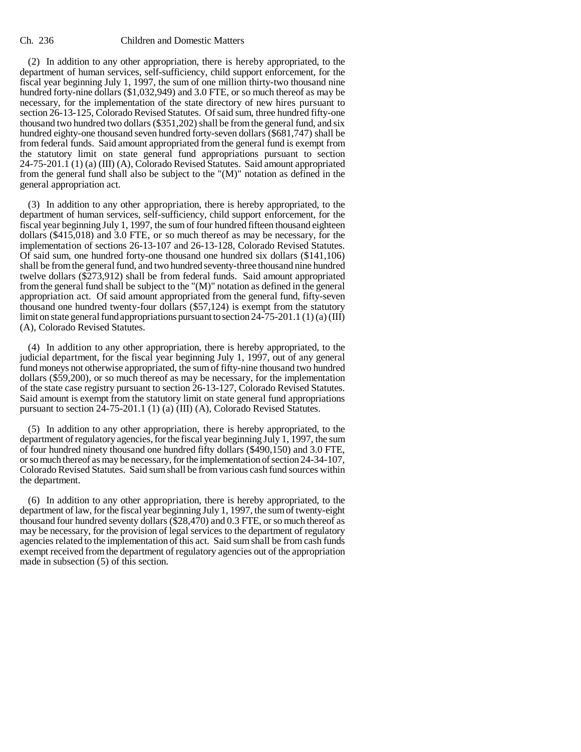(2) In addition to any other appropriation, there is hereby appropriated, to the department of human services, self-sufficiency, child support enforcement, for the fiscal year beginning July 1, 1997, the sum of one million thirty-two thousand nine hundred forty-nine dollars ($1,032,949) and 3.0 FTE, or so much thereof as may be necessary, for the implementation of the state directory of new hires pursuant to section 26-13-125, Colorado Revised Statutes. Of said sum, three hundred fifty-one thousand two hundred two dollars ($351,202) shall be from the general fund, and six hundred eighty-one thousand seven hundred forty-seven dollars ($681,747) shall be from federal funds. Said amount appropriated from the general fund is exempt from the statutory limit on state general fund appropriations pursuant to section 24-75-201.1 (1) (a) (III) (A), Colorado Revised Statutes. Said amount appropriated from the general fund shall also be subject to the "(M)" notation as defined in the general appropriation act.

(3) In addition to any other appropriation, there is hereby appropriated, to the department of human services, self-sufficiency, child support enforcement, for the fiscal year beginning July 1, 1997, the sum of four hundred fifteen thousand eighteen dollars ($415,018) and 3.0 FTE, or so much thereof as may be necessary, for the implementation of sections 26-13-107 and 26-13-128, Colorado Revised Statutes. Of said sum, one hundred forty-one thousand one hundred six dollars ($141,106) shall be from the general fund, and two hundred seventy-three thousand nine hundred twelve dollars ($273,912) shall be from federal funds. Said amount appropriated from the general fund shall be subject to the "(M)" notation as defined in the general appropriation act. Of said amount appropriated from the general fund, fifty-seven thousand one hundred twenty-four dollars ($57,124) is exempt from the statutory limit on state general fund appropriations pursuant to section 24-75-201.1 (1) (a) (III) (A), Colorado Revised Statutes.

(4) In addition to any other appropriation, there is hereby appropriated, to the judicial department, for the fiscal year beginning July 1, 1997, out of any general fund moneys not otherwise appropriated, the sum of fifty-nine thousand two hundred dollars ($59,200), or so much thereof as may be necessary, for the implementation of the state case registry pursuant to section 26-13-127, Colorado Revised Statutes. Said amount is exempt from the statutory limit on state general fund appropriations pursuant to section 24-75-201.1 (1) (a) (III) (A), Colorado Revised Statutes.

(5) In addition to any other appropriation, there is hereby appropriated, to the department of regulatory agencies, for the fiscal year beginning July 1, 1997, the sum of four hundred ninety thousand one hundred fifty dollars ($490,150) and 3.0 FTE, or so much thereof as may be necessary, for the implementation of section 24-34-107, Colorado Revised Statutes. Said sum shall be from various cash fund sources within the department.

(6) In addition to any other appropriation, there is hereby appropriated, to the department of law, for the fiscal year beginning July 1, 1997, the sum of twenty-eight thousand four hundred seventy dollars ($28,470) and 0.3 FTE, or so much thereof as may be necessary, for the provision of legal services to the department of regulatory agencies related to the implementation of this act. Said sum shall be from cash funds exempt received from the department of regulatory agencies out of the appropriation made in subsection (5) of this section.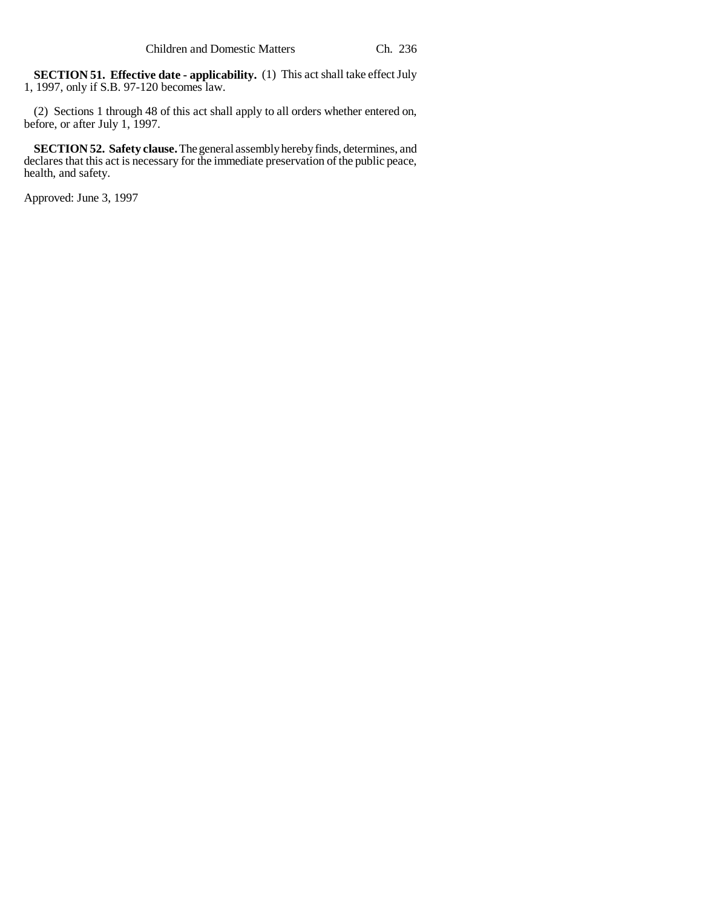**SECTION 51. Effective date - applicability.** (1) This act shall take effect July 1, 1997, only if S.B. 97-120 becomes law.

(2) Sections 1 through 48 of this act shall apply to all orders whether entered on, before, or after July 1, 1997.

**SECTION 52. Safety clause.** The general assembly hereby finds, determines, and declares that this act is necessary for the immediate preservation of the public peace, health, and safety.

Approved: June 3, 1997